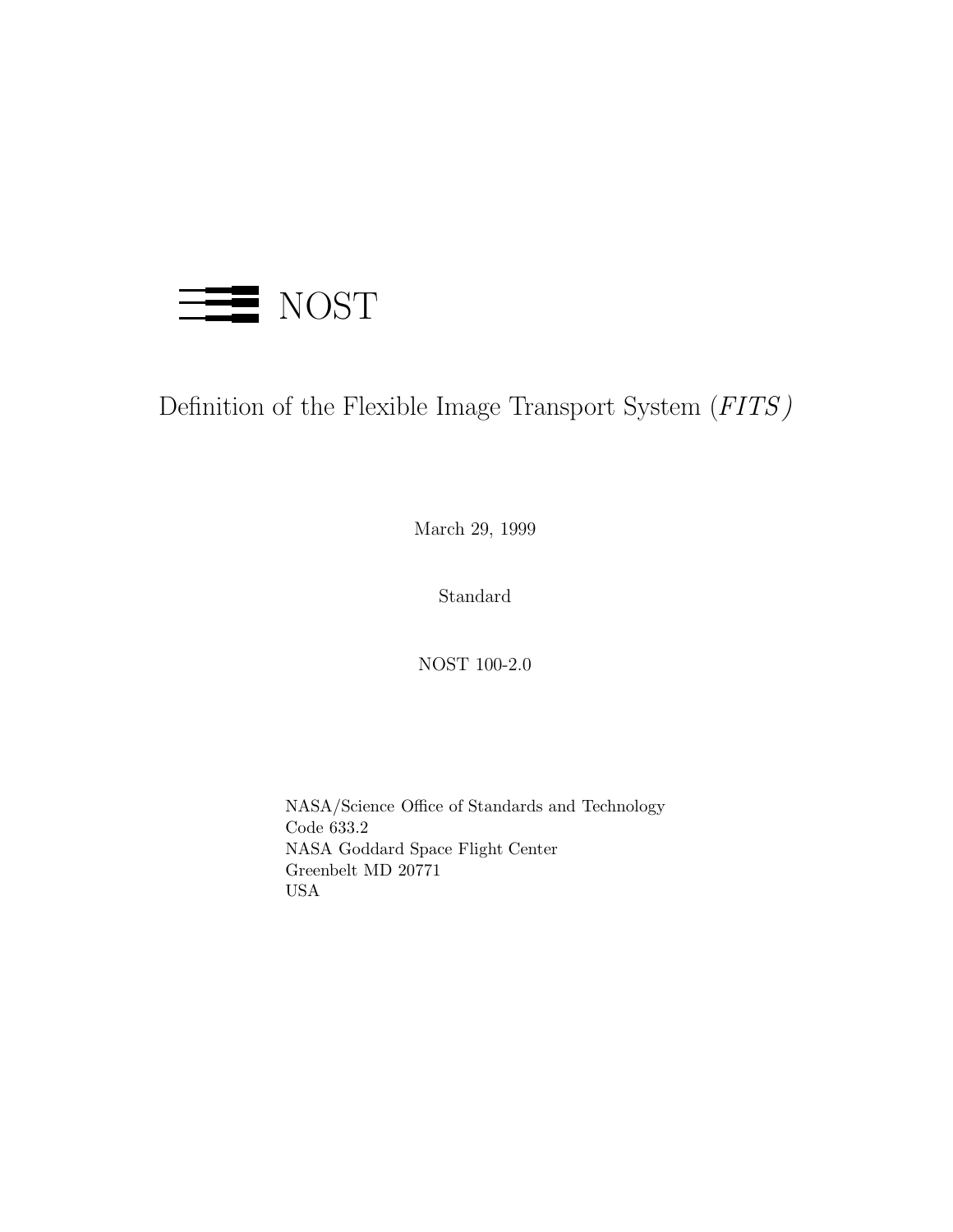NOST

# Definition of the Flexible Image Transport System (*FITS*)

March 29, 1999

Standard

NOST 100-2.0

NASA/Science Office of Standards and Technology
Code 633.2
NASA Goddard Space Flight Center
Greenbelt MD 20771
USA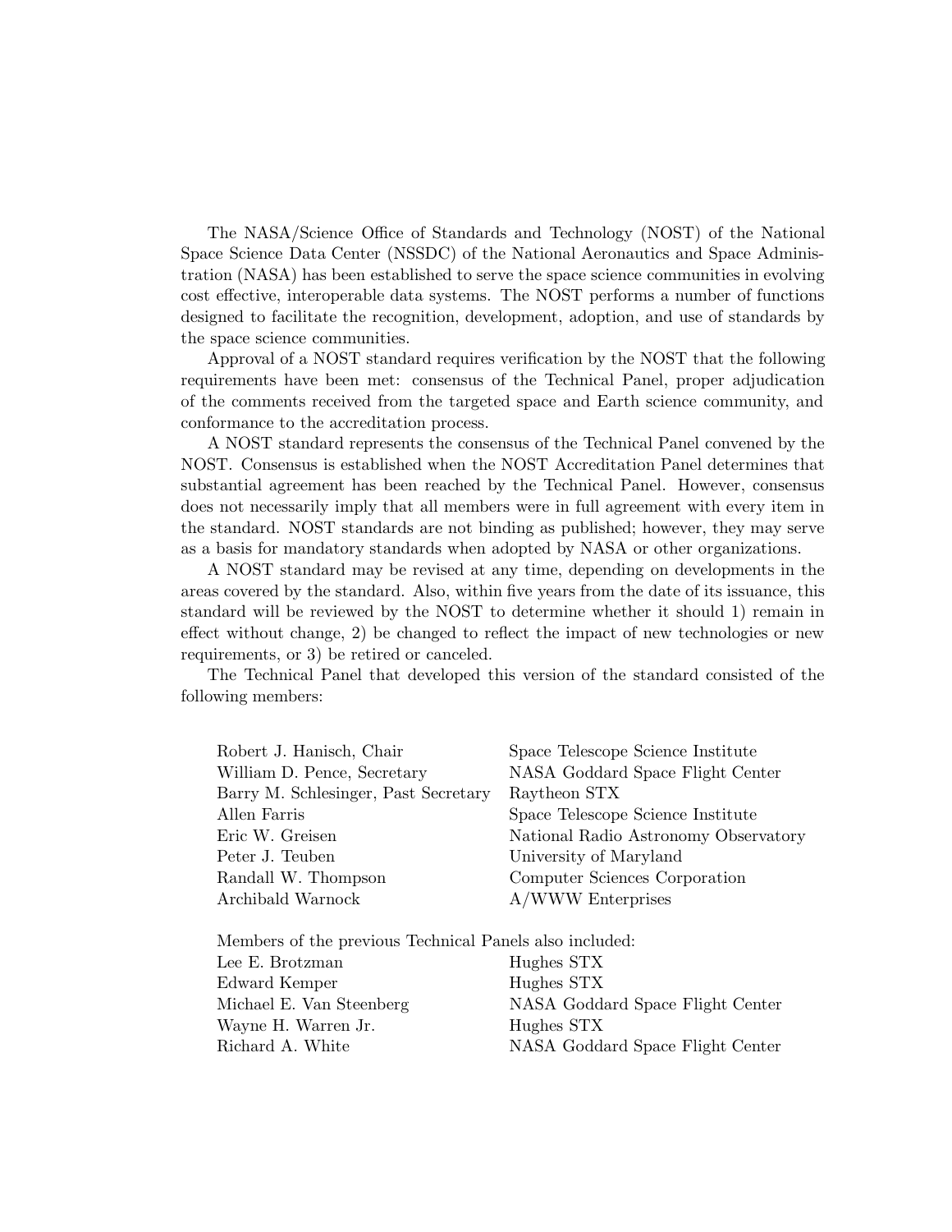The NASA/Science Office of Standards and Technology (NOST) of the National Space Science Data Center (NSSDC) of the National Aeronautics and Space Administration (NASA) has been established to serve the space science communities in evolving cost effective, interoperable data systems. The NOST performs a number of functions designed to facilitate the recognition, development, adoption, and use of standards by the space science communities.

Approval of a NOST standard requires verification by the NOST that the following requirements have been met: consensus of the Technical Panel, proper adjudication of the comments received from the targeted space and Earth science community, and conformance to the accreditation process.

A NOST standard represents the consensus of the Technical Panel convened by the NOST. Consensus is established when the NOST Accreditation Panel determines that substantial agreement has been reached by the Technical Panel. However, consensus does not necessarily imply that all members were in full agreement with every item in the standard. NOST standards are not binding as published; however, they may serve as a basis for mandatory standards when adopted by NASA or other organizations.

A NOST standard may be revised at any time, depending on developments in the areas covered by the standard. Also, within five years from the date of its issuance, this standard will be reviewed by the NOST to determine whether it should 1) remain in effect without change, 2) be changed to reflect the impact of new technologies or new requirements, or 3) be retired or canceled.

The Technical Panel that developed this version of the standard consisted of the following members:

| | |
|---|---|
| Robert J. Hanisch, Chair | Space Telescope Science Institute |
| William D. Pence, Secretary | NASA Goddard Space Flight Center |
| Barry M. Schlesinger, Past Secretary | Raytheon STX |
| Allen Farris | Space Telescope Science Institute |
| Eric W. Greisen | National Radio Astronomy Observatory |
| Peter J. Teuben | University of Maryland |
| Randall W. Thompson | Computer Sciences Corporation |
| Archibald Warnock | A/WWW Enterprises |

Members of the previous Technical Panels also included:

| | |
|---|---|
| Lee E. Brotzman | Hughes STX |
| Edward Kemper | Hughes STX |
| Michael E. Van Steenberg | NASA Goddard Space Flight Center |
| Wayne H. Warren Jr. | Hughes STX |
| Richard A. White | NASA Goddard Space Flight Center |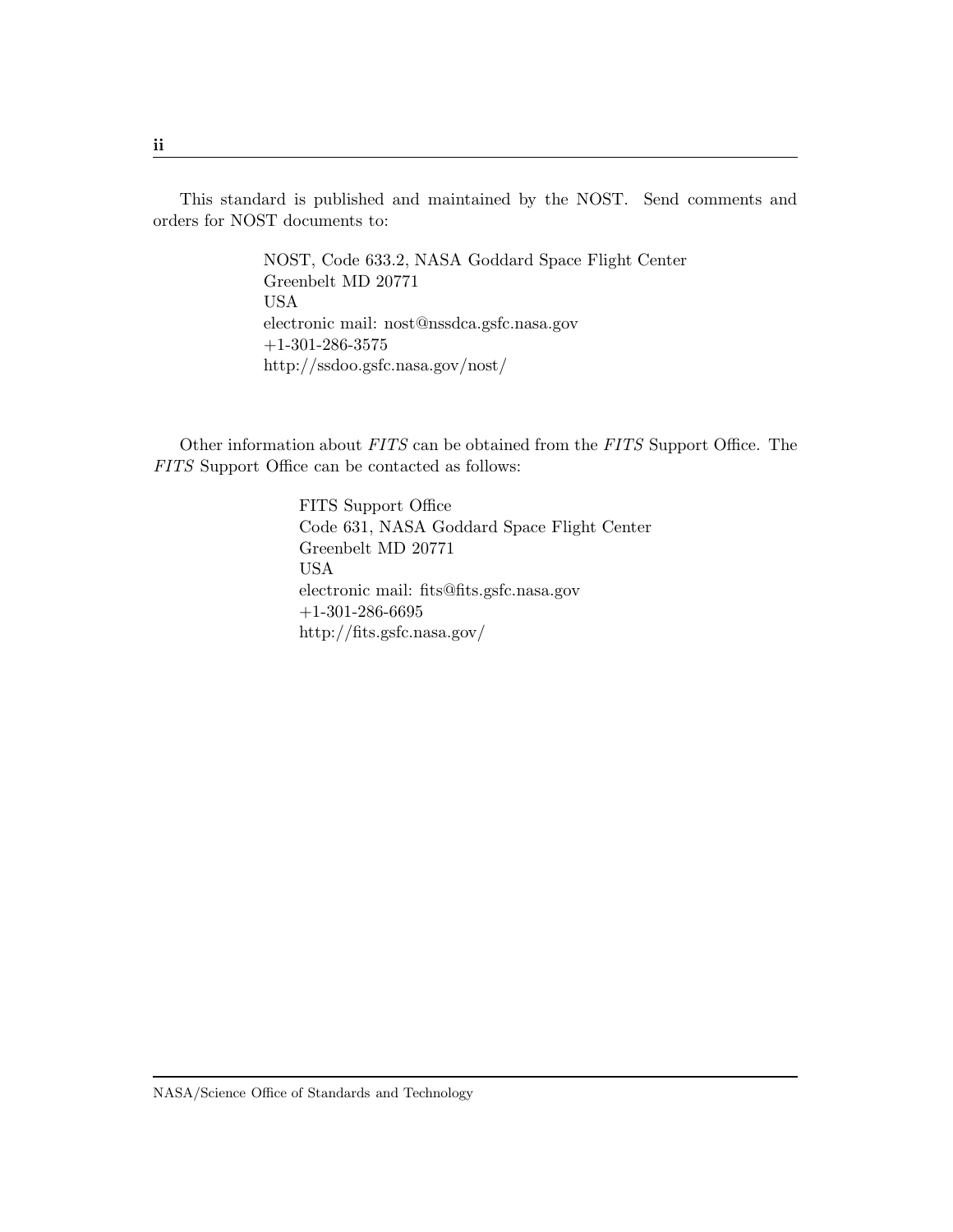This standard is published and maintained by the NOST. Send comments and orders for NOST documents to:

NOST, Code 633.2, NASA Goddard Space Flight Center
Greenbelt MD 20771
USA
electronic mail: nost@nssdca.gsfc.nasa.gov
+1-301-286-3575
http://ssdoo.gsfc.nasa.gov/nost/

Other information about *FITS* can be obtained from the *FITS* Support Office. The *FITS* Support Office can be contacted as follows:

FITS Support Office
Code 631, NASA Goddard Space Flight Center
Greenbelt MD 20771
USA
electronic mail: fits@fits.gsfc.nasa.gov
+1-301-286-6695
http://fits.gsfc.nasa.gov/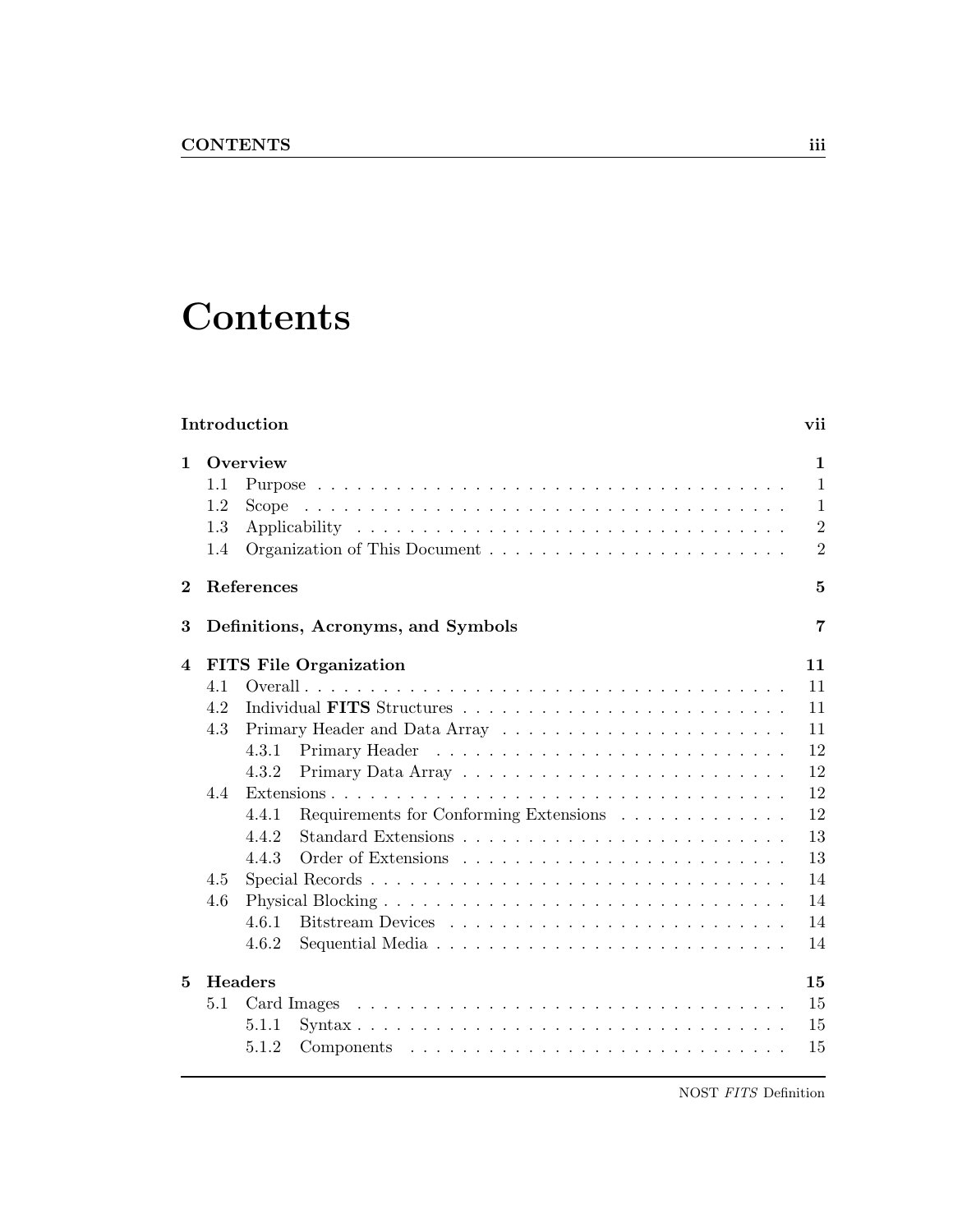# Contents

**Introduction** **vii**

**1 Overview** **1**
- 1.1 Purpose . . . . . . . . . . 1
- 1.2 Scope . . . . . . . . . . 1
- 1.3 Applicability . . . . . . . . . . 2
- 1.4 Organization of This Document . . . . . . . . . . 2

**2 References** **5**

**3 Definitions, Acronyms, and Symbols** **7**

**4 FITS File Organization** **11**
- 4.1 Overall . . . . . . . . . . 11
- 4.2 Individual **FITS** Structures . . . . . . . . . . 11
- 4.3 Primary Header and Data Array . . . . . . . . . . 11
  - 4.3.1 Primary Header . . . . . . . . . . 12
  - 4.3.2 Primary Data Array . . . . . . . . . . 12
- 4.4 Extensions . . . . . . . . . . 12
  - 4.4.1 Requirements for Conforming Extensions . . . . . . . . . . 12
  - 4.4.2 Standard Extensions . . . . . . . . . . 13
  - 4.4.3 Order of Extensions . . . . . . . . . . 13
- 4.5 Special Records . . . . . . . . . . 14
- 4.6 Physical Blocking . . . . . . . . . . 14
  - 4.6.1 Bitstream Devices . . . . . . . . . . 14
  - 4.6.2 Sequential Media . . . . . . . . . . 14

**5 Headers** **15**
- 5.1 Card Images . . . . . . . . . . 15
  - 5.1.1 Syntax . . . . . . . . . . 15
  - 5.1.2 Components . . . . . . . . . . 15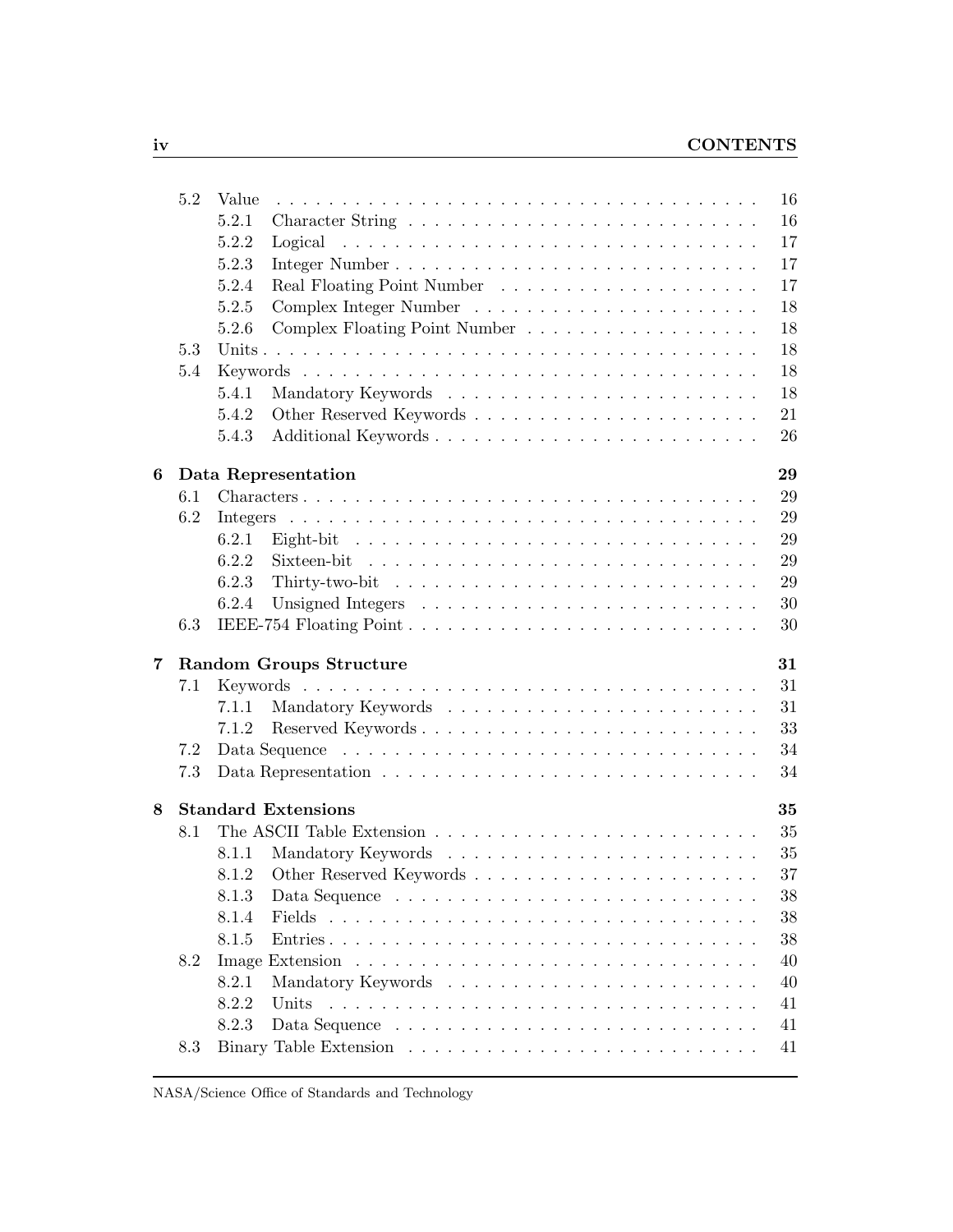- 5.2 Value . . . 16
  - 5.2.1 Character String . . . 16
  - 5.2.2 Logical . . . 17
  - 5.2.3 Integer Number . . . 17
  - 5.2.4 Real Floating Point Number . . . 17
  - 5.2.5 Complex Integer Number . . . 18
  - 5.2.6 Complex Floating Point Number . . . 18
- 5.3 Units . . . 18
- 5.4 Keywords . . . 18
  - 5.4.1 Mandatory Keywords . . . 18
  - 5.4.2 Other Reserved Keywords . . . 21
  - 5.4.3 Additional Keywords . . . 26

**6 Data Representation** **29**

- 6.1 Characters . . . 29
- 6.2 Integers . . . 29
  - 6.2.1 Eight-bit . . . 29
  - 6.2.2 Sixteen-bit . . . 29
  - 6.2.3 Thirty-two-bit . . . 29
  - 6.2.4 Unsigned Integers . . . 30
- 6.3 IEEE-754 Floating Point . . . 30

**7 Random Groups Structure** **31**

- 7.1 Keywords . . . 31
  - 7.1.1 Mandatory Keywords . . . 31
  - 7.1.2 Reserved Keywords . . . 33
- 7.2 Data Sequence . . . 34
- 7.3 Data Representation . . . 34

**8 Standard Extensions** **35**

- 8.1 The ASCII Table Extension . . . 35
  - 8.1.1 Mandatory Keywords . . . 35
  - 8.1.2 Other Reserved Keywords . . . 37
  - 8.1.3 Data Sequence . . . 38
  - 8.1.4 Fields . . . 38
  - 8.1.5 Entries . . . 38
- 8.2 Image Extension . . . 40
  - 8.2.1 Mandatory Keywords . . . 40
  - 8.2.2 Units . . . 41
  - 8.2.3 Data Sequence . . . 41
- 8.3 Binary Table Extension . . . 41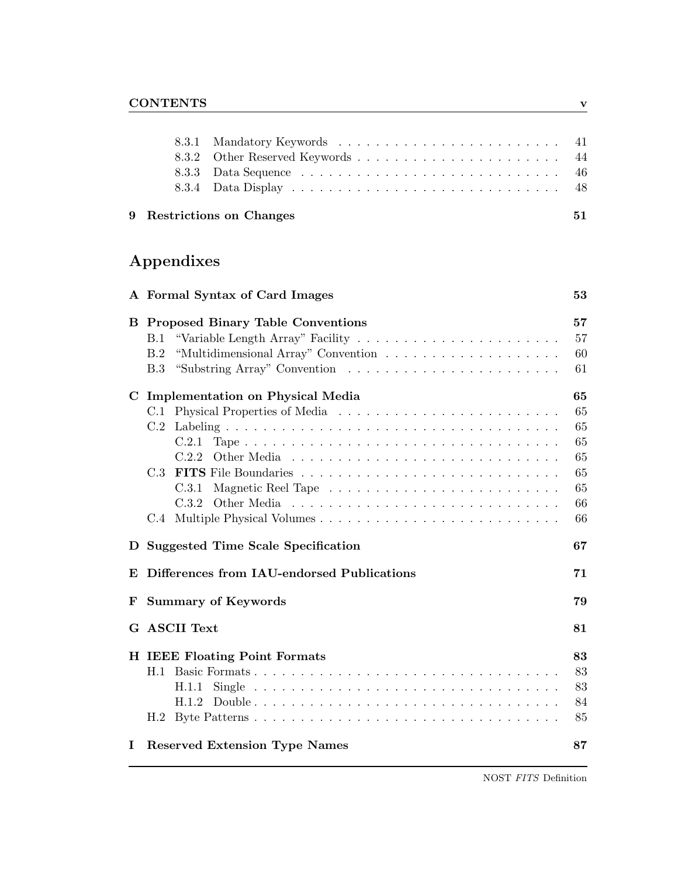8.3.1 Mandatory Keywords . . . . . . . . . . . . . . . . . . . . . . . . 41
8.3.2 Other Reserved Keywords . . . . . . . . . . . . . . . . . . . . . . 44
8.3.3 Data Sequence . . . . . . . . . . . . . . . . . . . . . . . . . . . . 46
8.3.4 Data Display . . . . . . . . . . . . . . . . . . . . . . . . . . . . . 48

**9 Restrictions on Changes** **51**

# Appendixes

**A Formal Syntax of Card Images** **53**

**B Proposed Binary Table Conventions** **57**

B.1 "Variable Length Array" Facility . . . . . . . . . . . . . . . . . . . . . . 57
B.2 "Multidimensional Array" Convention . . . . . . . . . . . . . . . . . . . 60
B.3 "Substring Array" Convention . . . . . . . . . . . . . . . . . . . . . . . 61

**C Implementation on Physical Media** **65**

C.1 Physical Properties of Media . . . . . . . . . . . . . . . . . . . . . . . . 65
C.2 Labeling . . . . . . . . . . . . . . . . . . . . . . . . . . . . . . . . . . . 65
C.2.1 Tape . . . . . . . . . . . . . . . . . . . . . . . . . . . . . . . . . . 65
C.2.2 Other Media . . . . . . . . . . . . . . . . . . . . . . . . . . . . . . 65
C.3 **FITS** File Boundaries . . . . . . . . . . . . . . . . . . . . . . . . . . . 65
C.3.1 Magnetic Reel Tape . . . . . . . . . . . . . . . . . . . . . . . . . . 65
C.3.2 Other Media . . . . . . . . . . . . . . . . . . . . . . . . . . . . . . 66
C.4 Multiple Physical Volumes . . . . . . . . . . . . . . . . . . . . . . . . . 66

**D Suggested Time Scale Specification** **67**

**E Differences from IAU-endorsed Publications** **71**

**F Summary of Keywords** **79**

**G ASCII Text** **81**

**H IEEE Floating Point Formats** **83**

H.1 Basic Formats . . . . . . . . . . . . . . . . . . . . . . . . . . . . . . . . 83
H.1.1 Single . . . . . . . . . . . . . . . . . . . . . . . . . . . . . . . . . 83
H.1.2 Double . . . . . . . . . . . . . . . . . . . . . . . . . . . . . . . . . 84
H.2 Byte Patterns . . . . . . . . . . . . . . . . . . . . . . . . . . . . . . . . 85

**I Reserved Extension Type Names** **87**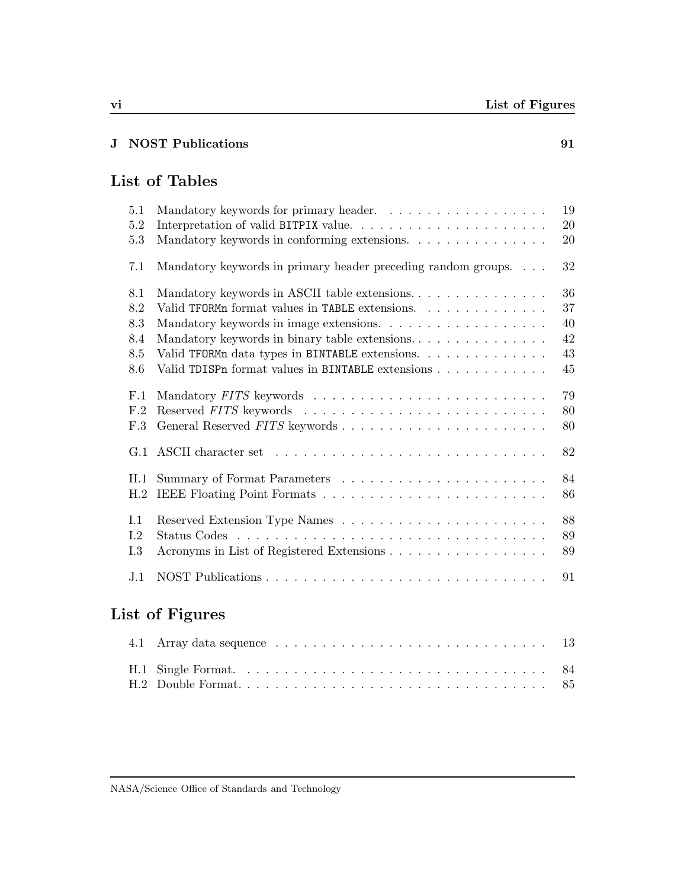**J NOST Publications** 91

## List of Tables

5.1 Mandatory keywords for primary header. . . . . . . . . . . . . . . . . . 19
5.2 Interpretation of valid `BITPIX` value. . . . . . . . . . . . . . . . . . . . . 20
5.3 Mandatory keywords in conforming extensions. . . . . . . . . . . . . . . 20

7.1 Mandatory keywords in primary header preceding random groups. . . . 32

8.1 Mandatory keywords in ASCII table extensions. . . . . . . . . . . . . . . 36
8.2 Valid `TFORMn` format values in `TABLE` extensions. . . . . . . . . . . . . 37
8.3 Mandatory keywords in image extensions. . . . . . . . . . . . . . . . . . 40
8.4 Mandatory keywords in binary table extensions. . . . . . . . . . . . . . . 42
8.5 Valid `TFORMn` data types in `BINTABLE` extensions. . . . . . . . . . . . . . 43
8.6 Valid `TDISPn` format values in `BINTABLE` extensions . . . . . . . . . . . . 45

F.1 Mandatory *FITS* keywords . . . . . . . . . . . . . . . . . . . . . . . . . 79
F.2 Reserved *FITS* keywords . . . . . . . . . . . . . . . . . . . . . . . . . . 80
F.3 General Reserved *FITS* keywords . . . . . . . . . . . . . . . . . . . . . 80

G.1 ASCII character set . . . . . . . . . . . . . . . . . . . . . . . . . . . . . 82

H.1 Summary of Format Parameters . . . . . . . . . . . . . . . . . . . . . . 84
H.2 IEEE Floating Point Formats . . . . . . . . . . . . . . . . . . . . . . . . 86

I.1 Reserved Extension Type Names . . . . . . . . . . . . . . . . . . . . . . 88
I.2 Status Codes . . . . . . . . . . . . . . . . . . . . . . . . . . . . . . . . . 89
I.3 Acronyms in List of Registered Extensions . . . . . . . . . . . . . . . . . 89

J.1 NOST Publications . . . . . . . . . . . . . . . . . . . . . . . . . . . . . . 91

## List of Figures

4.1 Array data sequence . . . . . . . . . . . . . . . . . . . . . . . . . . . . . 13

H.1 Single Format. . . . . . . . . . . . . . . . . . . . . . . . . . . . . . . . . 84
H.2 Double Format. . . . . . . . . . . . . . . . . . . . . . . . . . . . . . . . . 85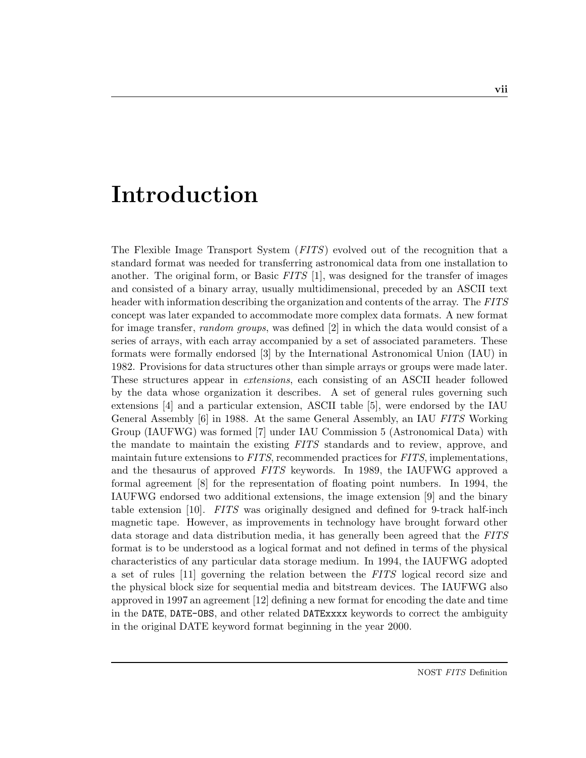# Introduction

The Flexible Image Transport System (*FITS*) evolved out of the recognition that a standard format was needed for transferring astronomical data from one installation to another. The original form, or Basic *FITS* [1], was designed for the transfer of images and consisted of a binary array, usually multidimensional, preceded by an ASCII text header with information describing the organization and contents of the array. The *FITS* concept was later expanded to accommodate more complex data formats. A new format for image transfer, *random groups*, was defined [2] in which the data would consist of a series of arrays, with each array accompanied by a set of associated parameters. These formats were formally endorsed [3] by the International Astronomical Union (IAU) in 1982. Provisions for data structures other than simple arrays or groups were made later. These structures appear in *extensions*, each consisting of an ASCII header followed by the data whose organization it describes. A set of general rules governing such extensions [4] and a particular extension, ASCII table [5], were endorsed by the IAU General Assembly [6] in 1988. At the same General Assembly, an IAU *FITS* Working Group (IAUFWG) was formed [7] under IAU Commission 5 (Astronomical Data) with the mandate to maintain the existing *FITS* standards and to review, approve, and maintain future extensions to *FITS*, recommended practices for *FITS*, implementations, and the thesaurus of approved *FITS* keywords. In 1989, the IAUFWG approved a formal agreement [8] for the representation of floating point numbers. In 1994, the IAUFWG endorsed two additional extensions, the image extension [9] and the binary table extension [10]. *FITS* was originally designed and defined for 9-track half-inch magnetic tape. However, as improvements in technology have brought forward other data storage and data distribution media, it has generally been agreed that the *FITS* format is to be understood as a logical format and not defined in terms of the physical characteristics of any particular data storage medium. In 1994, the IAUFWG adopted a set of rules [11] governing the relation between the *FITS* logical record size and the physical block size for sequential media and bitstream devices. The IAUFWG also approved in 1997 an agreement [12] defining a new format for encoding the date and time in the `DATE`, `DATE-OBS`, and other related `DATExxxx` keywords to correct the ambiguity in the original DATE keyword format beginning in the year 2000.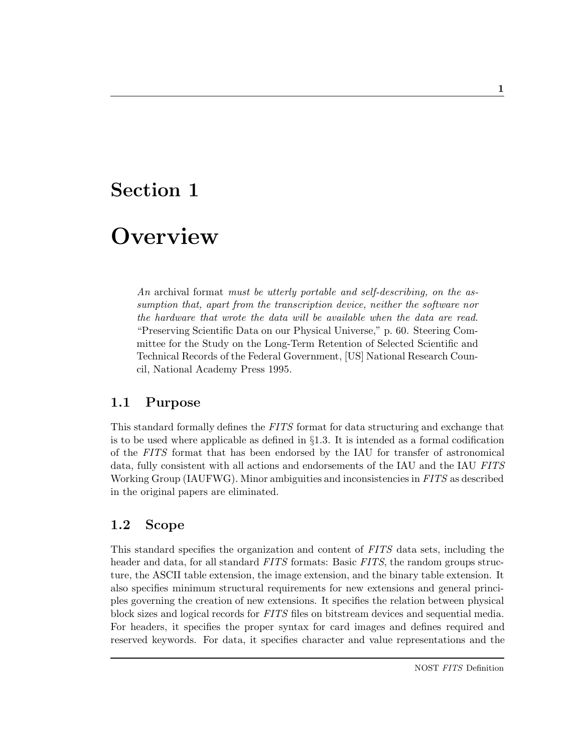# Section 1

# Overview

> *An* archival format *must be utterly portable and self-describing, on the assumption that, apart from the transcription device, neither the software nor the hardware that wrote the data will be available when the data are read.* "Preserving Scientific Data on our Physical Universe," p. 60. Steering Committee for the Study on the Long-Term Retention of Selected Scientific and Technical Records of the Federal Government, [US] National Research Council, National Academy Press 1995.

## 1.1 Purpose

This standard formally defines the *FITS* format for data structuring and exchange that is to be used where applicable as defined in §1.3. It is intended as a formal codification of the *FITS* format that has been endorsed by the IAU for transfer of astronomical data, fully consistent with all actions and endorsements of the IAU and the IAU *FITS* Working Group (IAUFWG). Minor ambiguities and inconsistencies in *FITS* as described in the original papers are eliminated.

## 1.2 Scope

This standard specifies the organization and content of *FITS* data sets, including the header and data, for all standard *FITS* formats: Basic *FITS*, the random groups structure, the ASCII table extension, the image extension, and the binary table extension. It also specifies minimum structural requirements for new extensions and general principles governing the creation of new extensions. It specifies the relation between physical block sizes and logical records for *FITS* files on bitstream devices and sequential media. For headers, it specifies the proper syntax for card images and defines required and reserved keywords. For data, it specifies character and value representations and the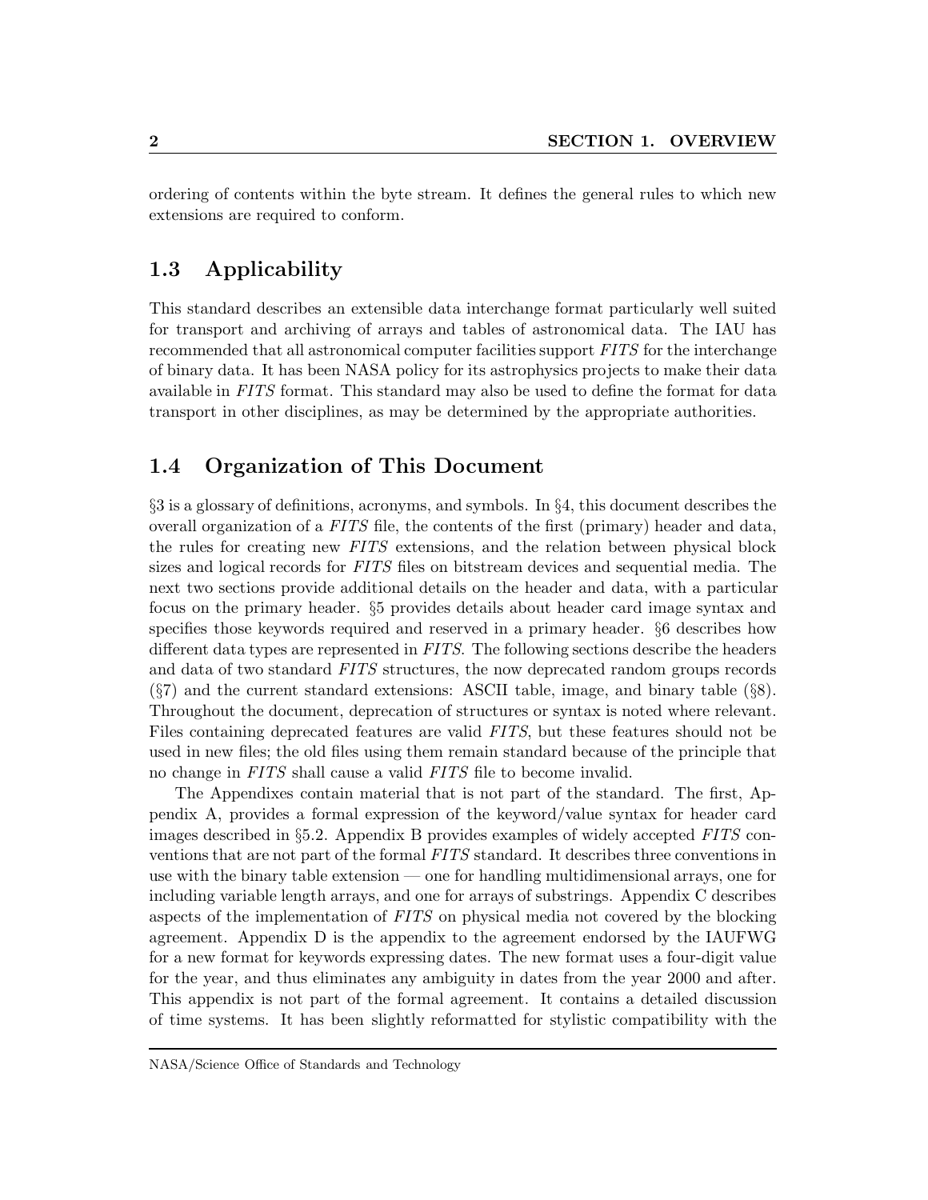ordering of contents within the byte stream. It defines the general rules to which new extensions are required to conform.

## 1.3 Applicability

This standard describes an extensible data interchange format particularly well suited for transport and archiving of arrays and tables of astronomical data. The IAU has recommended that all astronomical computer facilities support *FITS* for the interchange of binary data. It has been NASA policy for its astrophysics projects to make their data available in *FITS* format. This standard may also be used to define the format for data transport in other disciplines, as may be determined by the appropriate authorities.

## 1.4 Organization of This Document

§3 is a glossary of definitions, acronyms, and symbols. In §4, this document describes the overall organization of a *FITS* file, the contents of the first (primary) header and data, the rules for creating new *FITS* extensions, and the relation between physical block sizes and logical records for *FITS* files on bitstream devices and sequential media. The next two sections provide additional details on the header and data, with a particular focus on the primary header. §5 provides details about header card image syntax and specifies those keywords required and reserved in a primary header. §6 describes how different data types are represented in *FITS*. The following sections describe the headers and data of two standard *FITS* structures, the now deprecated random groups records (§7) and the current standard extensions: ASCII table, image, and binary table (§8). Throughout the document, deprecation of structures or syntax is noted where relevant. Files containing deprecated features are valid *FITS*, but these features should not be used in new files; the old files using them remain standard because of the principle that no change in *FITS* shall cause a valid *FITS* file to become invalid.

The Appendixes contain material that is not part of the standard. The first, Appendix A, provides a formal expression of the keyword/value syntax for header card images described in §5.2. Appendix B provides examples of widely accepted *FITS* conventions that are not part of the formal *FITS* standard. It describes three conventions in use with the binary table extension — one for handling multidimensional arrays, one for including variable length arrays, and one for arrays of substrings. Appendix C describes aspects of the implementation of *FITS* on physical media not covered by the blocking agreement. Appendix D is the appendix to the agreement endorsed by the IAUFWG for a new format for keywords expressing dates. The new format uses a four-digit value for the year, and thus eliminates any ambiguity in dates from the year 2000 and after. This appendix is not part of the formal agreement. It contains a detailed discussion of time systems. It has been slightly reformatted for stylistic compatibility with the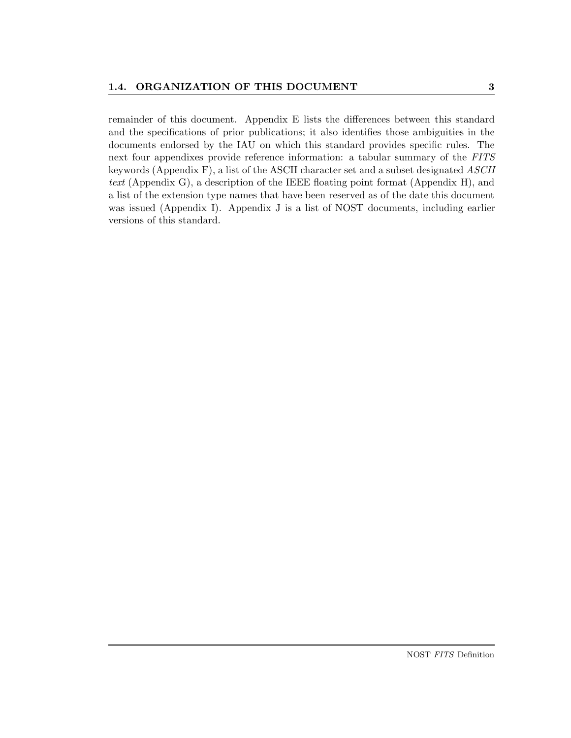remainder of this document. Appendix E lists the differences between this standard and the specifications of prior publications; it also identifies those ambiguities in the documents endorsed by the IAU on which this standard provides specific rules. The next four appendixes provide reference information: a tabular summary of the *FITS* keywords (Appendix F), a list of the ASCII character set and a subset designated *ASCII text* (Appendix G), a description of the IEEE floating point format (Appendix H), and a list of the extension type names that have been reserved as of the date this document was issued (Appendix I). Appendix J is a list of NOST documents, including earlier versions of this standard.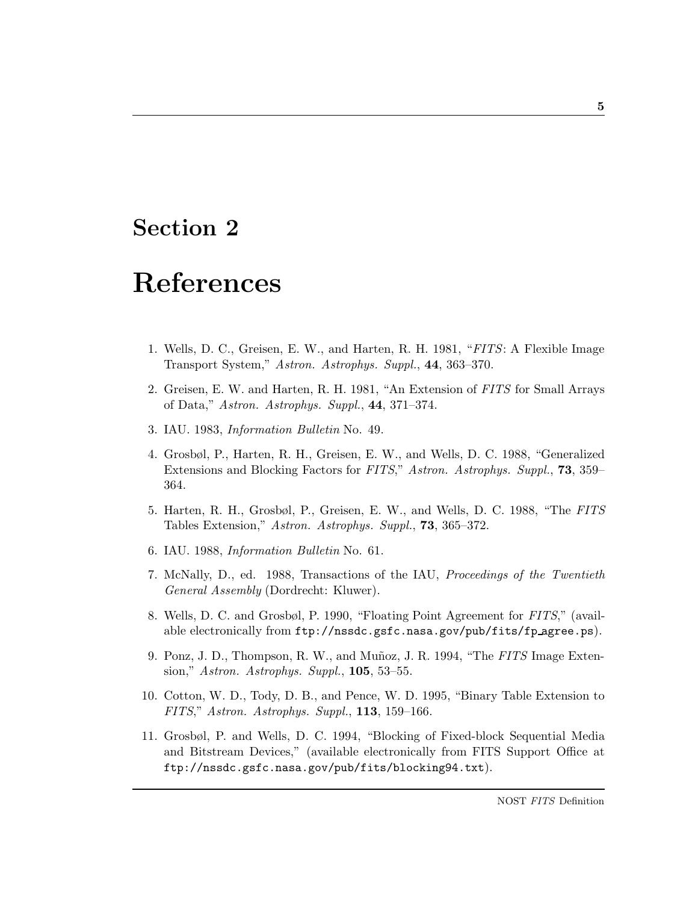# Section 2

# References

1. Wells, D. C., Greisen, E. W., and Harten, R. H. 1981, "*FITS*: A Flexible Image Transport System," *Astron. Astrophys. Suppl.*, **44**, 363–370.

2. Greisen, E. W. and Harten, R. H. 1981, "An Extension of *FITS* for Small Arrays of Data," *Astron. Astrophys. Suppl.*, **44**, 371–374.

3. IAU. 1983, *Information Bulletin* No. 49.

4. Grosbøl, P., Harten, R. H., Greisen, E. W., and Wells, D. C. 1988, "Generalized Extensions and Blocking Factors for *FITS*," *Astron. Astrophys. Suppl.*, **73**, 359–364.

5. Harten, R. H., Grosbøl, P., Greisen, E. W., and Wells, D. C. 1988, "The *FITS* Tables Extension," *Astron. Astrophys. Suppl.*, **73**, 365–372.

6. IAU. 1988, *Information Bulletin* No. 61.

7. McNally, D., ed. 1988, Transactions of the IAU, *Proceedings of the Twentieth General Assembly* (Dordrecht: Kluwer).

8. Wells, D. C. and Grosbøl, P. 1990, "Floating Point Agreement for *FITS*," (available electronically from `ftp://nssdc.gsfc.nasa.gov/pub/fits/fp_agree.ps`).

9. Ponz, J. D., Thompson, R. W., and Muñoz, J. R. 1994, "The *FITS* Image Extension," *Astron. Astrophys. Suppl.*, **105**, 53–55.

10. Cotton, W. D., Tody, D. B., and Pence, W. D. 1995, "Binary Table Extension to *FITS*," *Astron. Astrophys. Suppl.*, **113**, 159–166.

11. Grosbøl, P. and Wells, D. C. 1994, "Blocking of Fixed-block Sequential Media and Bitstream Devices," (available electronically from FITS Support Office at `ftp://nssdc.gsfc.nasa.gov/pub/fits/blocking94.txt`).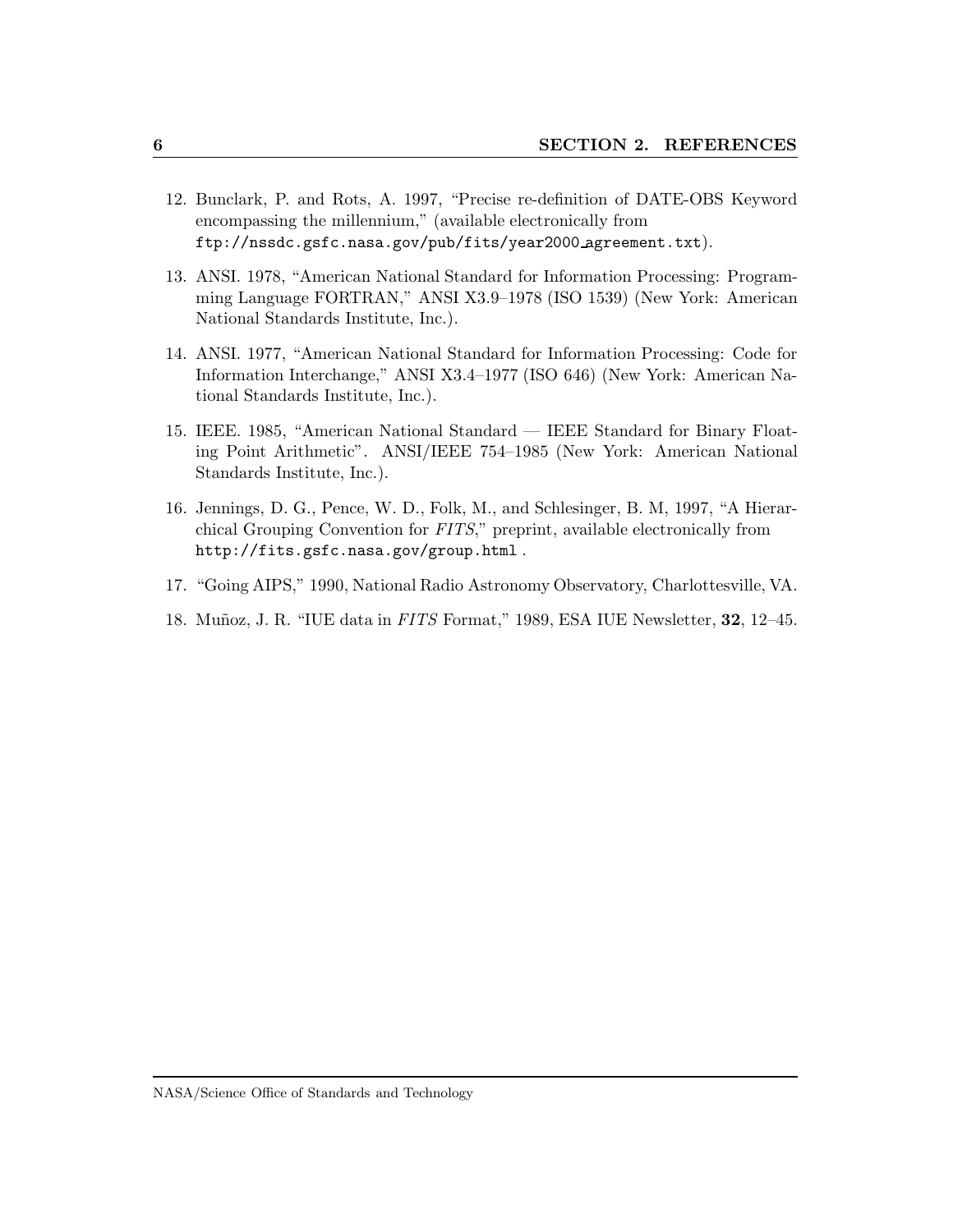12. Bunclark, P. and Rots, A. 1997, "Precise re-definition of DATE-OBS Keyword encompassing the millennium," (available electronically from `ftp://nssdc.gsfc.nasa.gov/pub/fits/year2000_agreement.txt`).

13. ANSI. 1978, "American National Standard for Information Processing: Programming Language FORTRAN," ANSI X3.9–1978 (ISO 1539) (New York: American National Standards Institute, Inc.).

14. ANSI. 1977, "American National Standard for Information Processing: Code for Information Interchange," ANSI X3.4–1977 (ISO 646) (New York: American National Standards Institute, Inc.).

15. IEEE. 1985, "American National Standard — IEEE Standard for Binary Floating Point Arithmetic". ANSI/IEEE 754–1985 (New York: American National Standards Institute, Inc.).

16. Jennings, D. G., Pence, W. D., Folk, M., and Schlesinger, B. M, 1997, "A Hierarchical Grouping Convention for *FITS*," preprint, available electronically from `http://fits.gsfc.nasa.gov/group.html` .

17. "Going AIPS," 1990, National Radio Astronomy Observatory, Charlottesville, VA.

18. Muñoz, J. R. "IUE data in *FITS* Format," 1989, ESA IUE Newsletter, **32**, 12–45.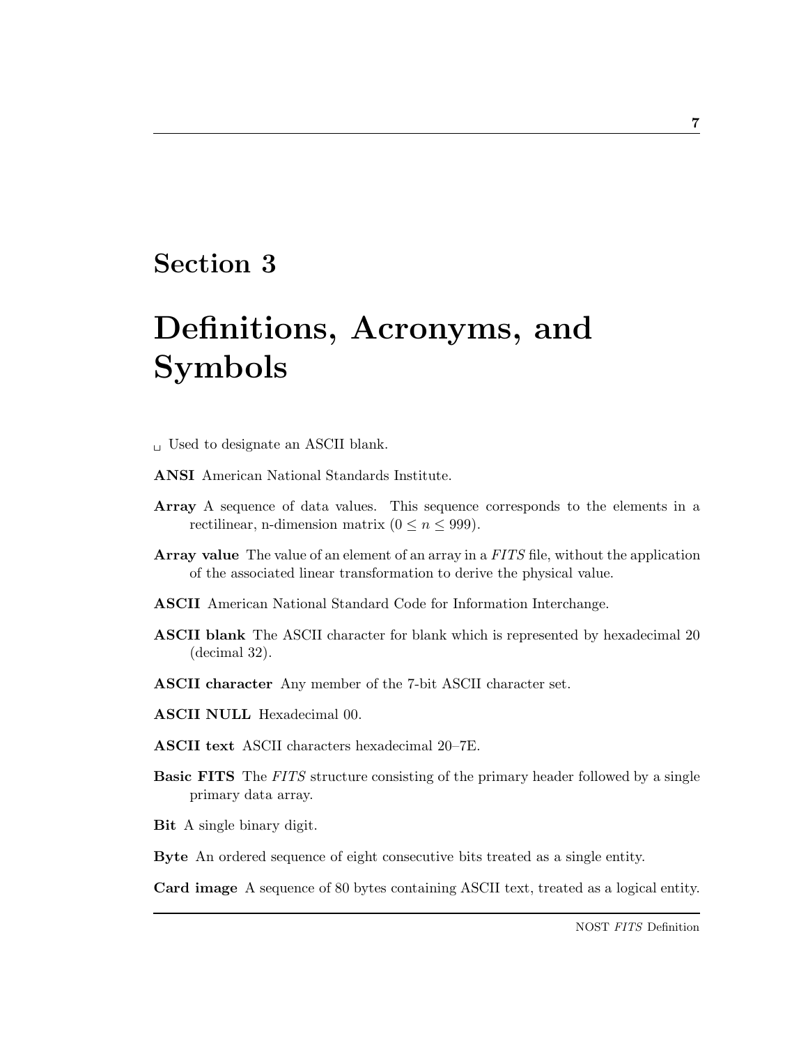# Section 3

# Definitions, Acronyms, and Symbols

␣ Used to designate an ASCII blank.

**ANSI** American National Standards Institute.

**Array** A sequence of data values. This sequence corresponds to the elements in a rectilinear, n-dimension matrix ($0 \leq n \leq 999$).

**Array value** The value of an element of an array in a *FITS* file, without the application of the associated linear transformation to derive the physical value.

**ASCII** American National Standard Code for Information Interchange.

**ASCII blank** The ASCII character for blank which is represented by hexadecimal 20 (decimal 32).

**ASCII character** Any member of the 7-bit ASCII character set.

**ASCII NULL** Hexadecimal 00.

**ASCII text** ASCII characters hexadecimal 20–7E.

**Basic FITS** The *FITS* structure consisting of the primary header followed by a single primary data array.

**Bit** A single binary digit.

**Byte** An ordered sequence of eight consecutive bits treated as a single entity.

**Card image** A sequence of 80 bytes containing ASCII text, treated as a logical entity.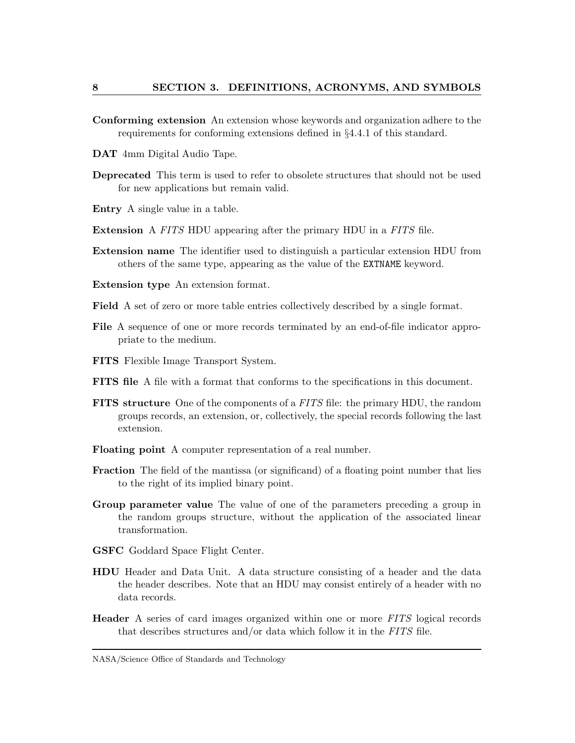**Conforming extension** An extension whose keywords and organization adhere to the requirements for conforming extensions defined in §4.4.1 of this standard.

**DAT** 4mm Digital Audio Tape.

**Deprecated** This term is used to refer to obsolete structures that should not be used for new applications but remain valid.

**Entry** A single value in a table.

**Extension** A *FITS* HDU appearing after the primary HDU in a *FITS* file.

**Extension name** The identifier used to distinguish a particular extension HDU from others of the same type, appearing as the value of the `EXTNAME` keyword.

**Extension type** An extension format.

**Field** A set of zero or more table entries collectively described by a single format.

**File** A sequence of one or more records terminated by an end-of-file indicator appropriate to the medium.

**FITS** Flexible Image Transport System.

**FITS file** A file with a format that conforms to the specifications in this document.

**FITS structure** One of the components of a *FITS* file: the primary HDU, the random groups records, an extension, or, collectively, the special records following the last extension.

**Floating point** A computer representation of a real number.

**Fraction** The field of the mantissa (or significand) of a floating point number that lies to the right of its implied binary point.

**Group parameter value** The value of one of the parameters preceding a group in the random groups structure, without the application of the associated linear transformation.

**GSFC** Goddard Space Flight Center.

**HDU** Header and Data Unit. A data structure consisting of a header and the data the header describes. Note that an HDU may consist entirely of a header with no data records.

**Header** A series of card images organized within one or more *FITS* logical records that describes structures and/or data which follow it in the *FITS* file.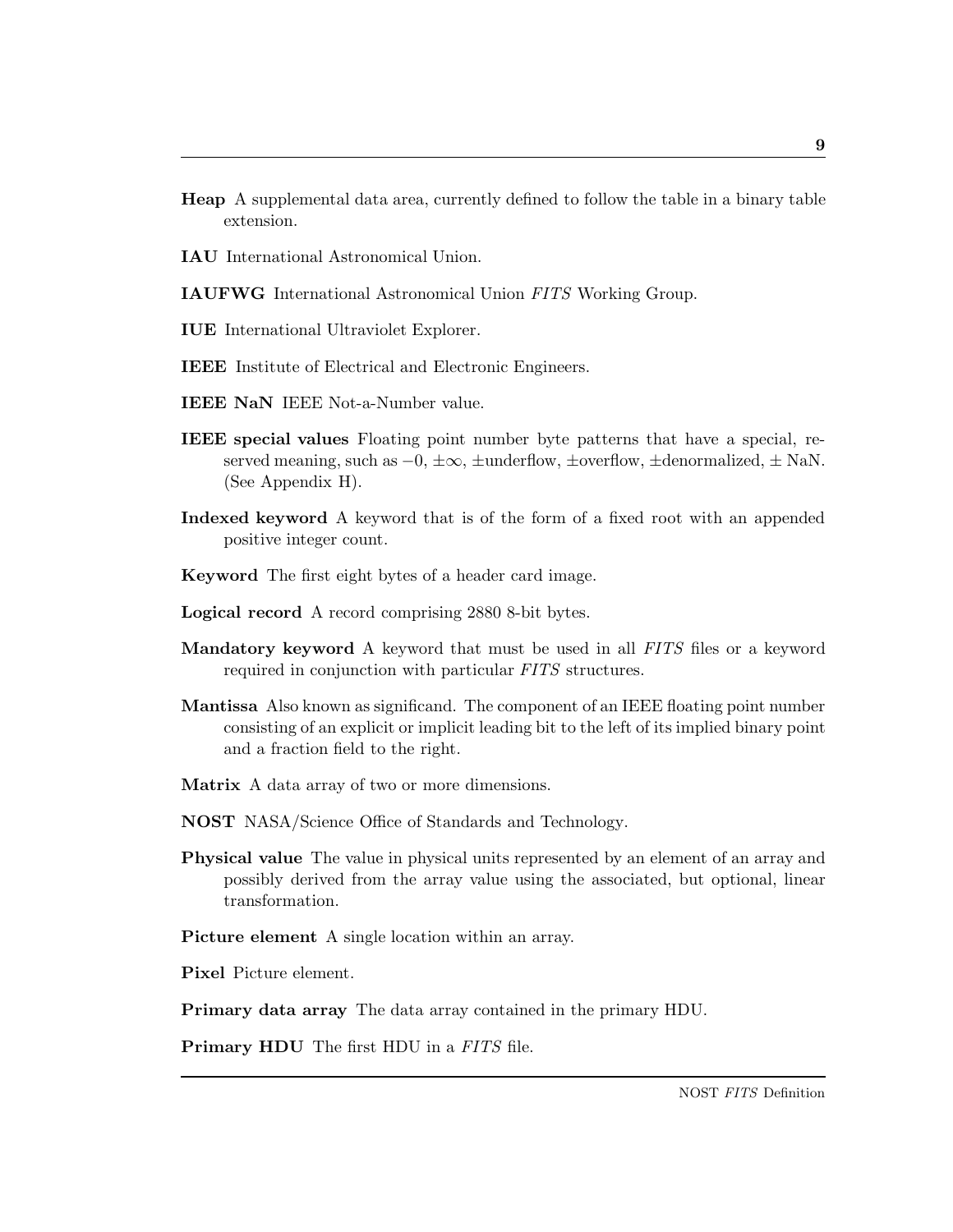**Heap** A supplemental data area, currently defined to follow the table in a binary table extension.

**IAU** International Astronomical Union.

**IAUFWG** International Astronomical Union *FITS* Working Group.

**IUE** International Ultraviolet Explorer.

**IEEE** Institute of Electrical and Electronic Engineers.

**IEEE NaN** IEEE Not-a-Number value.

**IEEE special values** Floating point number byte patterns that have a special, reserved meaning, such as $-0$, $\pm\infty$, $\pm$underflow, $\pm$overflow, $\pm$denormalized, $\pm$ NaN. (See Appendix H).

**Indexed keyword** A keyword that is of the form of a fixed root with an appended positive integer count.

**Keyword** The first eight bytes of a header card image.

**Logical record** A record comprising 2880 8-bit bytes.

**Mandatory keyword** A keyword that must be used in all *FITS* files or a keyword required in conjunction with particular *FITS* structures.

**Mantissa** Also known as significand. The component of an IEEE floating point number consisting of an explicit or implicit leading bit to the left of its implied binary point and a fraction field to the right.

**Matrix** A data array of two or more dimensions.

**NOST** NASA/Science Office of Standards and Technology.

**Physical value** The value in physical units represented by an element of an array and possibly derived from the array value using the associated, but optional, linear transformation.

**Picture element** A single location within an array.

**Pixel** Picture element.

**Primary data array** The data array contained in the primary HDU.

**Primary HDU** The first HDU in a *FITS* file.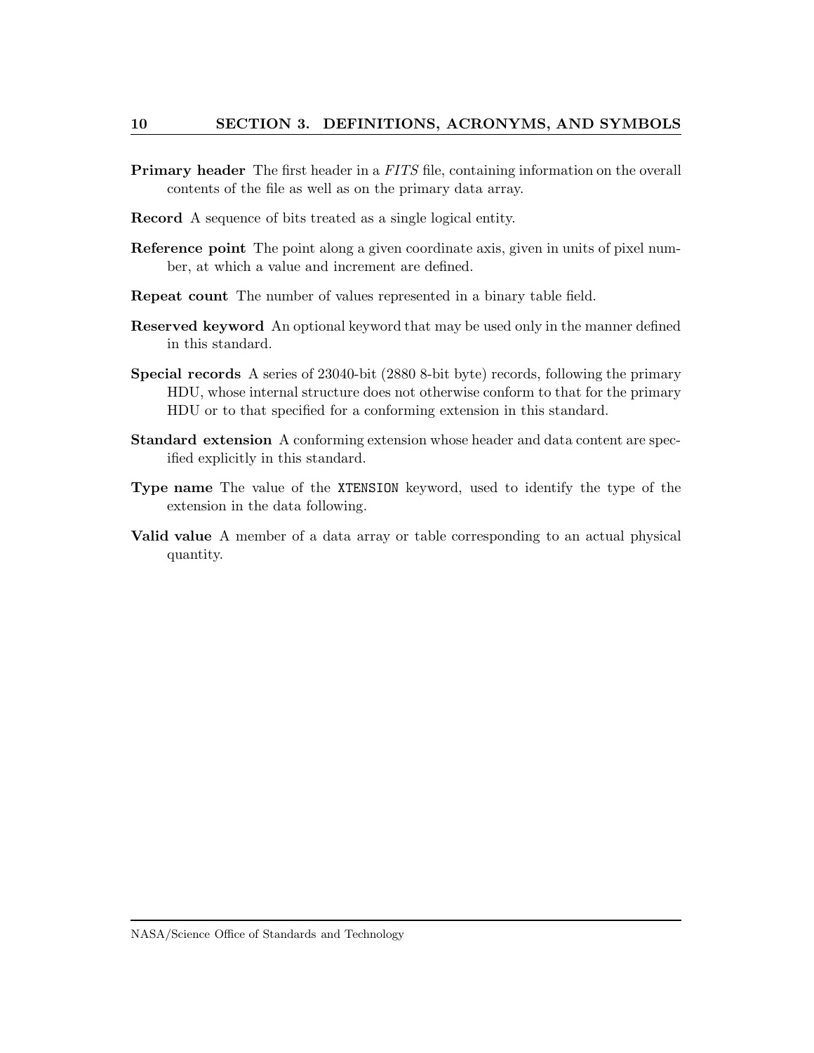**Primary header** The first header in a *FITS* file, containing information on the overall contents of the file as well as on the primary data array.

**Record** A sequence of bits treated as a single logical entity.

**Reference point** The point along a given coordinate axis, given in units of pixel number, at which a value and increment are defined.

**Repeat count** The number of values represented in a binary table field.

**Reserved keyword** An optional keyword that may be used only in the manner defined in this standard.

**Special records** A series of 23040-bit (2880 8-bit byte) records, following the primary HDU, whose internal structure does not otherwise conform to that for the primary HDU or to that specified for a conforming extension in this standard.

**Standard extension** A conforming extension whose header and data content are specified explicitly in this standard.

**Type name** The value of the `XTENSION` keyword, used to identify the type of the extension in the data following.

**Valid value** A member of a data array or table corresponding to an actual physical quantity.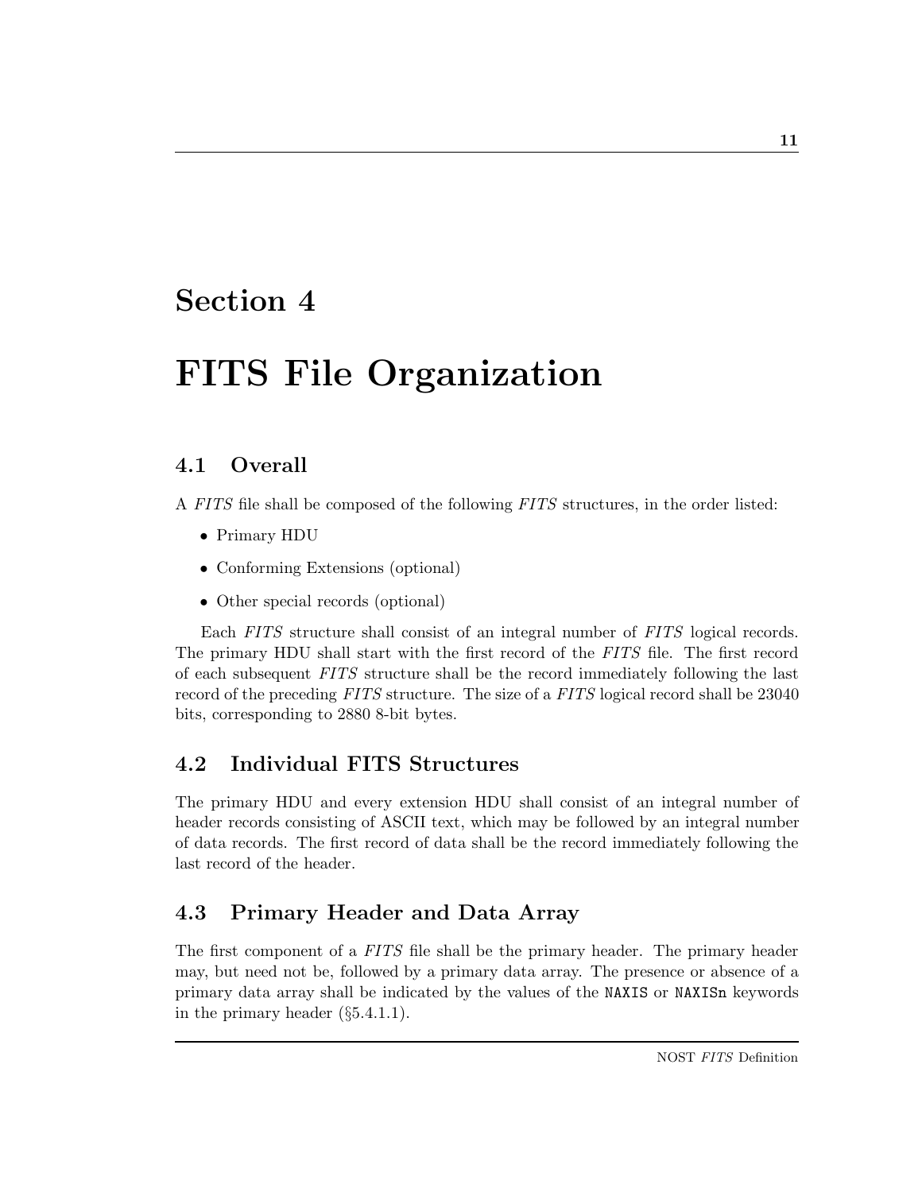# Section 4

# FITS File Organization

## 4.1 Overall

A *FITS* file shall be composed of the following *FITS* structures, in the order listed:

- Primary HDU
- Conforming Extensions (optional)
- Other special records (optional)

Each *FITS* structure shall consist of an integral number of *FITS* logical records. The primary HDU shall start with the first record of the *FITS* file. The first record of each subsequent *FITS* structure shall be the record immediately following the last record of the preceding *FITS* structure. The size of a *FITS* logical record shall be 23040 bits, corresponding to 2880 8-bit bytes.

## 4.2 Individual FITS Structures

The primary HDU and every extension HDU shall consist of an integral number of header records consisting of ASCII text, which may be followed by an integral number of data records. The first record of data shall be the record immediately following the last record of the header.

## 4.3 Primary Header and Data Array

The first component of a *FITS* file shall be the primary header. The primary header may, but need not be, followed by a primary data array. The presence or absence of a primary data array shall be indicated by the values of the `NAXIS` or `NAXISn` keywords in the primary header (§5.4.1.1).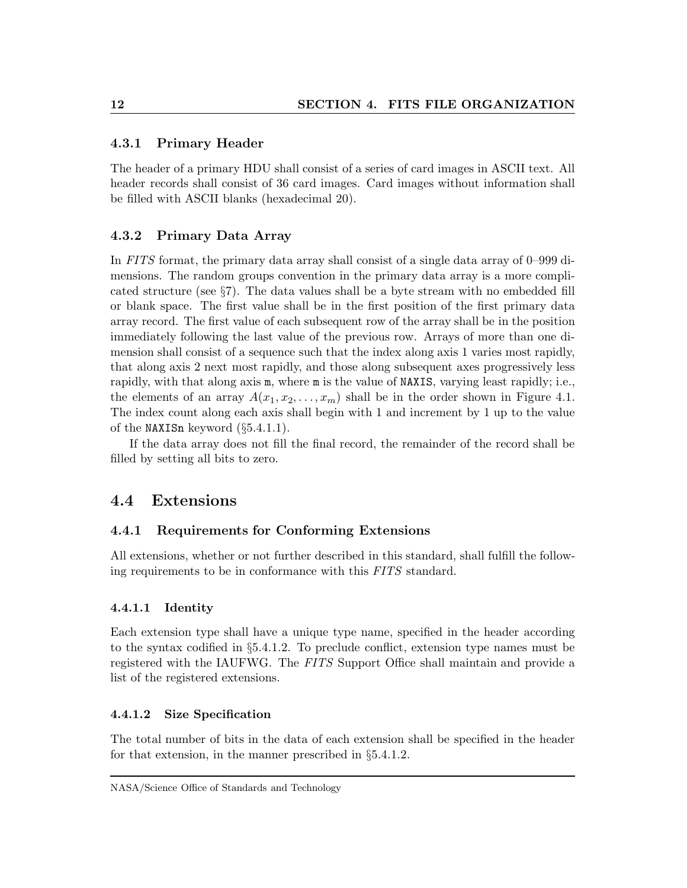### 4.3.1 Primary Header

The header of a primary HDU shall consist of a series of card images in ASCII text. All header records shall consist of 36 card images. Card images without information shall be filled with ASCII blanks (hexadecimal 20).

### 4.3.2 Primary Data Array

In *FITS* format, the primary data array shall consist of a single data array of 0–999 dimensions. The random groups convention in the primary data array is a more complicated structure (see §7). The data values shall be a byte stream with no embedded fill or blank space. The first value shall be in the first position of the first primary data array record. The first value of each subsequent row of the array shall be in the position immediately following the last value of the previous row. Arrays of more than one dimension shall consist of a sequence such that the index along axis 1 varies most rapidly, that along axis 2 next most rapidly, and those along subsequent axes progressively less rapidly, with that along axis `m`, where `m` is the value of `NAXIS`, varying least rapidly; i.e., the elements of an array $A(x_1, x_2, \ldots, x_m)$ shall be in the order shown in Figure 4.1. The index count along each axis shall begin with 1 and increment by 1 up to the value of the `NAXISn` keyword (§5.4.1.1).

If the data array does not fill the final record, the remainder of the record shall be filled by setting all bits to zero.

## 4.4 Extensions

### 4.4.1 Requirements for Conforming Extensions

All extensions, whether or not further described in this standard, shall fulfill the following requirements to be in conformance with this *FITS* standard.

#### 4.4.1.1 Identity

Each extension type shall have a unique type name, specified in the header according to the syntax codified in §5.4.1.2. To preclude conflict, extension type names must be registered with the IAUFWG. The *FITS* Support Office shall maintain and provide a list of the registered extensions.

#### 4.4.1.2 Size Specification

The total number of bits in the data of each extension shall be specified in the header for that extension, in the manner prescribed in §5.4.1.2.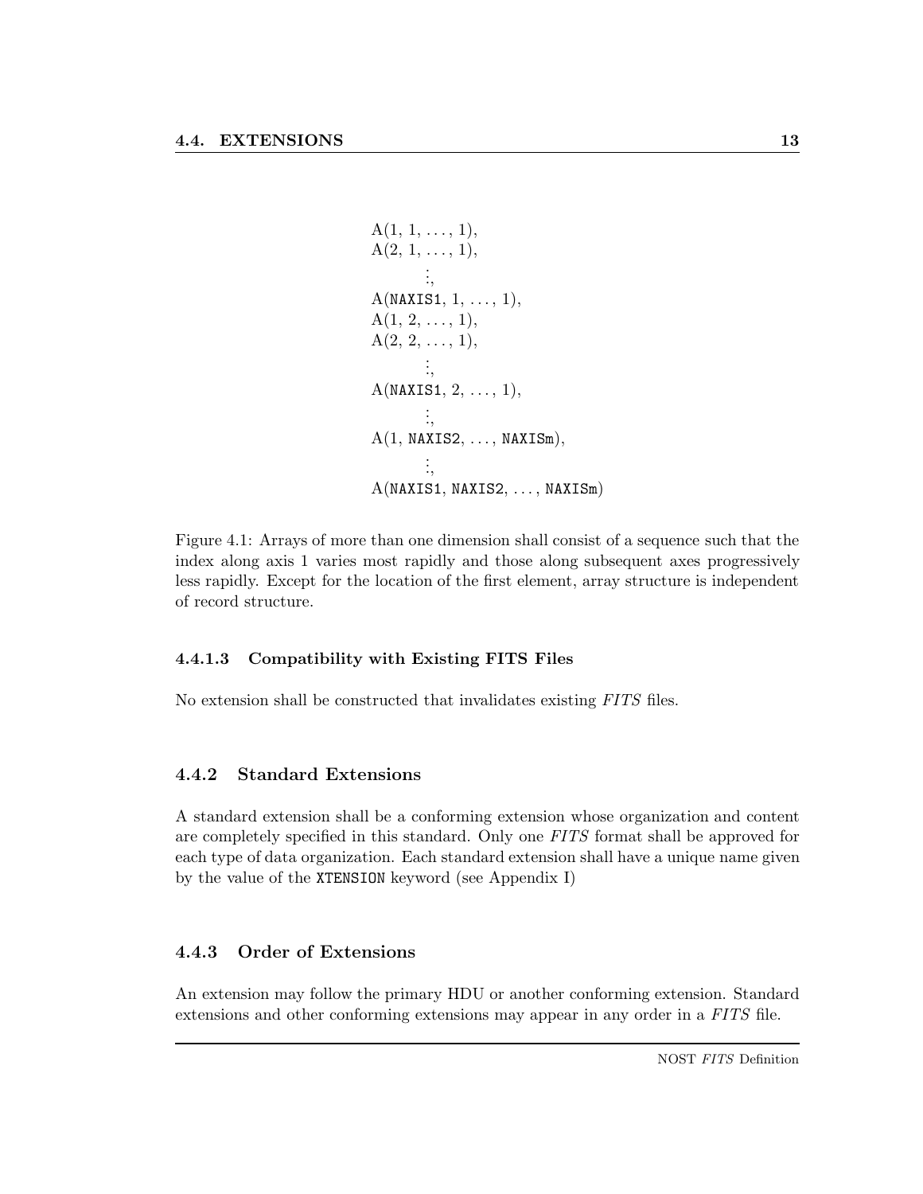```
A(1, 1, ..., 1),
A(2, 1, ..., 1),
      ⋮,
A(NAXIS1, 1, ..., 1),
A(1, 2, ..., 1),
A(2, 2, ..., 1),
      ⋮,
A(NAXIS1, 2, ..., 1),
      ⋮,
A(1, NAXIS2, ..., NAXISm),
      ⋮,
A(NAXIS1, NAXIS2, ..., NAXISm)
```

Figure 4.1: Arrays of more than one dimension shall consist of a sequence such that the index along axis 1 varies most rapidly and those along subsequent axes progressively less rapidly. Except for the location of the first element, array structure is independent of record structure.

#### 4.4.1.3 Compatibility with Existing FITS Files

No extension shall be constructed that invalidates existing *FITS* files.

### 4.4.2 Standard Extensions

A standard extension shall be a conforming extension whose organization and content are completely specified in this standard. Only one *FITS* format shall be approved for each type of data organization. Each standard extension shall have a unique name given by the value of the `XTENSION` keyword (see Appendix I)

### 4.4.3 Order of Extensions

An extension may follow the primary HDU or another conforming extension. Standard extensions and other conforming extensions may appear in any order in a *FITS* file.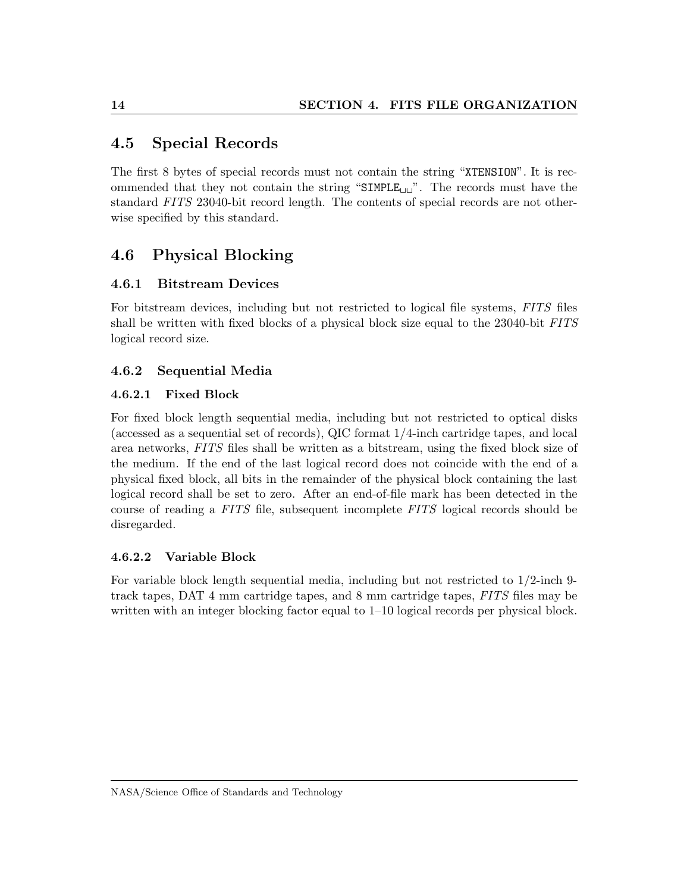## 4.5 Special Records

The first 8 bytes of special records must not contain the string "`XTENSION`". It is recommended that they not contain the string "`SIMPLE␣␣`". The records must have the standard *FITS* 23040-bit record length. The contents of special records are not otherwise specified by this standard.

## 4.6 Physical Blocking

### 4.6.1 Bitstream Devices

For bitstream devices, including but not restricted to logical file systems, *FITS* files shall be written with fixed blocks of a physical block size equal to the 23040-bit *FITS* logical record size.

### 4.6.2 Sequential Media

#### 4.6.2.1 Fixed Block

For fixed block length sequential media, including but not restricted to optical disks (accessed as a sequential set of records), QIC format 1/4-inch cartridge tapes, and local area networks, *FITS* files shall be written as a bitstream, using the fixed block size of the medium. If the end of the last logical record does not coincide with the end of a physical fixed block, all bits in the remainder of the physical block containing the last logical record shall be set to zero. After an end-of-file mark has been detected in the course of reading a *FITS* file, subsequent incomplete *FITS* logical records should be disregarded.

#### 4.6.2.2 Variable Block

For variable block length sequential media, including but not restricted to 1/2-inch 9-track tapes, DAT 4 mm cartridge tapes, and 8 mm cartridge tapes, *FITS* files may be written with an integer blocking factor equal to 1–10 logical records per physical block.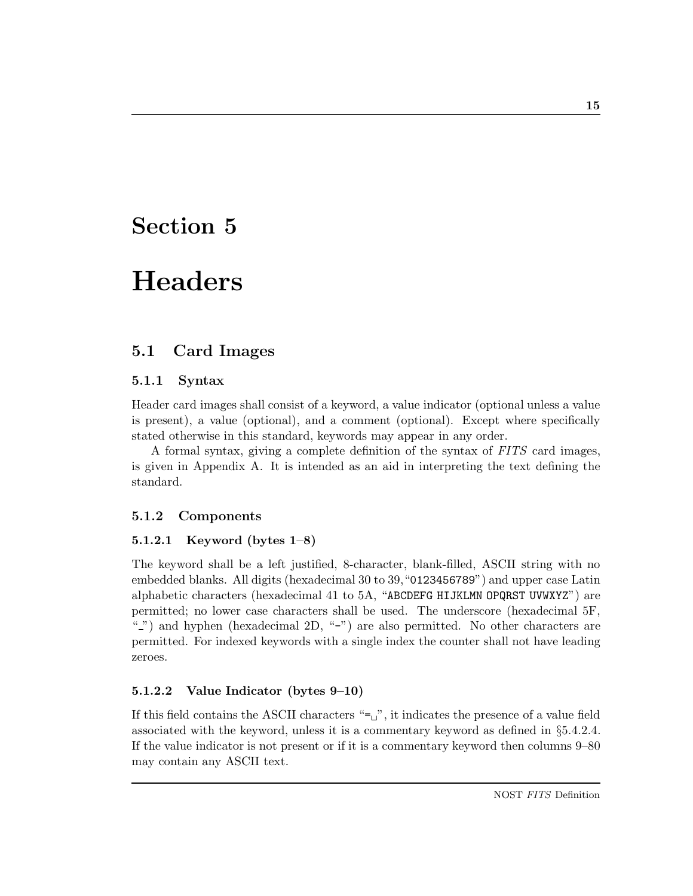# Section 5

# Headers

## 5.1 Card Images

### 5.1.1 Syntax

Header card images shall consist of a keyword, a value indicator (optional unless a value is present), a value (optional), and a comment (optional). Except where specifically stated otherwise in this standard, keywords may appear in any order.

A formal syntax, giving a complete definition of the syntax of *FITS* card images, is given in Appendix A. It is intended as an aid in interpreting the text defining the standard.

### 5.1.2 Components

#### 5.1.2.1 Keyword (bytes 1–8)

The keyword shall be a left justified, 8-character, blank-filled, ASCII string with no embedded blanks. All digits (hexadecimal 30 to 39, "`0123456789`") and upper case Latin alphabetic characters (hexadecimal 41 to 5A, "`ABCDEFG HIJKLMN OPQRST UVWXYZ`") are permitted; no lower case characters shall be used. The underscore (hexadecimal 5F, "`_`") and hyphen (hexadecimal 2D, "`-`") are also permitted. No other characters are permitted. For indexed keywords with a single index the counter shall not have leading zeroes.

#### 5.1.2.2 Value Indicator (bytes 9–10)

If this field contains the ASCII characters "`=␣`", it indicates the presence of a value field associated with the keyword, unless it is a commentary keyword as defined in §5.4.2.4. If the value indicator is not present or if it is a commentary keyword then columns 9–80 may contain any ASCII text.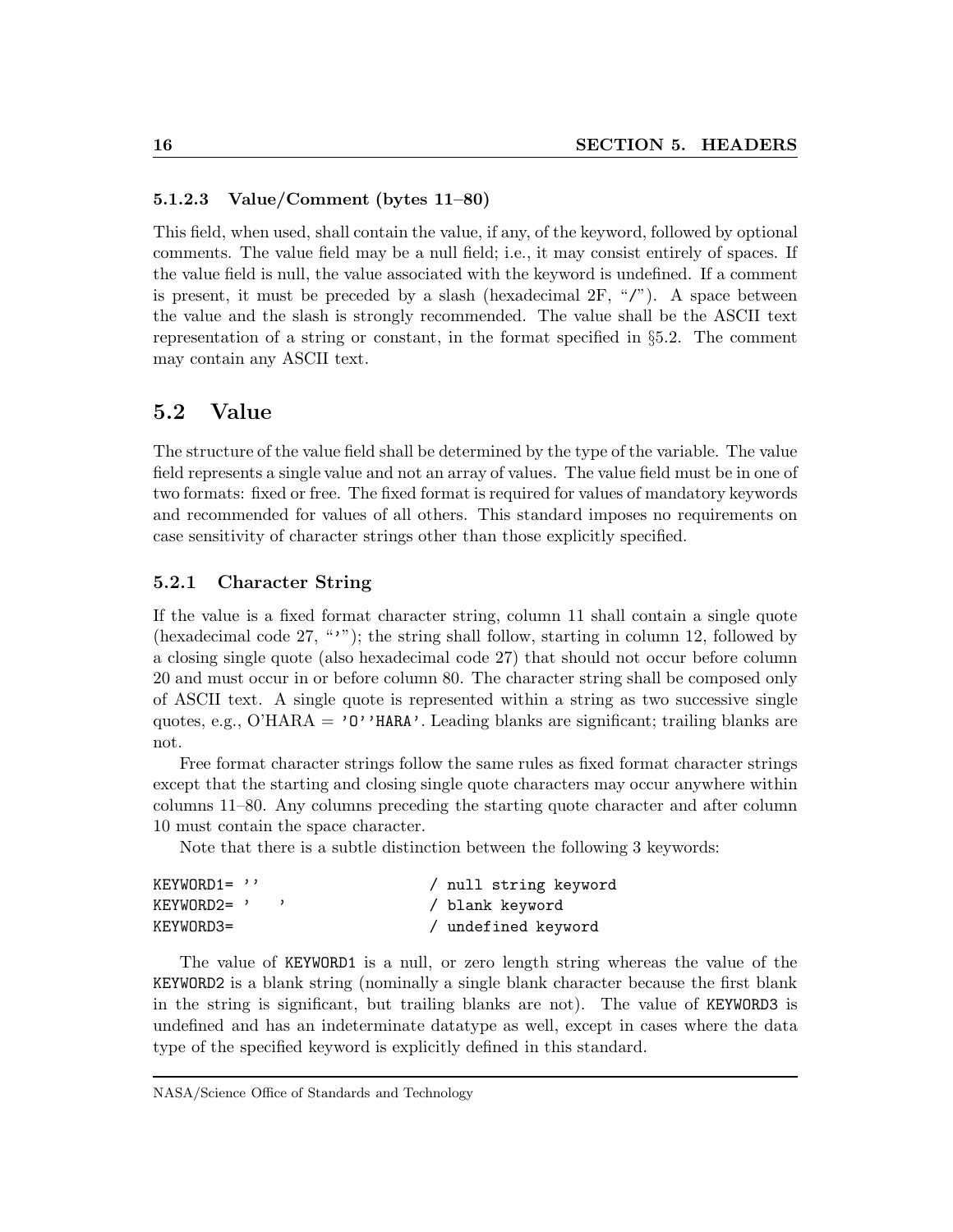#### 5.1.2.3 Value/Comment (bytes 11–80)

This field, when used, shall contain the value, if any, of the keyword, followed by optional comments. The value field may be a null field; i.e., it may consist entirely of spaces. If the value field is null, the value associated with the keyword is undefined. If a comment is present, it must be preceded by a slash (hexadecimal 2F, "`/`"). A space between the value and the slash is strongly recommended. The value shall be the ASCII text representation of a string or constant, in the format specified in §5.2. The comment may contain any ASCII text.

## 5.2 Value

The structure of the value field shall be determined by the type of the variable. The value field represents a single value and not an array of values. The value field must be in one of two formats: fixed or free. The fixed format is required for values of mandatory keywords and recommended for values of all others. This standard imposes no requirements on case sensitivity of character strings other than those explicitly specified.

### 5.2.1 Character String

If the value is a fixed format character string, column 11 shall contain a single quote (hexadecimal code 27, "`'`"); the string shall follow, starting in column 12, followed by a closing single quote (also hexadecimal code 27) that should not occur before column 20 and must occur in or before column 80. The character string shall be composed only of ASCII text. A single quote is represented within a string as two successive single quotes, e.g., O'HARA = `'O''HARA'`. Leading blanks are significant; trailing blanks are not.

Free format character strings follow the same rules as fixed format character strings except that the starting and closing single quote characters may occur anywhere within columns 11–80. Any columns preceding the starting quote character and after column 10 must contain the space character.

Note that there is a subtle distinction between the following 3 keywords:

```
KEYWORD1= ''                    / null string keyword
KEYWORD2= '    '                / blank keyword
KEYWORD3=                       / undefined keyword
```

The value of `KEYWORD1` is a null, or zero length string whereas the value of the `KEYWORD2` is a blank string (nominally a single blank character because the first blank in the string is significant, but trailing blanks are not). The value of `KEYWORD3` is undefined and has an indeterminate datatype as well, except in cases where the data type of the specified keyword is explicitly defined in this standard.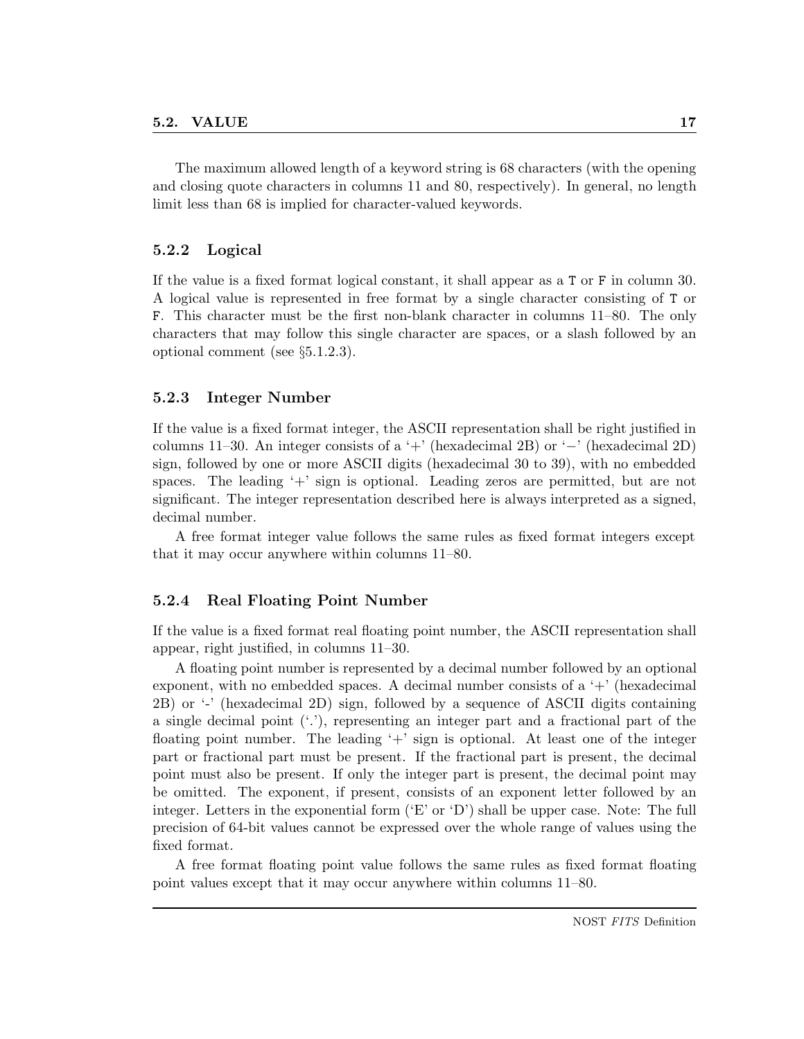The maximum allowed length of a keyword string is 68 characters (with the opening and closing quote characters in columns 11 and 80, respectively). In general, no length limit less than 68 is implied for character-valued keywords.

### 5.2.2 Logical

If the value is a fixed format logical constant, it shall appear as a `T` or `F` in column 30. A logical value is represented in free format by a single character consisting of `T` or `F`. This character must be the first non-blank character in columns 11–80. The only characters that may follow this single character are spaces, or a slash followed by an optional comment (see §5.1.2.3).

### 5.2.3 Integer Number

If the value is a fixed format integer, the ASCII representation shall be right justified in columns 11–30. An integer consists of a '+' (hexadecimal 2B) or '−' (hexadecimal 2D) sign, followed by one or more ASCII digits (hexadecimal 30 to 39), with no embedded spaces. The leading '+' sign is optional. Leading zeros are permitted, but are not significant. The integer representation described here is always interpreted as a signed, decimal number.

A free format integer value follows the same rules as fixed format integers except that it may occur anywhere within columns 11–80.

### 5.2.4 Real Floating Point Number

If the value is a fixed format real floating point number, the ASCII representation shall appear, right justified, in columns 11–30.

A floating point number is represented by a decimal number followed by an optional exponent, with no embedded spaces. A decimal number consists of a '+' (hexadecimal 2B) or '-' (hexadecimal 2D) sign, followed by a sequence of ASCII digits containing a single decimal point ('.'), representing an integer part and a fractional part of the floating point number. The leading '+' sign is optional. At least one of the integer part or fractional part must be present. If the fractional part is present, the decimal point must also be present. If only the integer part is present, the decimal point may be omitted. The exponent, if present, consists of an exponent letter followed by an integer. Letters in the exponential form ('E' or 'D') shall be upper case. Note: The full precision of 64-bit values cannot be expressed over the whole range of values using the fixed format.

A free format floating point value follows the same rules as fixed format floating point values except that it may occur anywhere within columns 11–80.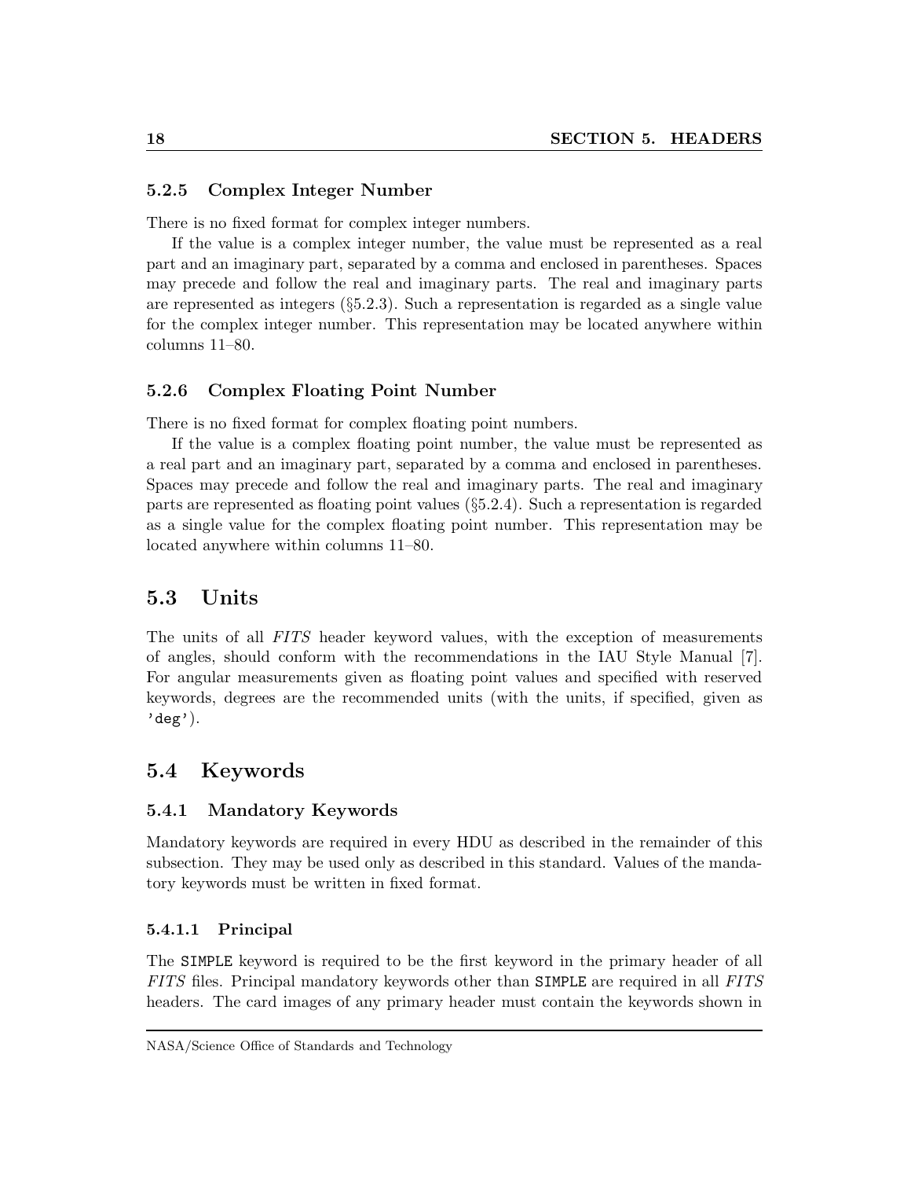### 5.2.5 Complex Integer Number

There is no fixed format for complex integer numbers.

If the value is a complex integer number, the value must be represented as a real part and an imaginary part, separated by a comma and enclosed in parentheses. Spaces may precede and follow the real and imaginary parts. The real and imaginary parts are represented as integers (§5.2.3). Such a representation is regarded as a single value for the complex integer number. This representation may be located anywhere within columns 11–80.

### 5.2.6 Complex Floating Point Number

There is no fixed format for complex floating point numbers.

If the value is a complex floating point number, the value must be represented as a real part and an imaginary part, separated by a comma and enclosed in parentheses. Spaces may precede and follow the real and imaginary parts. The real and imaginary parts are represented as floating point values (§5.2.4). Such a representation is regarded as a single value for the complex floating point number. This representation may be located anywhere within columns 11–80.

## 5.3 Units

The units of all *FITS* header keyword values, with the exception of measurements of angles, should conform with the recommendations in the IAU Style Manual [7]. For angular measurements given as floating point values and specified with reserved keywords, degrees are the recommended units (with the units, if specified, given as `'deg'`).

## 5.4 Keywords

### 5.4.1 Mandatory Keywords

Mandatory keywords are required in every HDU as described in the remainder of this subsection. They may be used only as described in this standard. Values of the mandatory keywords must be written in fixed format.

#### 5.4.1.1 Principal

The `SIMPLE` keyword is required to be the first keyword in the primary header of all *FITS* files. Principal mandatory keywords other than `SIMPLE` are required in all *FITS* headers. The card images of any primary header must contain the keywords shown in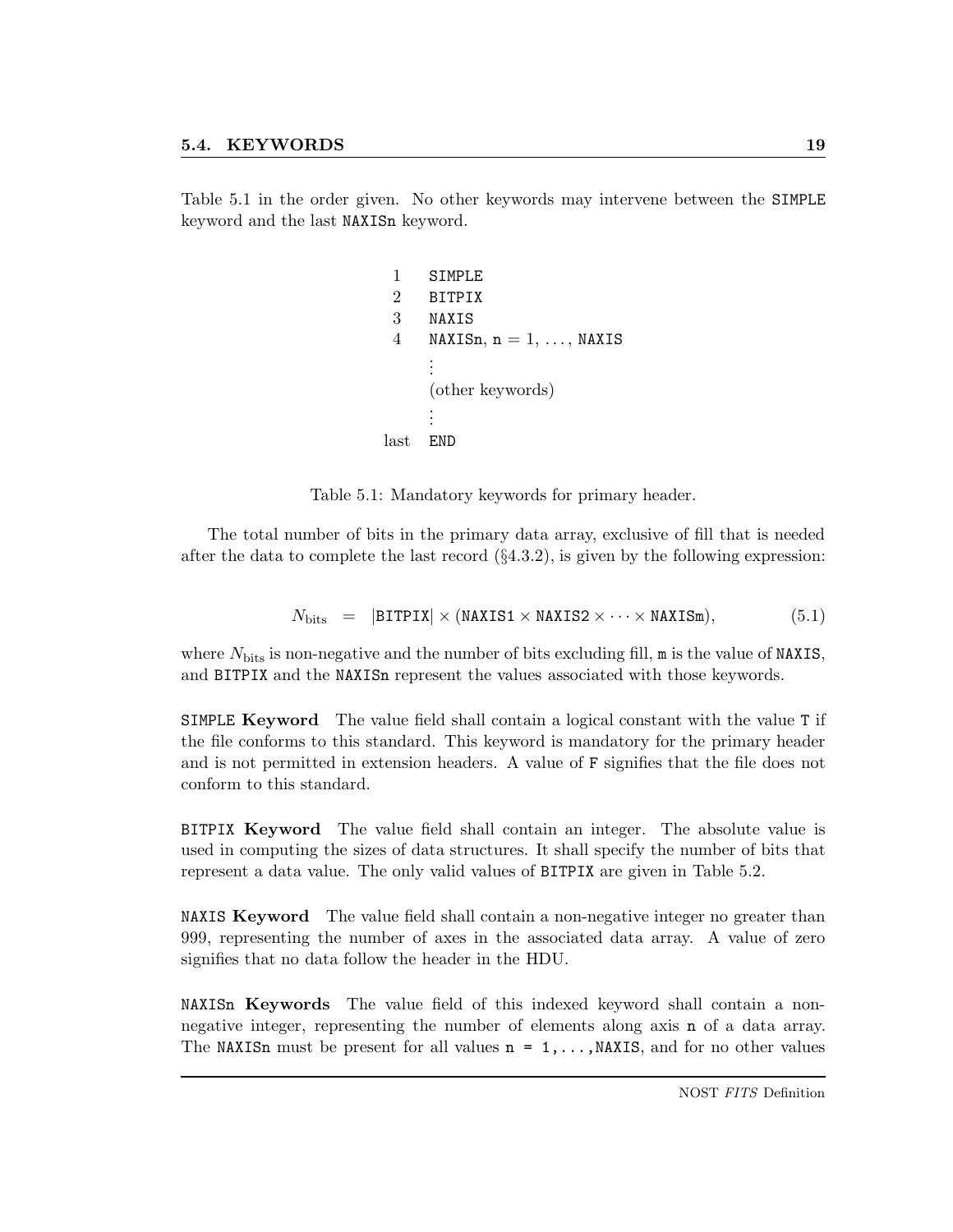Table 5.1 in the order given. No other keywords may intervene between the `SIMPLE` keyword and the last `NAXISn` keyword.

| | |
|---|---|
| 1 | `SIMPLE` |
| 2 | `BITPIX` |
| 3 | `NAXIS` |
| 4 | `NAXISn`, `n` = 1, ..., `NAXIS` |
| | ⋮ |
| | (other keywords) |
| | ⋮ |
| last | `END` |

Table 5.1: Mandatory keywords for primary header.

The total number of bits in the primary data array, exclusive of fill that is needed after the data to complete the last record (§4.3.2), is given by the following expression:

$$N_{\text{bits}} \quad = \quad |\texttt{BITPIX}| \times (\texttt{NAXIS1} \times \texttt{NAXIS2} \times \cdots \times \texttt{NAXISm}), \qquad (5.1)$$

where $N_{\text{bits}}$ is non-negative and the number of bits excluding fill, `m` is the value of `NAXIS`, and `BITPIX` and the `NAXISn` represent the values associated with those keywords.

**`SIMPLE` Keyword** The value field shall contain a logical constant with the value `T` if the file conforms to this standard. This keyword is mandatory for the primary header and is not permitted in extension headers. A value of `F` signifies that the file does not conform to this standard.

**`BITPIX` Keyword** The value field shall contain an integer. The absolute value is used in computing the sizes of data structures. It shall specify the number of bits that represent a data value. The only valid values of `BITPIX` are given in Table 5.2.

**`NAXIS` Keyword** The value field shall contain a non-negative integer no greater than 999, representing the number of axes in the associated data array. A value of zero signifies that no data follow the header in the HDU.

**`NAXISn` Keywords** The value field of this indexed keyword shall contain a non-negative integer, representing the number of elements along axis `n` of a data array. The `NAXISn` must be present for all values `n = 1,...,NAXIS`, and for no other values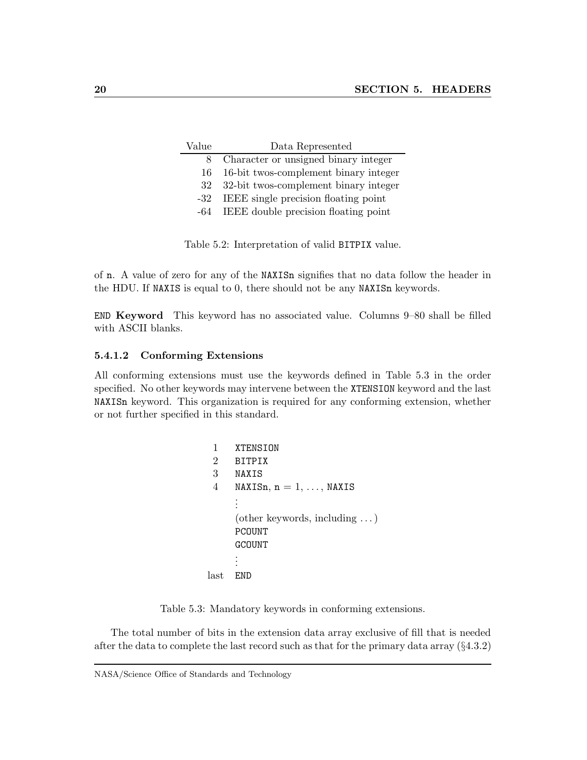| Value | Data Represented |
|---|---|
| 8 | Character or unsigned binary integer |
| 16 | 16-bit twos-complement binary integer |
| 32 | 32-bit twos-complement binary integer |
| -32 | IEEE single precision floating point |
| -64 | IEEE double precision floating point |

Table 5.2: Interpretation of valid BITPIX value.

of n. A value of zero for any of the NAXISn signifies that no data follow the header in the HDU. If NAXIS is equal to 0, there should not be any NAXISn keywords.

**END Keyword** This keyword has no associated value. Columns 9–80 shall be filled with ASCII blanks.

#### 5.4.1.2 Conforming Extensions

All conforming extensions must use the keywords defined in Table 5.3 in the order specified. No other keywords may intervene between the XTENSION keyword and the last NAXISn keyword. This organization is required for any conforming extension, whether or not further specified in this standard.

| | |
|---|---|
| 1 | XTENSION |
| 2 | BITPIX |
| 3 | NAXIS |
| 4 | NAXISn, n = 1, ..., NAXIS |
| | ⋮ |
| | (other keywords, including ...) |
| | PCOUNT |
| | GCOUNT |
| | ⋮ |
| last | END |

Table 5.3: Mandatory keywords in conforming extensions.

The total number of bits in the extension data array exclusive of fill that is needed after the data to complete the last record such as that for the primary data array (§4.3.2)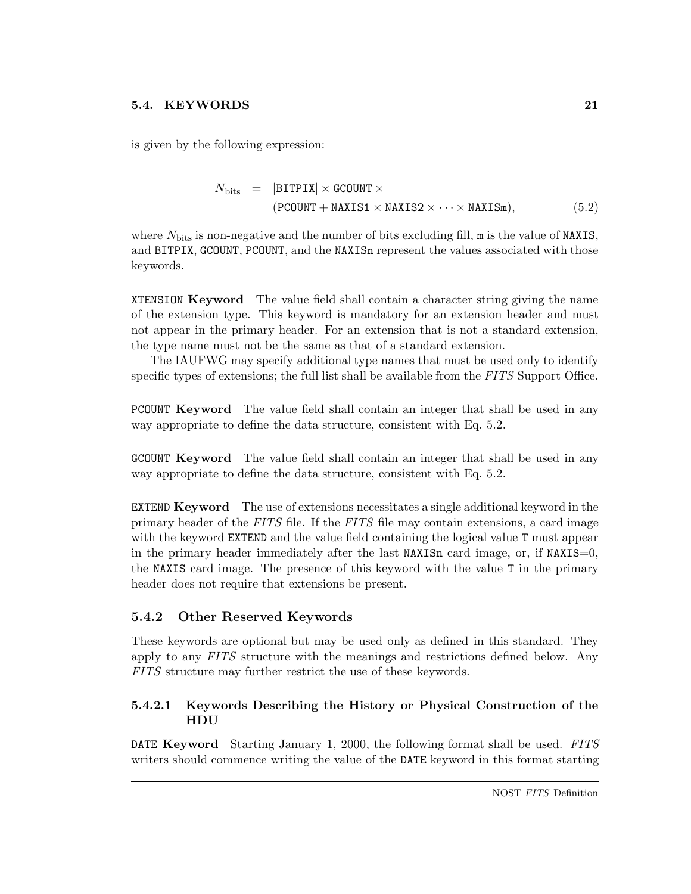is given by the following expression:

$$N_{\text{bits}} = |\texttt{BITPIX}| \times \texttt{GCOUNT} \times (\texttt{PCOUNT} + \texttt{NAXIS1} \times \texttt{NAXIS2} \times \cdots \times \texttt{NAXISm}), \tag{5.2}$$

where $N_{\text{bits}}$ is non-negative and the number of bits excluding fill, `m` is the value of `NAXIS`, and `BITPIX`, `GCOUNT`, `PCOUNT`, and the `NAXISn` represent the values associated with those keywords.

`XTENSION` **Keyword** The value field shall contain a character string giving the name of the extension type. This keyword is mandatory for an extension header and must not appear in the primary header. For an extension that is not a standard extension, the type name must not be the same as that of a standard extension.

The IAUFWG may specify additional type names that must be used only to identify specific types of extensions; the full list shall be available from the *FITS* Support Office.

`PCOUNT` **Keyword** The value field shall contain an integer that shall be used in any way appropriate to define the data structure, consistent with Eq. 5.2.

`GCOUNT` **Keyword** The value field shall contain an integer that shall be used in any way appropriate to define the data structure, consistent with Eq. 5.2.

`EXTEND` **Keyword** The use of extensions necessitates a single additional keyword in the primary header of the *FITS* file. If the *FITS* file may contain extensions, a card image with the keyword `EXTEND` and the value field containing the logical value `T` must appear in the primary header immediately after the last `NAXISn` card image, or, if `NAXIS`=0, the `NAXIS` card image. The presence of this keyword with the value `T` in the primary header does not require that extensions be present.

### 5.4.2 Other Reserved Keywords

These keywords are optional but may be used only as defined in this standard. They apply to any *FITS* structure with the meanings and restrictions defined below. Any *FITS* structure may further restrict the use of these keywords.

#### 5.4.2.1 Keywords Describing the History or Physical Construction of the HDU

`DATE` **Keyword** Starting January 1, 2000, the following format shall be used. *FITS* writers should commence writing the value of the `DATE` keyword in this format starting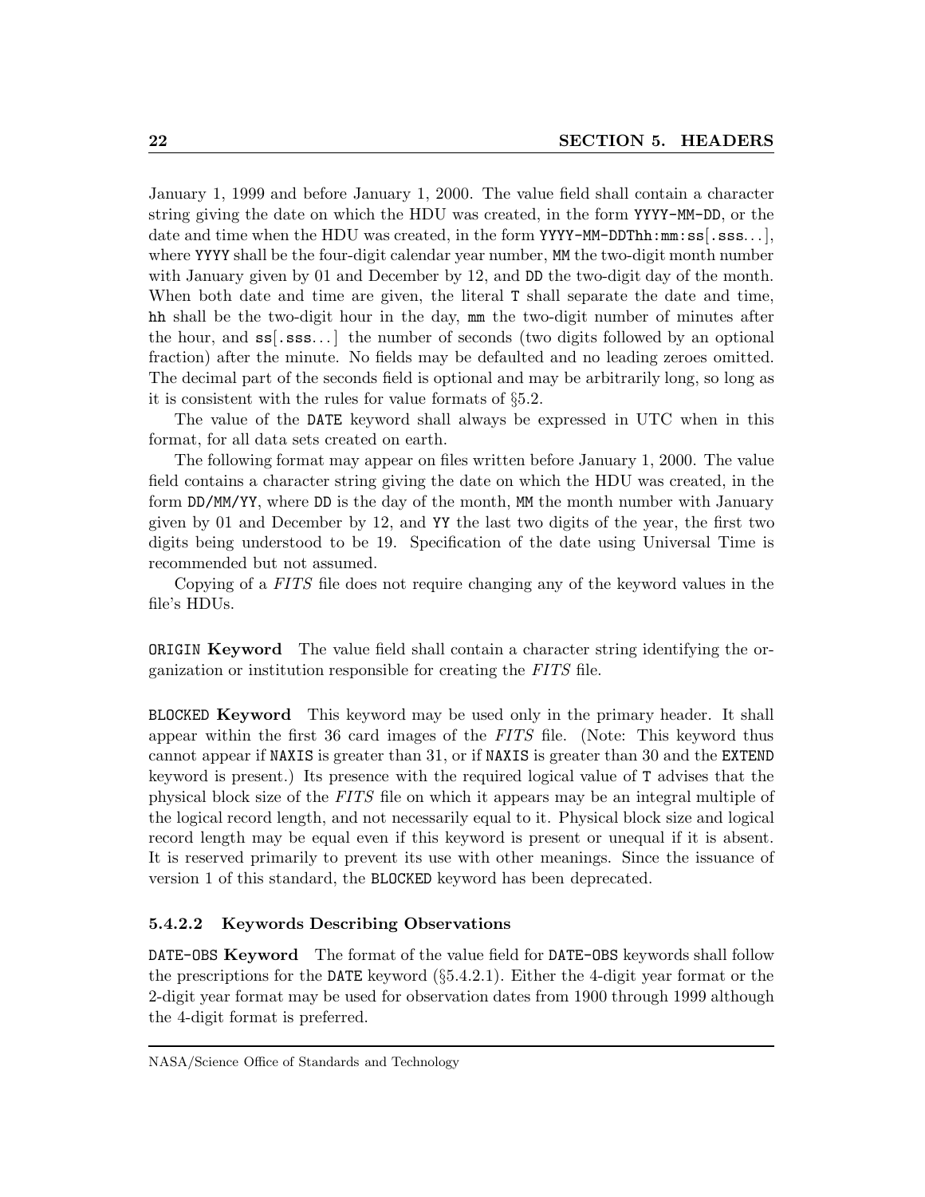January 1, 1999 and before January 1, 2000. The value field shall contain a character string giving the date on which the HDU was created, in the form `YYYY-MM-DD`, or the date and time when the HDU was created, in the form `YYYY-MM-DDThh:mm:ss[.sss...]`, where `YYYY` shall be the four-digit calendar year number, `MM` the two-digit month number with January given by 01 and December by 12, and `DD` the two-digit day of the month. When both date and time are given, the literal `T` shall separate the date and time, `hh` shall be the two-digit hour in the day, `mm` the two-digit number of minutes after the hour, and `ss[.sss...]` the number of seconds (two digits followed by an optional fraction) after the minute. No fields may be defaulted and no leading zeroes omitted. The decimal part of the seconds field is optional and may be arbitrarily long, so long as it is consistent with the rules for value formats of §5.2.

The value of the `DATE` keyword shall always be expressed in UTC when in this format, for all data sets created on earth.

The following format may appear on files written before January 1, 2000. The value field contains a character string giving the date on which the HDU was created, in the form `DD/MM/YY`, where `DD` is the day of the month, `MM` the month number with January given by 01 and December by 12, and `YY` the last two digits of the year, the first two digits being understood to be 19. Specification of the date using Universal Time is recommended but not assumed.

Copying of a *FITS* file does not require changing any of the keyword values in the file's HDUs.

`ORIGIN` **Keyword** The value field shall contain a character string identifying the organization or institution responsible for creating the *FITS* file.

`BLOCKED` **Keyword** This keyword may be used only in the primary header. It shall appear within the first 36 card images of the *FITS* file. (Note: This keyword thus cannot appear if `NAXIS` is greater than 31, or if `NAXIS` is greater than 30 and the `EXTEND` keyword is present.) Its presence with the required logical value of `T` advises that the physical block size of the *FITS* file on which it appears may be an integral multiple of the logical record length, and not necessarily equal to it. Physical block size and logical record length may be equal even if this keyword is present or unequal if it is absent. It is reserved primarily to prevent its use with other meanings. Since the issuance of version 1 of this standard, the `BLOCKED` keyword has been deprecated.

#### 5.4.2.2 Keywords Describing Observations

`DATE-OBS` **Keyword** The format of the value field for `DATE-OBS` keywords shall follow the prescriptions for the `DATE` keyword (§5.4.2.1). Either the 4-digit year format or the 2-digit year format may be used for observation dates from 1900 through 1999 although the 4-digit format is preferred.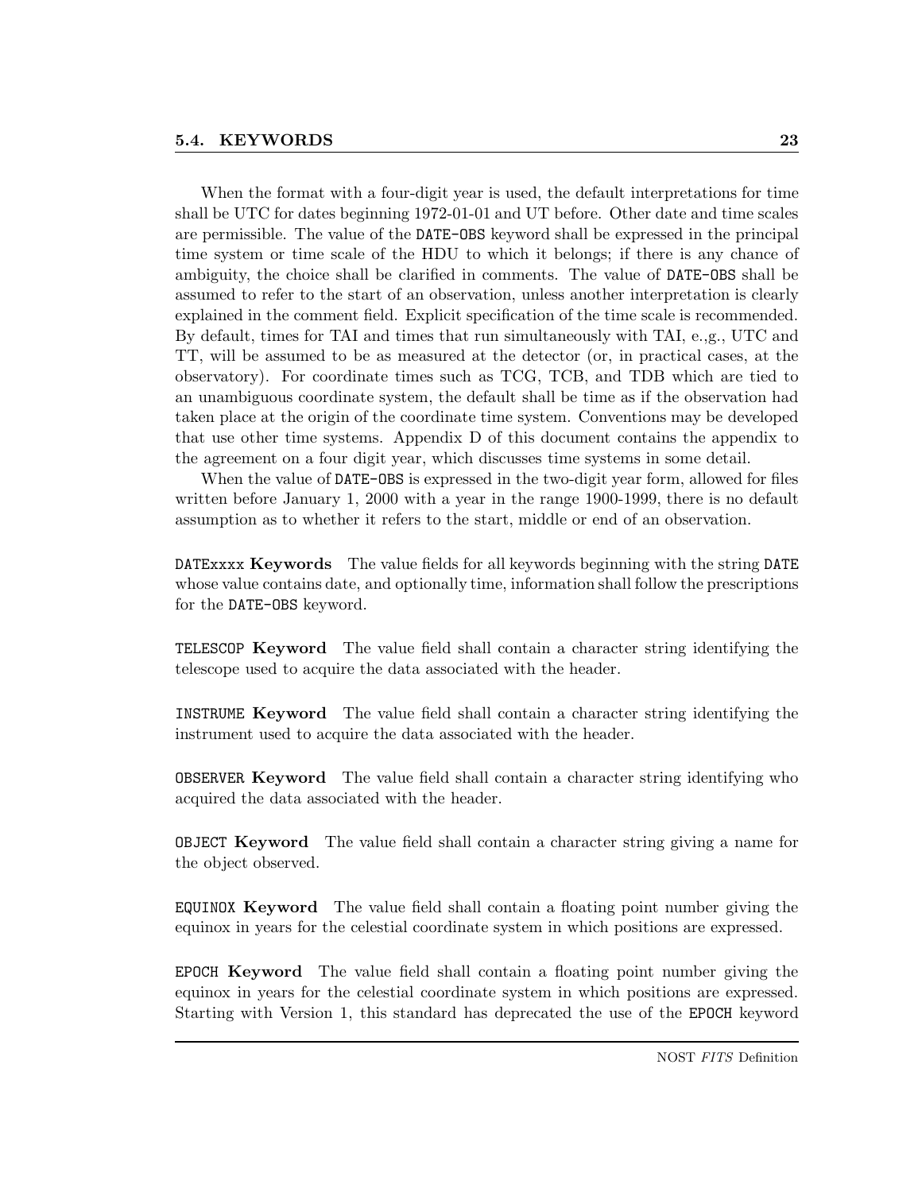When the format with a four-digit year is used, the default interpretations for time shall be UTC for dates beginning 1972-01-01 and UT before. Other date and time scales are permissible. The value of the `DATE-OBS` keyword shall be expressed in the principal time system or time scale of the HDU to which it belongs; if there is any chance of ambiguity, the choice shall be clarified in comments. The value of `DATE-OBS` shall be assumed to refer to the start of an observation, unless another interpretation is clearly explained in the comment field. Explicit specification of the time scale is recommended. By default, times for TAI and times that run simultaneously with TAI, e.,g., UTC and TT, will be assumed to be as measured at the detector (or, in practical cases, at the observatory). For coordinate times such as TCG, TCB, and TDB which are tied to an unambiguous coordinate system, the default shall be time as if the observation had taken place at the origin of the coordinate time system. Conventions may be developed that use other time systems. Appendix D of this document contains the appendix to the agreement on a four digit year, which discusses time systems in some detail.

When the value of `DATE-OBS` is expressed in the two-digit year form, allowed for files written before January 1, 2000 with a year in the range 1900-1999, there is no default assumption as to whether it refers to the start, middle or end of an observation.

`DATExxxx` **Keywords** The value fields for all keywords beginning with the string `DATE` whose value contains date, and optionally time, information shall follow the prescriptions for the `DATE-OBS` keyword.

`TELESCOP` **Keyword** The value field shall contain a character string identifying the telescope used to acquire the data associated with the header.

`INSTRUME` **Keyword** The value field shall contain a character string identifying the instrument used to acquire the data associated with the header.

`OBSERVER` **Keyword** The value field shall contain a character string identifying who acquired the data associated with the header.

`OBJECT` **Keyword** The value field shall contain a character string giving a name for the object observed.

`EQUINOX` **Keyword** The value field shall contain a floating point number giving the equinox in years for the celestial coordinate system in which positions are expressed.

`EPOCH` **Keyword** The value field shall contain a floating point number giving the equinox in years for the celestial coordinate system in which positions are expressed. Starting with Version 1, this standard has deprecated the use of the `EPOCH` keyword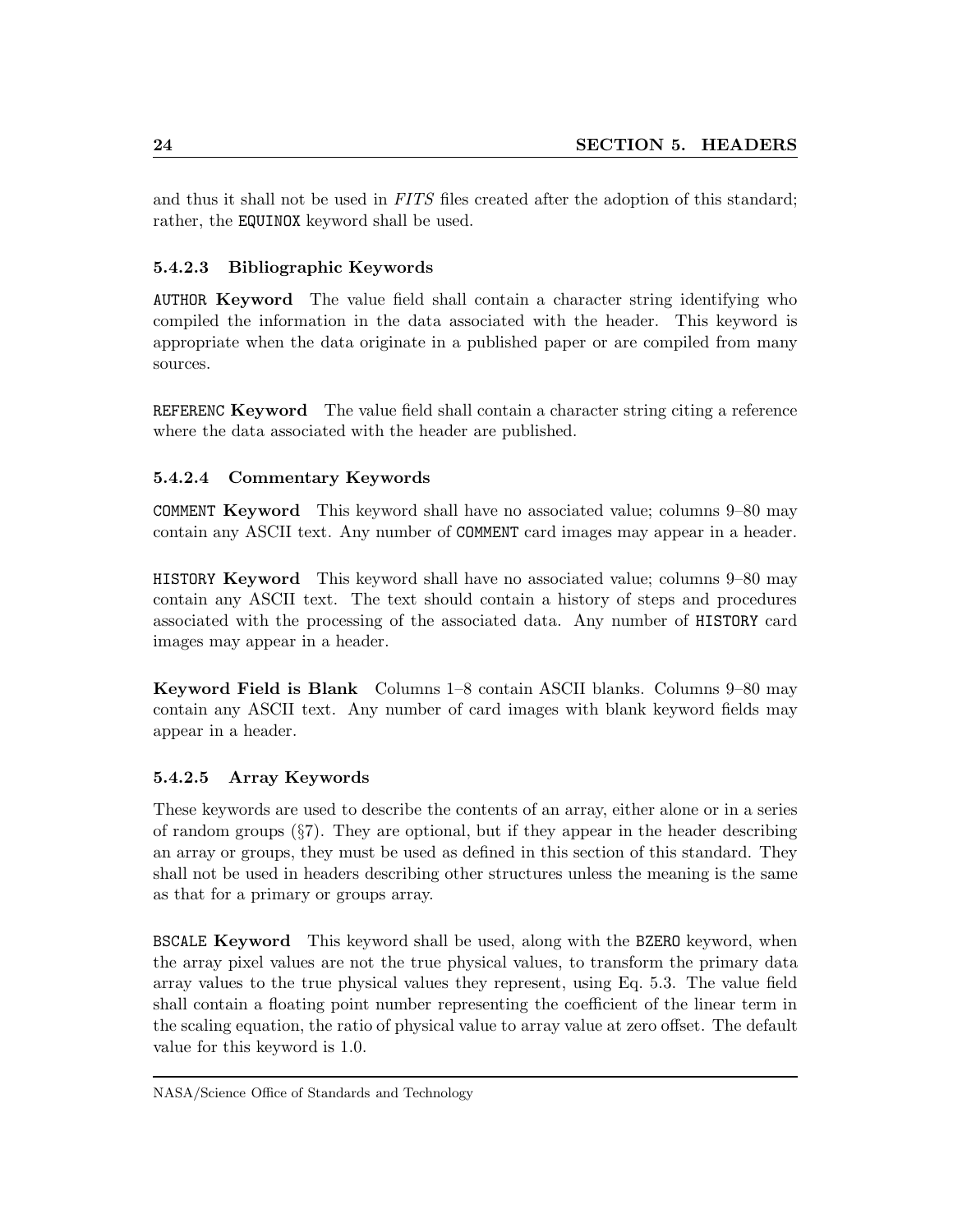and thus it shall not be used in *FITS* files created after the adoption of this standard; rather, the `EQUINOX` keyword shall be used.

#### 5.4.2.3 Bibliographic Keywords

**`AUTHOR` Keyword** The value field shall contain a character string identifying who compiled the information in the data associated with the header. This keyword is appropriate when the data originate in a published paper or are compiled from many sources.

**`REFERENC` Keyword** The value field shall contain a character string citing a reference where the data associated with the header are published.

#### 5.4.2.4 Commentary Keywords

**`COMMENT` Keyword** This keyword shall have no associated value; columns 9–80 may contain any ASCII text. Any number of `COMMENT` card images may appear in a header.

**`HISTORY` Keyword** This keyword shall have no associated value; columns 9–80 may contain any ASCII text. The text should contain a history of steps and procedures associated with the processing of the associated data. Any number of `HISTORY` card images may appear in a header.

**Keyword Field is Blank** Columns 1–8 contain ASCII blanks. Columns 9–80 may contain any ASCII text. Any number of card images with blank keyword fields may appear in a header.

#### 5.4.2.5 Array Keywords

These keywords are used to describe the contents of an array, either alone or in a series of random groups (§7). They are optional, but if they appear in the header describing an array or groups, they must be used as defined in this section of this standard. They shall not be used in headers describing other structures unless the meaning is the same as that for a primary or groups array.

**`BSCALE` Keyword** This keyword shall be used, along with the `BZERO` keyword, when the array pixel values are not the true physical values, to transform the primary data array values to the true physical values they represent, using Eq. 5.3. The value field shall contain a floating point number representing the coefficient of the linear term in the scaling equation, the ratio of physical value to array value at zero offset. The default value for this keyword is 1.0.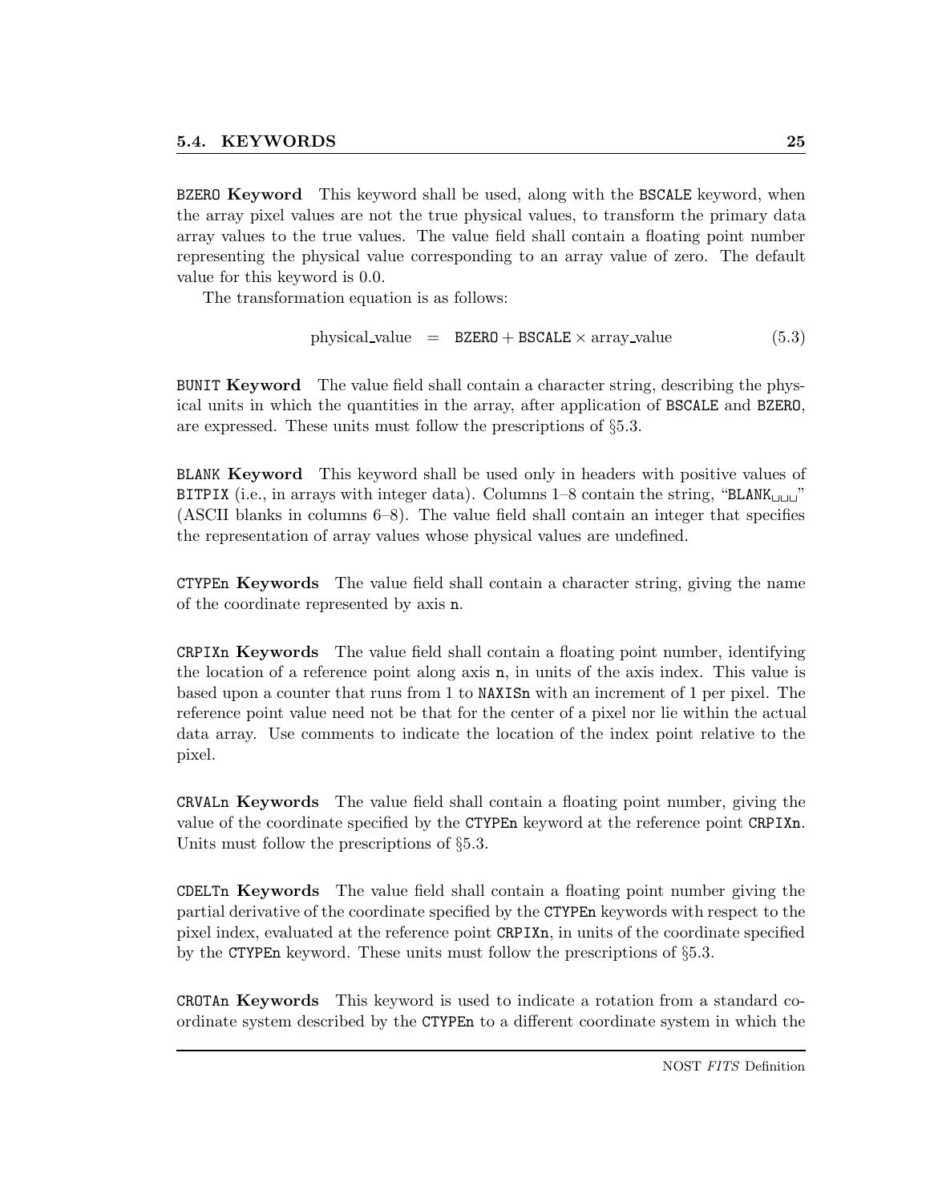**BZERO Keyword** This keyword shall be used, along with the BSCALE keyword, when the array pixel values are not the true physical values, to transform the primary data array values to the true values. The value field shall contain a floating point number representing the physical value corresponding to an array value of zero. The default value for this keyword is 0.0.

The transformation equation is as follows:

$$\text{physical\_value} \quad = \quad \texttt{BZERO} + \texttt{BSCALE} \times \text{array\_value} \qquad (5.3)$$

**BUNIT Keyword** The value field shall contain a character string, describing the physical units in which the quantities in the array, after application of BSCALE and BZERO, are expressed. These units must follow the prescriptions of §5.3.

**BLANK Keyword** This keyword shall be used only in headers with positive values of BITPIX (i.e., in arrays with integer data). Columns 1–8 contain the string, "BLANK␣␣␣" (ASCII blanks in columns 6–8). The value field shall contain an integer that specifies the representation of array values whose physical values are undefined.

**CTYPEn Keywords** The value field shall contain a character string, giving the name of the coordinate represented by axis n.

**CRPIXn Keywords** The value field shall contain a floating point number, identifying the location of a reference point along axis n, in units of the axis index. This value is based upon a counter that runs from 1 to NAXISn with an increment of 1 per pixel. The reference point value need not be that for the center of a pixel nor lie within the actual data array. Use comments to indicate the location of the index point relative to the pixel.

**CRVALn Keywords** The value field shall contain a floating point number, giving the value of the coordinate specified by the CTYPEn keyword at the reference point CRPIXn. Units must follow the prescriptions of §5.3.

**CDELTn Keywords** The value field shall contain a floating point number giving the partial derivative of the coordinate specified by the CTYPEn keywords with respect to the pixel index, evaluated at the reference point CRPIXn, in units of the coordinate specified by the CTYPEn keyword. These units must follow the prescriptions of §5.3.

**CROTAn Keywords** This keyword is used to indicate a rotation from a standard coordinate system described by the CTYPEn to a different coordinate system in which the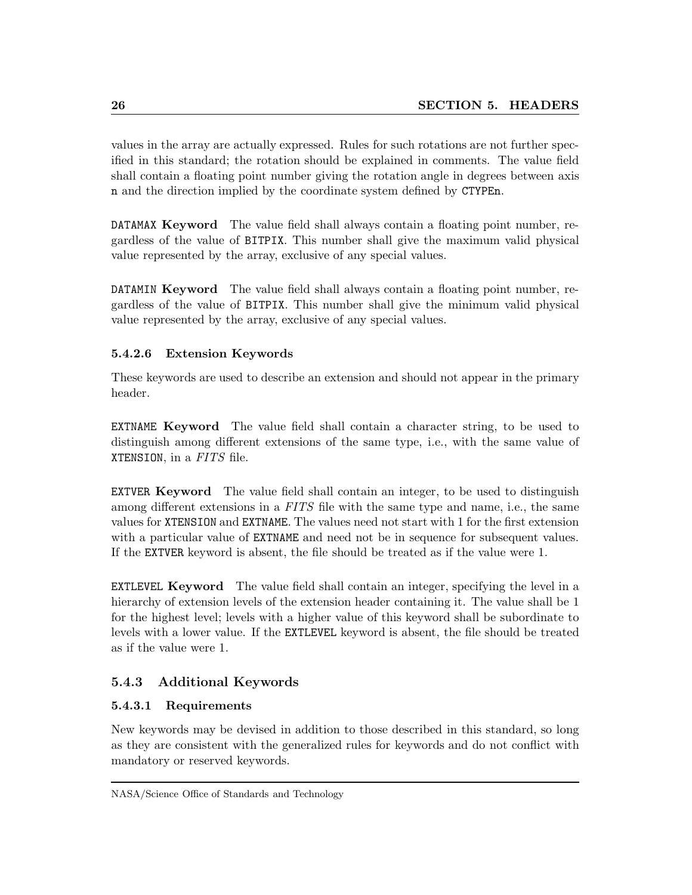values in the array are actually expressed. Rules for such rotations are not further specified in this standard; the rotation should be explained in comments. The value field shall contain a floating point number giving the rotation angle in degrees between axis `n` and the direction implied by the coordinate system defined by `CTYPEn`.

`DATAMAX` **Keyword** The value field shall always contain a floating point number, regardless of the value of `BITPIX`. This number shall give the maximum valid physical value represented by the array, exclusive of any special values.

`DATAMIN` **Keyword** The value field shall always contain a floating point number, regardless of the value of `BITPIX`. This number shall give the minimum valid physical value represented by the array, exclusive of any special values.

#### 5.4.2.6 Extension Keywords

These keywords are used to describe an extension and should not appear in the primary header.

`EXTNAME` **Keyword** The value field shall contain a character string, to be used to distinguish among different extensions of the same type, i.e., with the same value of `XTENSION`, in a *FITS* file.

`EXTVER` **Keyword** The value field shall contain an integer, to be used to distinguish among different extensions in a *FITS* file with the same type and name, i.e., the same values for `XTENSION` and `EXTNAME`. The values need not start with 1 for the first extension with a particular value of `EXTNAME` and need not be in sequence for subsequent values. If the `EXTVER` keyword is absent, the file should be treated as if the value were 1.

`EXTLEVEL` **Keyword** The value field shall contain an integer, specifying the level in a hierarchy of extension levels of the extension header containing it. The value shall be 1 for the highest level; levels with a higher value of this keyword shall be subordinate to levels with a lower value. If the `EXTLEVEL` keyword is absent, the file should be treated as if the value were 1.

### 5.4.3 Additional Keywords

#### 5.4.3.1 Requirements

New keywords may be devised in addition to those described in this standard, so long as they are consistent with the generalized rules for keywords and do not conflict with mandatory or reserved keywords.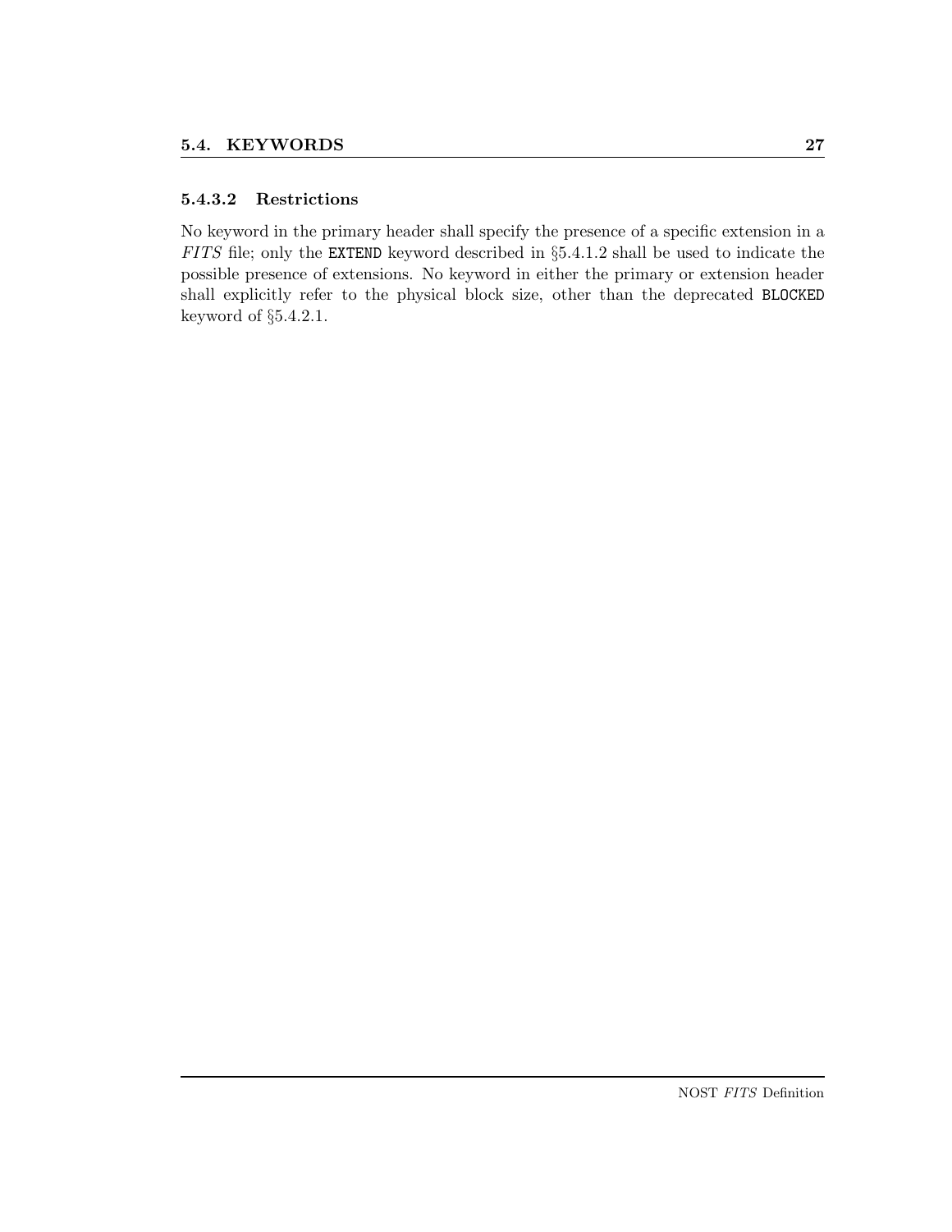#### 5.4.3.2 Restrictions

No keyword in the primary header shall specify the presence of a specific extension in a *FITS* file; only the `EXTEND` keyword described in §5.4.1.2 shall be used to indicate the possible presence of extensions. No keyword in either the primary or extension header shall explicitly refer to the physical block size, other than the deprecated `BLOCKED` keyword of §5.4.2.1.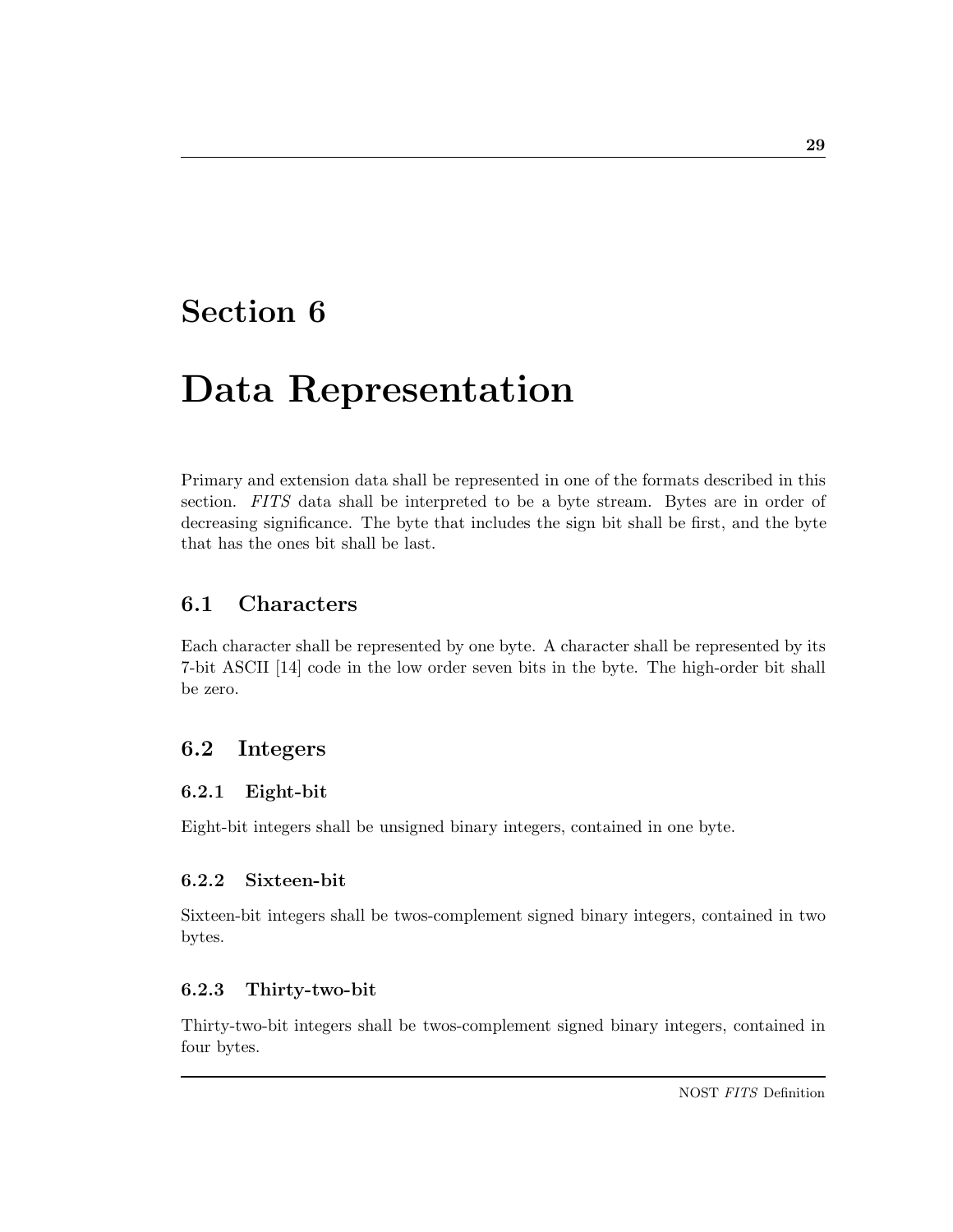# Section 6

# Data Representation

Primary and extension data shall be represented in one of the formats described in this section. *FITS* data shall be interpreted to be a byte stream. Bytes are in order of decreasing significance. The byte that includes the sign bit shall be first, and the byte that has the ones bit shall be last.

## 6.1 Characters

Each character shall be represented by one byte. A character shall be represented by its 7-bit ASCII [14] code in the low order seven bits in the byte. The high-order bit shall be zero.

## 6.2 Integers

### 6.2.1 Eight-bit

Eight-bit integers shall be unsigned binary integers, contained in one byte.

### 6.2.2 Sixteen-bit

Sixteen-bit integers shall be twos-complement signed binary integers, contained in two bytes.

### 6.2.3 Thirty-two-bit

Thirty-two-bit integers shall be twos-complement signed binary integers, contained in four bytes.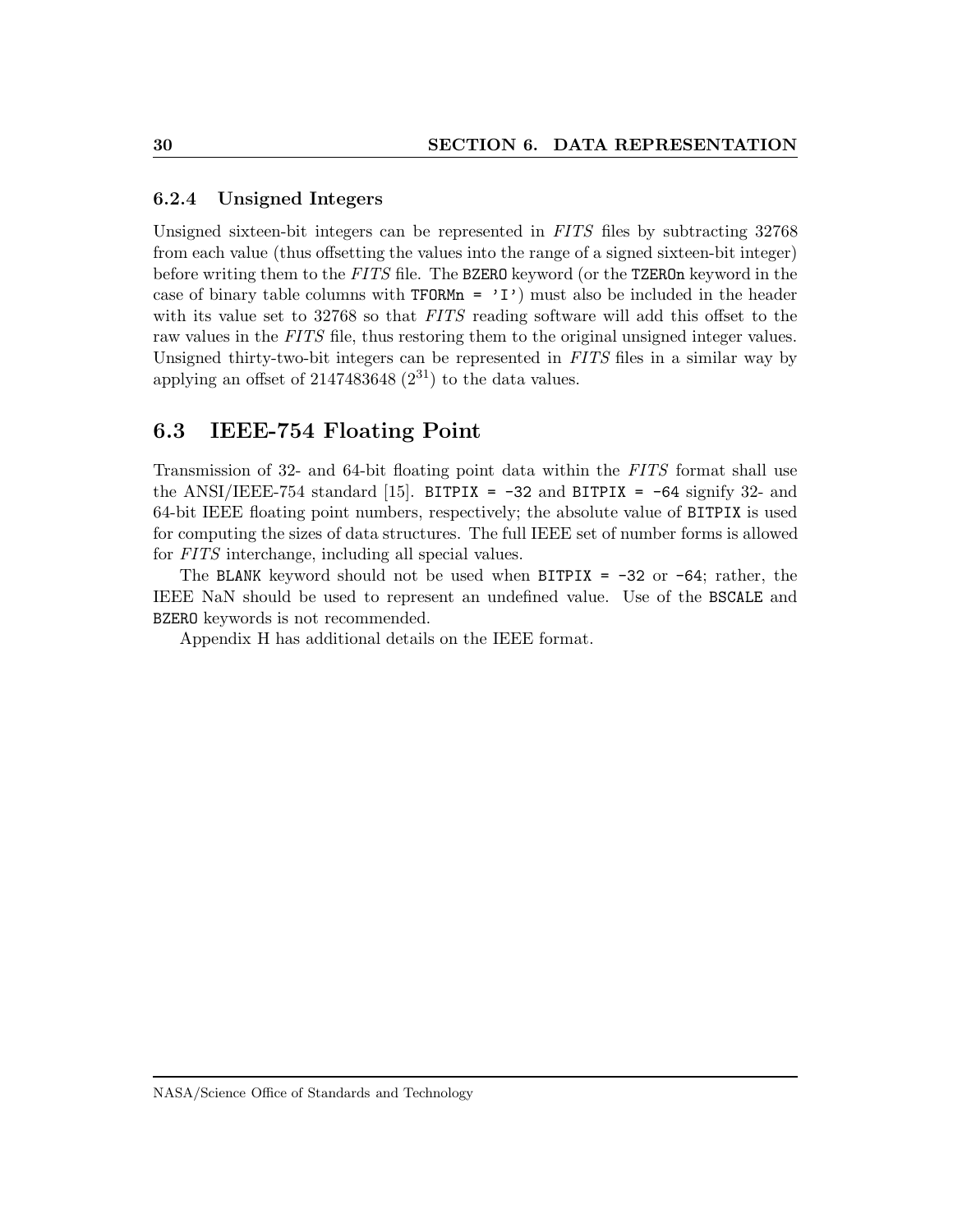### 6.2.4 Unsigned Integers

Unsigned sixteen-bit integers can be represented in *FITS* files by subtracting 32768 from each value (thus offsetting the values into the range of a signed sixteen-bit integer) before writing them to the *FITS* file. The `BZERO` keyword (or the `TZEROn` keyword in the case of binary table columns with `TFORMn = 'I'`) must also be included in the header with its value set to 32768 so that *FITS* reading software will add this offset to the raw values in the *FITS* file, thus restoring them to the original unsigned integer values. Unsigned thirty-two-bit integers can be represented in *FITS* files in a similar way by applying an offset of 2147483648 ($2^{31}$) to the data values.

## 6.3 IEEE-754 Floating Point

Transmission of 32- and 64-bit floating point data within the *FITS* format shall use the ANSI/IEEE-754 standard [15]. `BITPIX = -32` and `BITPIX = -64` signify 32- and 64-bit IEEE floating point numbers, respectively; the absolute value of `BITPIX` is used for computing the sizes of data structures. The full IEEE set of number forms is allowed for *FITS* interchange, including all special values.

The `BLANK` keyword should not be used when `BITPIX = -32` or `-64`; rather, the IEEE NaN should be used to represent an undefined value. Use of the `BSCALE` and `BZERO` keywords is not recommended.

Appendix H has additional details on the IEEE format.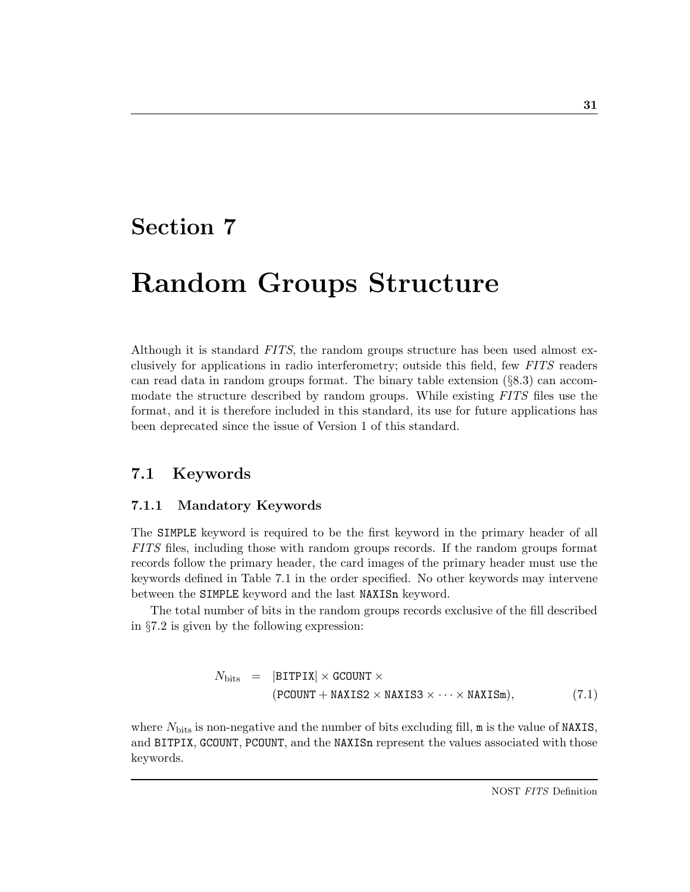# Section 7

# Random Groups Structure

Although it is standard *FITS*, the random groups structure has been used almost exclusively for applications in radio interferometry; outside this field, few *FITS* readers can read data in random groups format. The binary table extension (§8.3) can accommodate the structure described by random groups. While existing *FITS* files use the format, and it is therefore included in this standard, its use for future applications has been deprecated since the issue of Version 1 of this standard.

## 7.1 Keywords

### 7.1.1 Mandatory Keywords

The `SIMPLE` keyword is required to be the first keyword in the primary header of all *FITS* files, including those with random groups records. If the random groups format records follow the primary header, the card images of the primary header must use the keywords defined in Table 7.1 in the order specified. No other keywords may intervene between the `SIMPLE` keyword and the last `NAXISn` keyword.

The total number of bits in the random groups records exclusive of the fill described in §7.2 is given by the following expression:

$$
\begin{aligned}
N_{\mathrm{bits}} \;=\; & |\mathtt{BITPIX}| \times \mathtt{GCOUNT} \times \\
& (\mathtt{PCOUNT} + \mathtt{NAXIS2} \times \mathtt{NAXIS3} \times \cdots \times \mathtt{NAXISm}), \qquad (7.1)
\end{aligned}
$$

where $N_{\mathrm{bits}}$ is non-negative and the number of bits excluding fill, `m` is the value of `NAXIS`, and `BITPIX`, `GCOUNT`, `PCOUNT`, and the `NAXISn` represent the values associated with those keywords.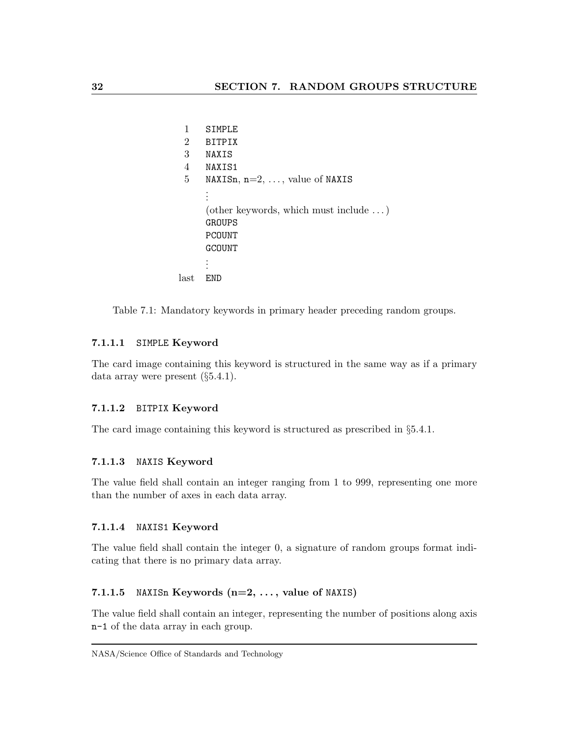| | |
|---|---|
| 1 | `SIMPLE` |
| 2 | `BITPIX` |
| 3 | `NAXIS` |
| 4 | `NAXIS1` |
| 5 | `NAXISn`, `n`=2, ..., value of `NAXIS` |
| | ⋮ |
| | (other keywords, which must include ...) |
| | `GROUPS` |
| | `PCOUNT` |
| | `GCOUNT` |
| | ⋮ |
| last | `END` |

Table 7.1: Mandatory keywords in primary header preceding random groups.

#### 7.1.1.1 `SIMPLE` Keyword

The card image containing this keyword is structured in the same way as if a primary data array were present (§5.4.1).

#### 7.1.1.2 `BITPIX` Keyword

The card image containing this keyword is structured as prescribed in §5.4.1.

#### 7.1.1.3 `NAXIS` Keyword

The value field shall contain an integer ranging from 1 to 999, representing one more than the number of axes in each data array.

#### 7.1.1.4 `NAXIS1` Keyword

The value field shall contain the integer 0, a signature of random groups format indicating that there is no primary data array.

#### 7.1.1.5 `NAXISn` Keywords (n=2, ..., value of `NAXIS`)

The value field shall contain an integer, representing the number of positions along axis `n-1` of the data array in each group.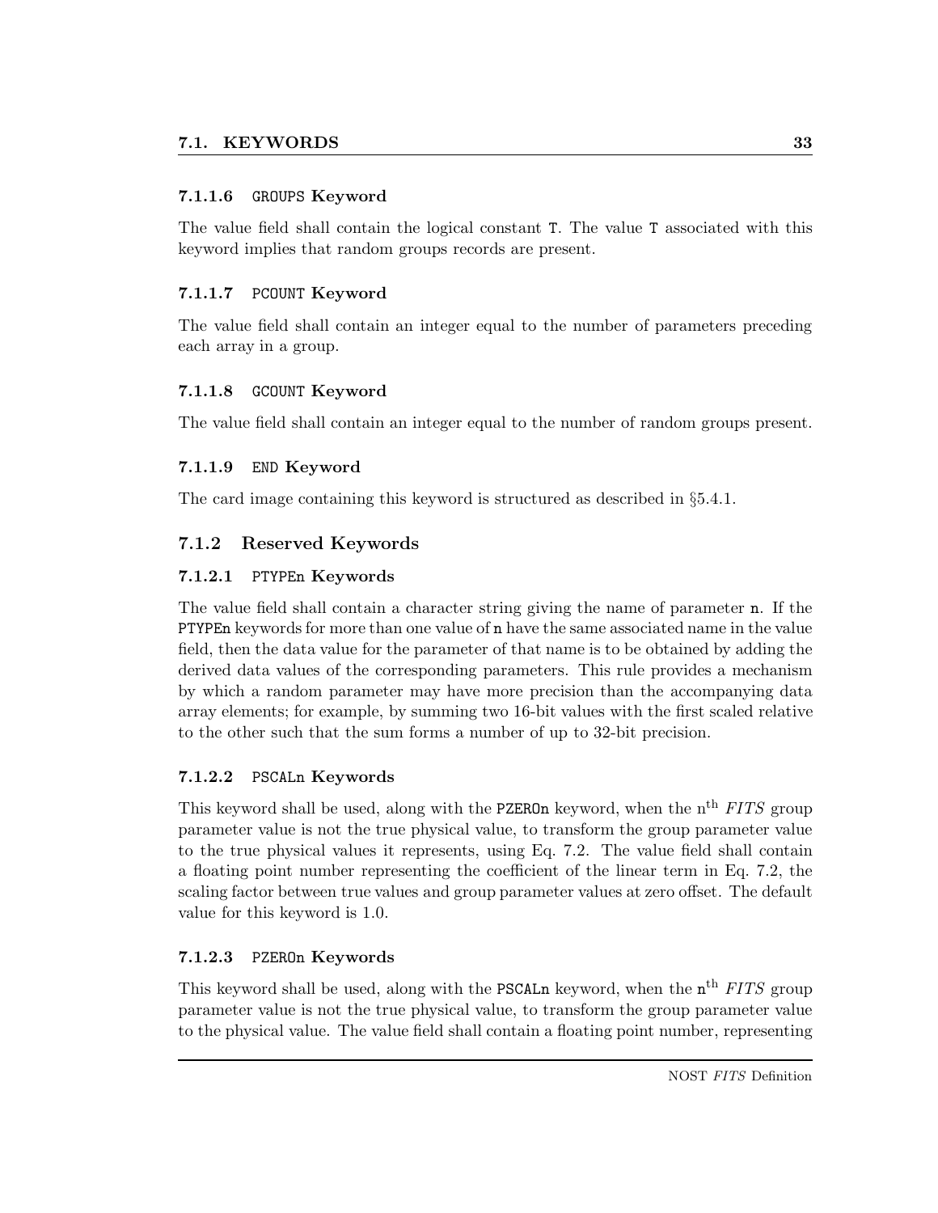#### 7.1.1.6 `GROUPS` Keyword

The value field shall contain the logical constant `T`. The value `T` associated with this keyword implies that random groups records are present.

#### 7.1.1.7 `PCOUNT` Keyword

The value field shall contain an integer equal to the number of parameters preceding each array in a group.

#### 7.1.1.8 `GCOUNT` Keyword

The value field shall contain an integer equal to the number of random groups present.

#### 7.1.1.9 `END` Keyword

The card image containing this keyword is structured as described in §5.4.1.

### 7.1.2 Reserved Keywords

#### 7.1.2.1 `PTYPEn` Keywords

The value field shall contain a character string giving the name of parameter `n`. If the `PTYPEn` keywords for more than one value of `n` have the same associated name in the value field, then the data value for the parameter of that name is to be obtained by adding the derived data values of the corresponding parameters. This rule provides a mechanism by which a random parameter may have more precision than the accompanying data array elements; for example, by summing two 16-bit values with the first scaled relative to the other such that the sum forms a number of up to 32-bit precision.

#### 7.1.2.2 `PSCALn` Keywords

This keyword shall be used, along with the `PZEROn` keyword, when the n$^{\text{th}}$ *FITS* group parameter value is not the true physical value, to transform the group parameter value to the true physical values it represents, using Eq. 7.2. The value field shall contain a floating point number representing the coefficient of the linear term in Eq. 7.2, the scaling factor between true values and group parameter values at zero offset. The default value for this keyword is 1.0.

#### 7.1.2.3 `PZEROn` Keywords

This keyword shall be used, along with the `PSCALn` keyword, when the `n`$^{\text{th}}$ *FITS* group parameter value is not the true physical value, to transform the group parameter value to the physical value. The value field shall contain a floating point number, representing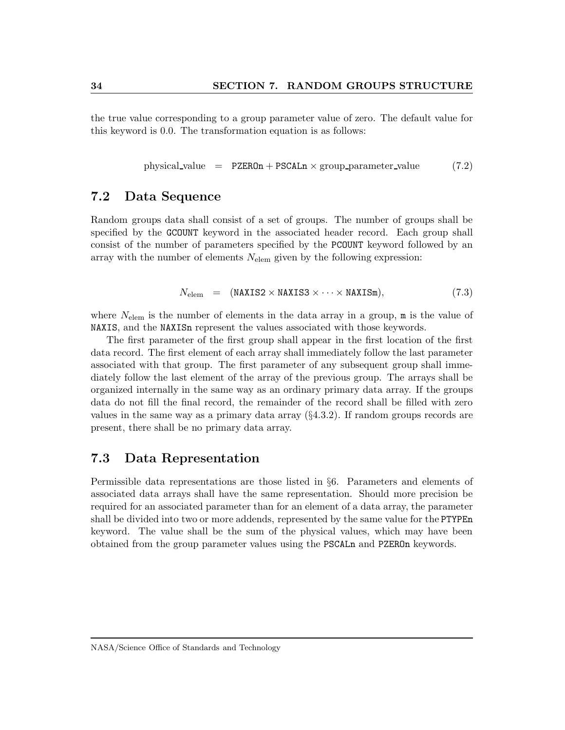the true value corresponding to a group parameter value of zero. The default value for this keyword is 0.0. The transformation equation is as follows:

$$\text{physical\_value} \quad = \quad \texttt{PZEROn} + \texttt{PSCALn} \times \text{group\_parameter\_value} \qquad (7.2)$$

## 7.2 Data Sequence

Random groups data shall consist of a set of groups. The number of groups shall be specified by the `GCOUNT` keyword in the associated header record. Each group shall consist of the number of parameters specified by the `PCOUNT` keyword followed by an array with the number of elements $N_{\text{elem}}$ given by the following expression:

$$N_{\text{elem}} \quad = \quad (\texttt{NAXIS2} \times \texttt{NAXIS3} \times \cdots \times \texttt{NAXISm}), \qquad (7.3)$$

where $N_{\text{elem}}$ is the number of elements in the data array in a group, `m` is the value of `NAXIS`, and the `NAXISn` represent the values associated with those keywords.

The first parameter of the first group shall appear in the first location of the first data record. The first element of each array shall immediately follow the last parameter associated with that group. The first parameter of any subsequent group shall immediately follow the last element of the array of the previous group. The arrays shall be organized internally in the same way as an ordinary primary data array. If the groups data do not fill the final record, the remainder of the record shall be filled with zero values in the same way as a primary data array (§4.3.2). If random groups records are present, there shall be no primary data array.

## 7.3 Data Representation

Permissible data representations are those listed in §6. Parameters and elements of associated data arrays shall have the same representation. Should more precision be required for an associated parameter than for an element of a data array, the parameter shall be divided into two or more addends, represented by the same value for the `PTYPEn` keyword. The value shall be the sum of the physical values, which may have been obtained from the group parameter values using the `PSCALn` and `PZEROn` keywords.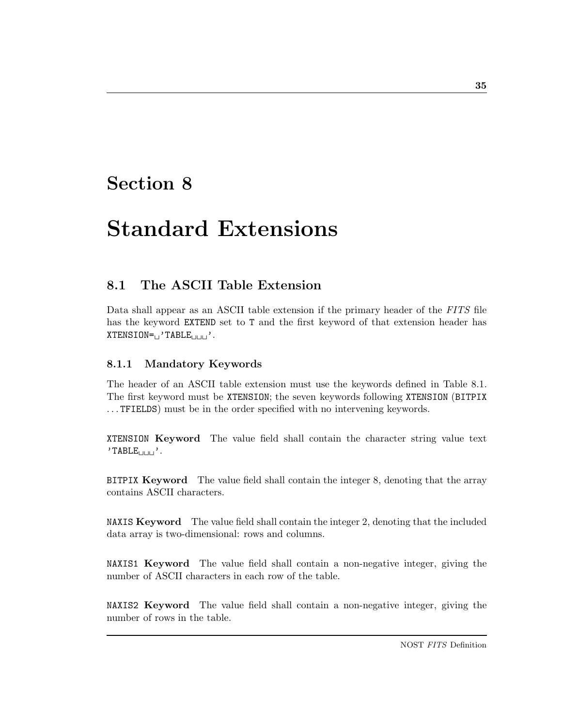# Section 8

# Standard Extensions

## 8.1 The ASCII Table Extension

Data shall appear as an ASCII table extension if the primary header of the *FITS* file has the keyword `EXTEND` set to `T` and the first keyword of that extension header has `XTENSION=␣'TABLE␣␣␣'`.

### 8.1.1 Mandatory Keywords

The header of an ASCII table extension must use the keywords defined in Table 8.1. The first keyword must be `XTENSION`; the seven keywords following `XTENSION` (`BITPIX` . . . `TFIELDS`) must be in the order specified with no intervening keywords.

`XTENSION` **Keyword** The value field shall contain the character string value text `'TABLE␣␣␣'`.

`BITPIX` **Keyword** The value field shall contain the integer 8, denoting that the array contains ASCII characters.

`NAXIS` **Keyword** The value field shall contain the integer 2, denoting that the included data array is two-dimensional: rows and columns.

`NAXIS1` **Keyword** The value field shall contain a non-negative integer, giving the number of ASCII characters in each row of the table.

`NAXIS2` **Keyword** The value field shall contain a non-negative integer, giving the number of rows in the table.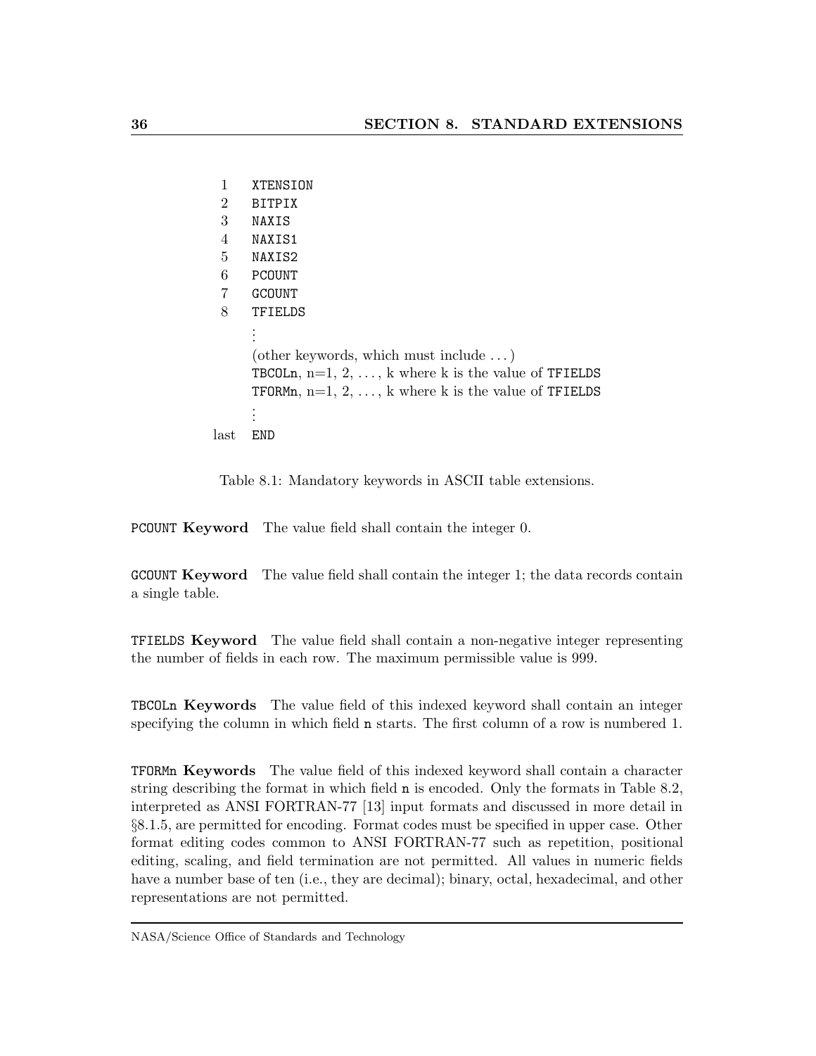| | |
|---|---|
| 1 | `XTENSION` |
| 2 | `BITPIX` |
| 3 | `NAXIS` |
| 4 | `NAXIS1` |
| 5 | `NAXIS2` |
| 6 | `PCOUNT` |
| 7 | `GCOUNT` |
| 8 | `TFIELDS` |
| | ⋮ |
| | (other keywords, which must include ...) |
| | `TBCOLn`, n=1, 2, ..., k where k is the value of `TFIELDS` |
| | `TFORMn`, n=1, 2, ..., k where k is the value of `TFIELDS` |
| | ⋮ |
| last | `END` |

Table 8.1: Mandatory keywords in ASCII table extensions.

`PCOUNT` **Keyword** The value field shall contain the integer 0.

`GCOUNT` **Keyword** The value field shall contain the integer 1; the data records contain a single table.

`TFIELDS` **Keyword** The value field shall contain a non-negative integer representing the number of fields in each row. The maximum permissible value is 999.

`TBCOLn` **Keywords** The value field of this indexed keyword shall contain an integer specifying the column in which field `n` starts. The first column of a row is numbered 1.

`TFORMn` **Keywords** The value field of this indexed keyword shall contain a character string describing the format in which field `n` is encoded. Only the formats in Table 8.2, interpreted as ANSI FORTRAN-77 [13] input formats and discussed in more detail in §8.1.5, are permitted for encoding. Format codes must be specified in upper case. Other format editing codes common to ANSI FORTRAN-77 such as repetition, positional editing, scaling, and field termination are not permitted. All values in numeric fields have a number base of ten (i.e., they are decimal); binary, octal, hexadecimal, and other representations are not permitted.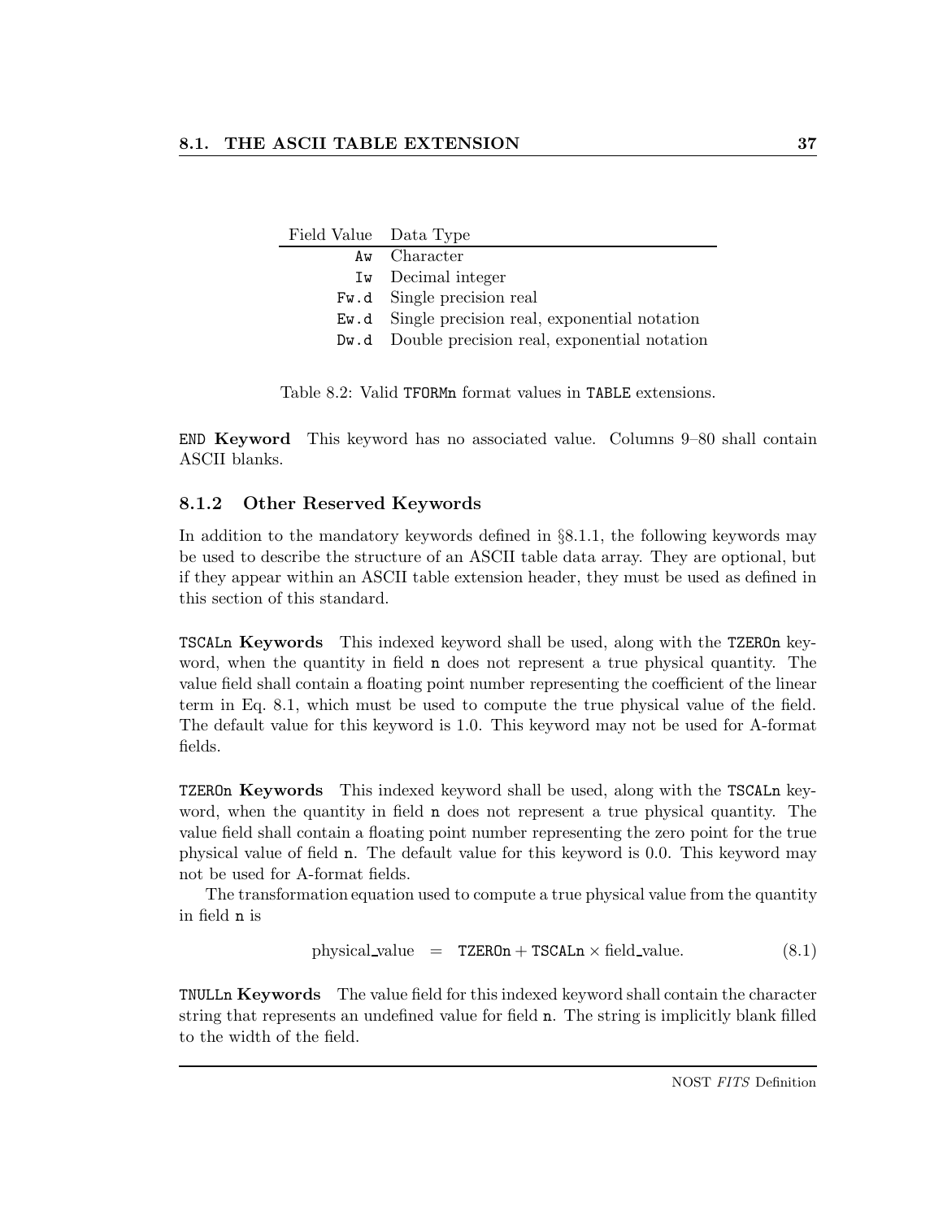| Field Value | Data Type |
|---|---|
| `Aw` | Character |
| `Iw` | Decimal integer |
| `Fw.d` | Single precision real |
| `Ew.d` | Single precision real, exponential notation |
| `Dw.d` | Double precision real, exponential notation |

Table 8.2: Valid `TFORMn` format values in `TABLE` extensions.

**`END` Keyword** This keyword has no associated value. Columns 9–80 shall contain ASCII blanks.

### 8.1.2 Other Reserved Keywords

In addition to the mandatory keywords defined in §8.1.1, the following keywords may be used to describe the structure of an ASCII table data array. They are optional, but if they appear within an ASCII table extension header, they must be used as defined in this section of this standard.

**`TSCALn` Keywords** This indexed keyword shall be used, along with the `TZEROn` keyword, when the quantity in field `n` does not represent a true physical quantity. The value field shall contain a floating point number representing the coefficient of the linear term in Eq. 8.1, which must be used to compute the true physical value of the field. The default value for this keyword is 1.0. This keyword may not be used for A-format fields.

**`TZEROn` Keywords** This indexed keyword shall be used, along with the `TSCALn` keyword, when the quantity in field `n` does not represent a true physical quantity. The value field shall contain a floating point number representing the zero point for the true physical value of field `n`. The default value for this keyword is 0.0. This keyword may not be used for A-format fields.

The transformation equation used to compute a true physical value from the quantity in field `n` is

$$\text{physical\_value} \quad = \quad \texttt{TZEROn} + \texttt{TSCALn} \times \text{field\_value}. \tag{8.1}$$

**`TNULLn` Keywords** The value field for this indexed keyword shall contain the character string that represents an undefined value for field `n`. The string is implicitly blank filled to the width of the field.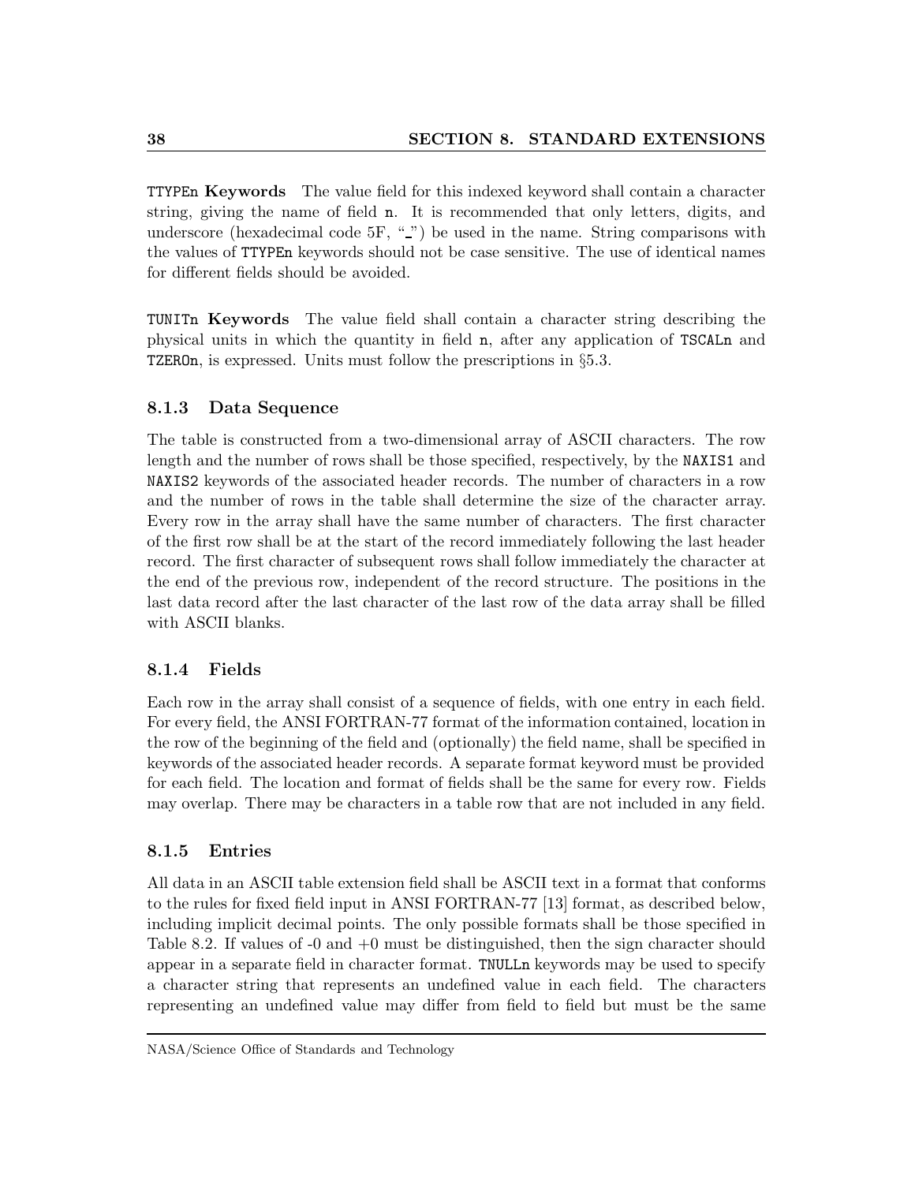**TTYPEn Keywords** The value field for this indexed keyword shall contain a character string, giving the name of field n. It is recommended that only letters, digits, and underscore (hexadecimal code 5F, "_") be used in the name. String comparisons with the values of TTYPEn keywords should not be case sensitive. The use of identical names for different fields should be avoided.

**TUNITn Keywords** The value field shall contain a character string describing the physical units in which the quantity in field n, after any application of TSCALn and TZEROn, is expressed. Units must follow the prescriptions in §5.3.

### 8.1.3 Data Sequence

The table is constructed from a two-dimensional array of ASCII characters. The row length and the number of rows shall be those specified, respectively, by the NAXIS1 and NAXIS2 keywords of the associated header records. The number of characters in a row and the number of rows in the table shall determine the size of the character array. Every row in the array shall have the same number of characters. The first character of the first row shall be at the start of the record immediately following the last header record. The first character of subsequent rows shall follow immediately the character at the end of the previous row, independent of the record structure. The positions in the last data record after the last character of the last row of the data array shall be filled with ASCII blanks.

### 8.1.4 Fields

Each row in the array shall consist of a sequence of fields, with one entry in each field. For every field, the ANSI FORTRAN-77 format of the information contained, location in the row of the beginning of the field and (optionally) the field name, shall be specified in keywords of the associated header records. A separate format keyword must be provided for each field. The location and format of fields shall be the same for every row. Fields may overlap. There may be characters in a table row that are not included in any field.

### 8.1.5 Entries

All data in an ASCII table extension field shall be ASCII text in a format that conforms to the rules for fixed field input in ANSI FORTRAN-77 [13] format, as described below, including implicit decimal points. The only possible formats shall be those specified in Table 8.2. If values of -0 and +0 must be distinguished, then the sign character should appear in a separate field in character format. TNULLn keywords may be used to specify a character string that represents an undefined value in each field. The characters representing an undefined value may differ from field to field but must be the same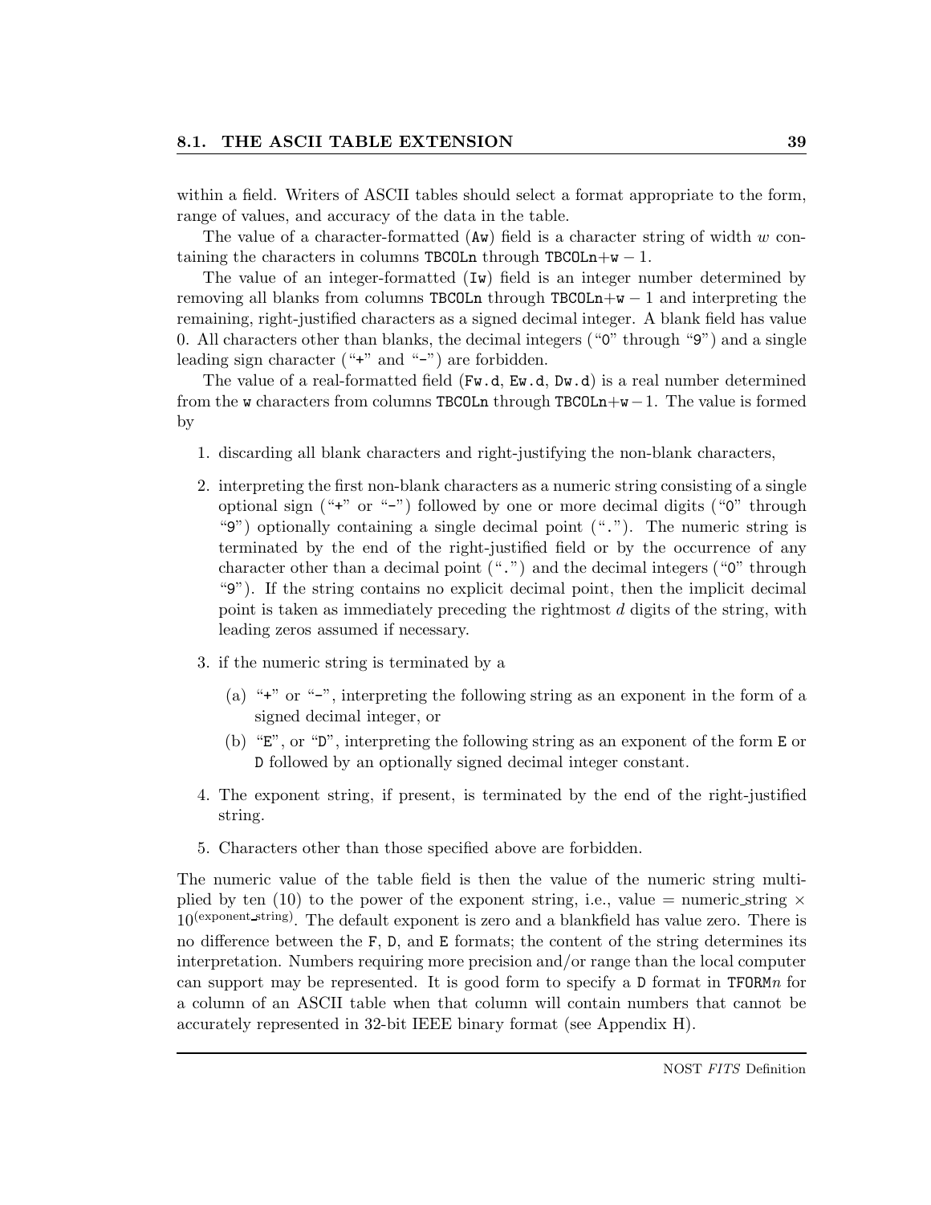within a field. Writers of ASCII tables should select a format appropriate to the form, range of values, and accuracy of the data in the table.

The value of a character-formatted (`Aw`) field is a character string of width $w$ containing the characters in columns `TBCOLn` through `TBCOLn`$+$`w`$-1$.

The value of an integer-formatted (`Iw`) field is an integer number determined by removing all blanks from columns `TBCOLn` through `TBCOLn`$+$`w`$-1$ and interpreting the remaining, right-justified characters as a signed decimal integer. A blank field has value 0. All characters other than blanks, the decimal integers ("`0`" through "`9`") and a single leading sign character ("`+`" and "`-`") are forbidden.

The value of a real-formatted field (`Fw.d`, `Ew.d`, `Dw.d`) is a real number determined from the `w` characters from columns `TBCOLn` through `TBCOLn`$+$`w`$-1$. The value is formed by

1. discarding all blank characters and right-justifying the non-blank characters,
2. interpreting the first non-blank characters as a numeric string consisting of a single optional sign ("`+`" or "`-`") followed by one or more decimal digits ("`0`" through "`9`") optionally containing a single decimal point ("`.`"). The numeric string is terminated by the end of the right-justified field or by the occurrence of any character other than a decimal point ("`.`") and the decimal integers ("`0`" through "`9`"). If the string contains no explicit decimal point, then the implicit decimal point is taken as immediately preceding the rightmost $d$ digits of the string, with leading zeros assumed if necessary.
3. if the numeric string is terminated by a
   (a) "`+`" or "`-`", interpreting the following string as an exponent in the form of a signed decimal integer, or
   (b) "`E`", or "`D`", interpreting the following string as an exponent of the form `E` or `D` followed by an optionally signed decimal integer constant.
4. The exponent string, if present, is terminated by the end of the right-justified string.
5. Characters other than those specified above are forbidden.

The numeric value of the table field is then the value of the numeric string multiplied by ten (10) to the power of the exponent string, i.e., value = numeric_string $\times$ $10^{(\text{exponent\_string})}$. The default exponent is zero and a blankfield has value zero. There is no difference between the `F`, `D`, and `E` formats; the content of the string determines its interpretation. Numbers requiring more precision and/or range than the local computer can support may be represented. It is good form to specify a `D` format in `TFORM`*n* for a column of an ASCII table when that column will contain numbers that cannot be accurately represented in 32-bit IEEE binary format (see Appendix H).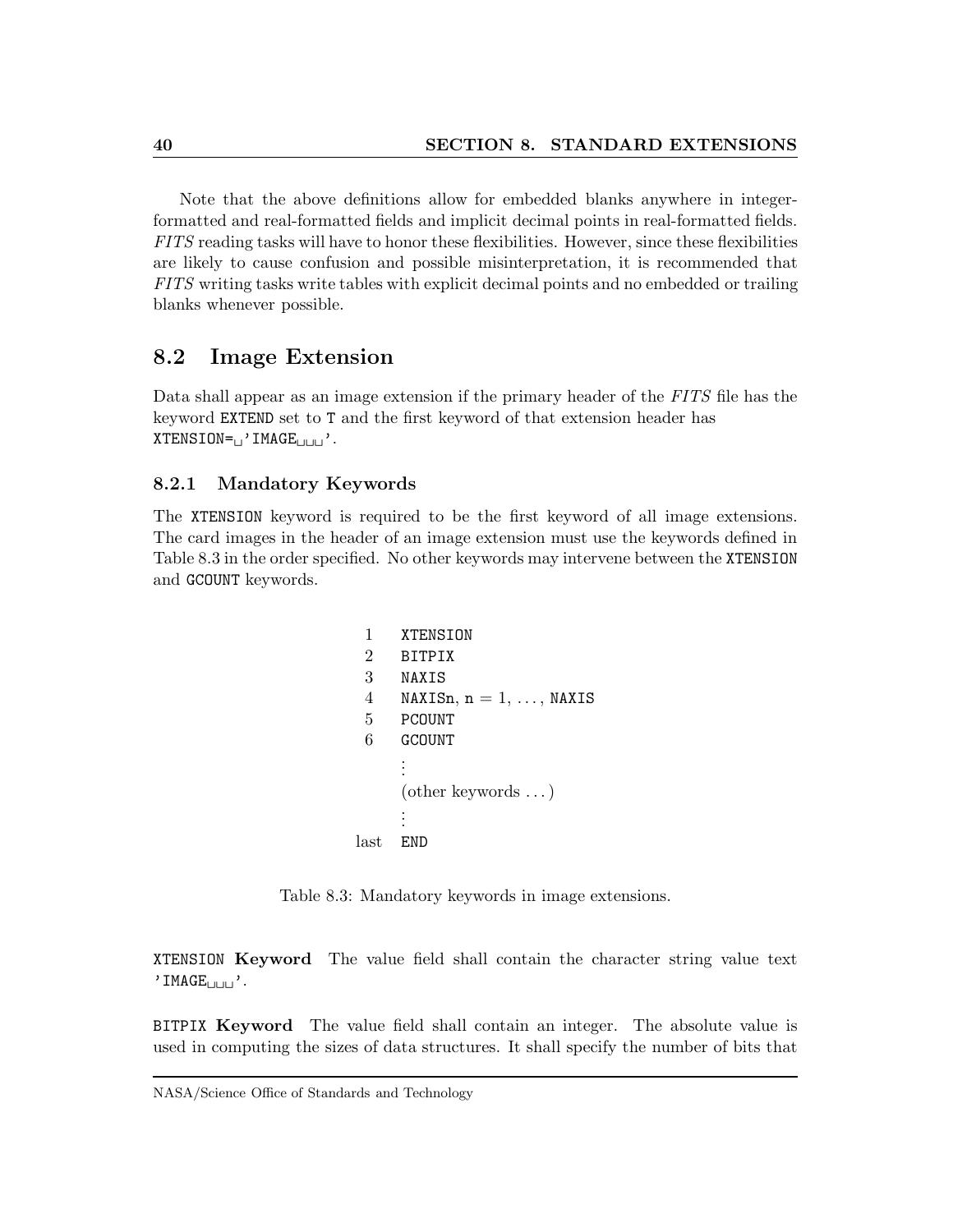Note that the above definitions allow for embedded blanks anywhere in integer-formatted and real-formatted fields and implicit decimal points in real-formatted fields. *FITS* reading tasks will have to honor these flexibilities. However, since these flexibilities are likely to cause confusion and possible misinterpretation, it is recommended that *FITS* writing tasks write tables with explicit decimal points and no embedded or trailing blanks whenever possible.

## 8.2 Image Extension

Data shall appear as an image extension if the primary header of the *FITS* file has the keyword `EXTEND` set to `T` and the first keyword of that extension header has `XTENSION=␣'IMAGE␣␣␣'`.

### 8.2.1 Mandatory Keywords

The `XTENSION` keyword is required to be the first keyword of all image extensions. The card images in the header of an image extension must use the keywords defined in Table 8.3 in the order specified. No other keywords may intervene between the `XTENSION` and `GCOUNT` keywords.

| | |
|---|---|
| 1 | `XTENSION` |
| 2 | `BITPIX` |
| 3 | `NAXIS` |
| 4 | `NAXISn`, `n` = 1, ..., `NAXIS` |
| 5 | `PCOUNT` |
| 6 | `GCOUNT` |
| | ⋮ |
| | (other keywords ...) |
| | ⋮ |
| last | `END` |

Table 8.3: Mandatory keywords in image extensions.

**`XTENSION` Keyword** The value field shall contain the character string value text `'IMAGE␣␣␣'`.

**`BITPIX` Keyword** The value field shall contain an integer. The absolute value is used in computing the sizes of data structures. It shall specify the number of bits that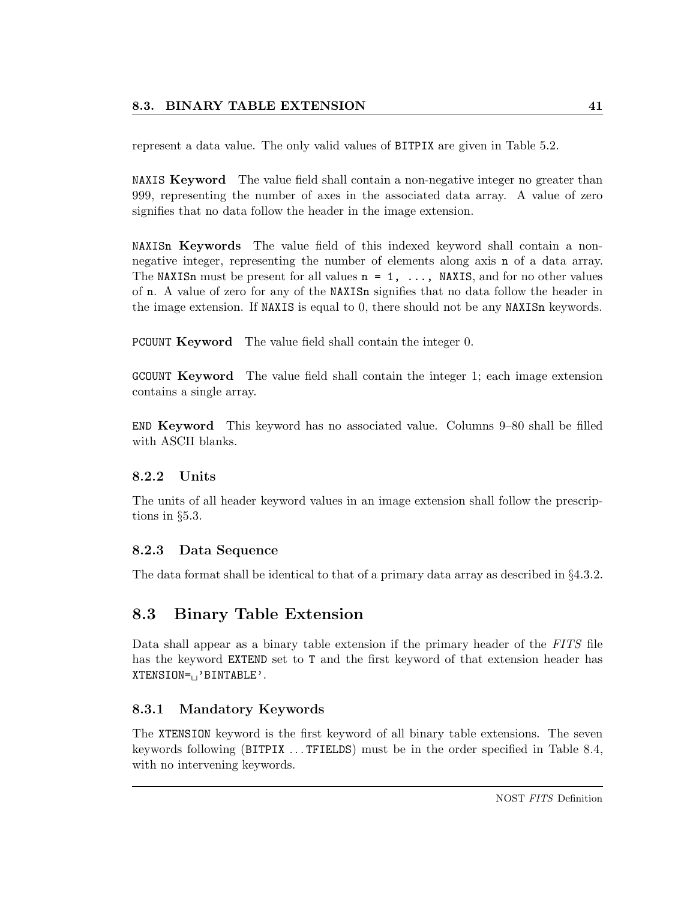represent a data value. The only valid values of `BITPIX` are given in Table 5.2.

**`NAXIS` Keyword** The value field shall contain a non-negative integer no greater than 999, representing the number of axes in the associated data array. A value of zero signifies that no data follow the header in the image extension.

**`NAXISn` Keywords** The value field of this indexed keyword shall contain a non-negative integer, representing the number of elements along axis `n` of a data array. The `NAXISn` must be present for all values `n = 1, ..., NAXIS`, and for no other values of `n`. A value of zero for any of the `NAXISn` signifies that no data follow the header in the image extension. If `NAXIS` is equal to 0, there should not be any `NAXISn` keywords.

**`PCOUNT` Keyword** The value field shall contain the integer 0.

**`GCOUNT` Keyword** The value field shall contain the integer 1; each image extension contains a single array.

**`END` Keyword** This keyword has no associated value. Columns 9–80 shall be filled with ASCII blanks.

### 8.2.2 Units

The units of all header keyword values in an image extension shall follow the prescriptions in §5.3.

### 8.2.3 Data Sequence

The data format shall be identical to that of a primary data array as described in §4.3.2.

## 8.3 Binary Table Extension

Data shall appear as a binary table extension if the primary header of the *FITS* file has the keyword `EXTEND` set to `T` and the first keyword of that extension header has `XTENSION=␣'BINTABLE'`.

### 8.3.1 Mandatory Keywords

The `XTENSION` keyword is the first keyword of all binary table extensions. The seven keywords following (`BITPIX` ... `TFIELDS`) must be in the order specified in Table 8.4, with no intervening keywords.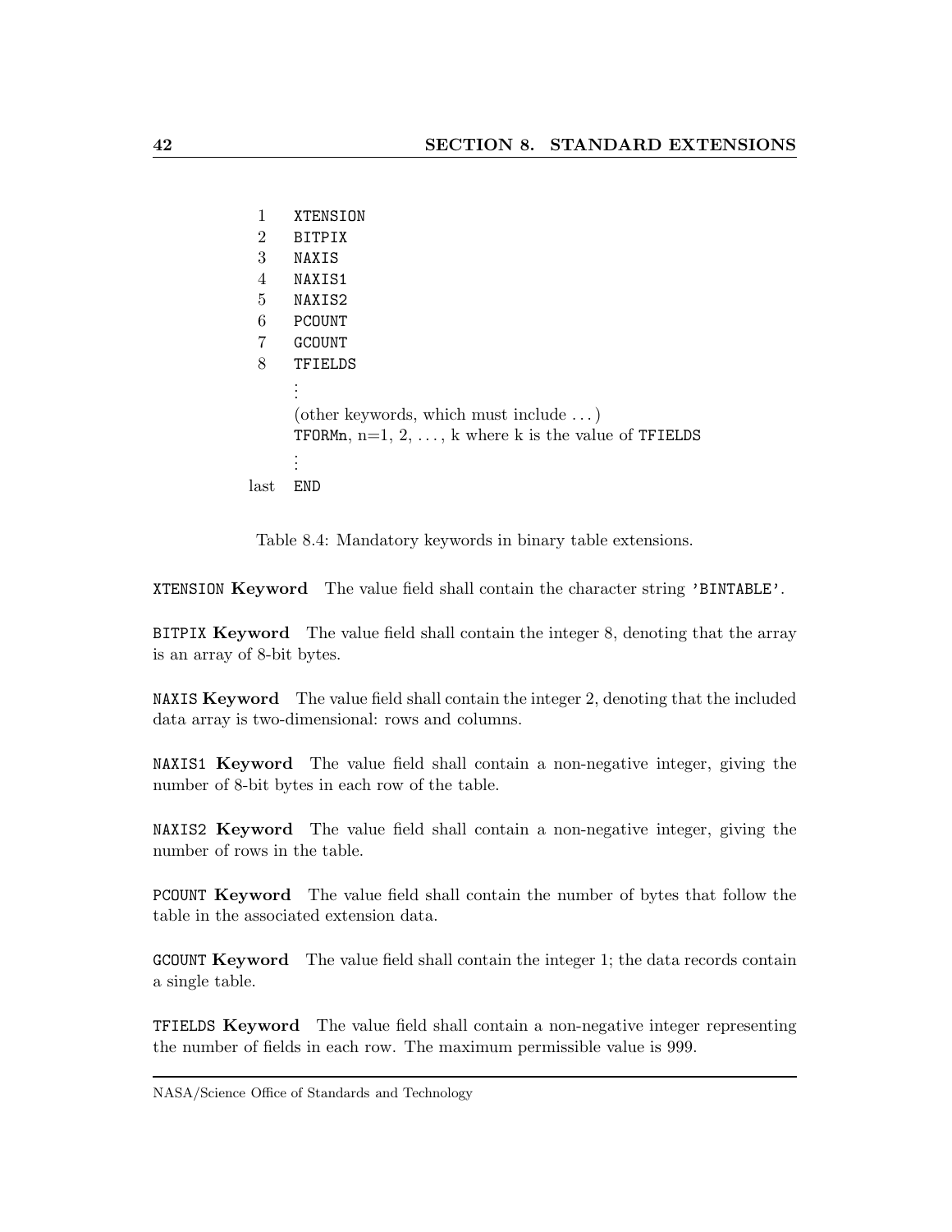| | |
|---|---|
| 1 | `XTENSION` |
| 2 | `BITPIX` |
| 3 | `NAXIS` |
| 4 | `NAXIS1` |
| 5 | `NAXIS2` |
| 6 | `PCOUNT` |
| 7 | `GCOUNT` |
| 8 | `TFIELDS` |
| | ⋮ |
| | (other keywords, which must include . . . ) |
| | `TFORMn`, n=1, 2, . . . , k where k is the value of `TFIELDS` |
| | ⋮ |
| last | `END` |

Table 8.4: Mandatory keywords in binary table extensions.

`XTENSION` **Keyword** The value field shall contain the character string `'BINTABLE'`.

`BITPIX` **Keyword** The value field shall contain the integer 8, denoting that the array is an array of 8-bit bytes.

`NAXIS` **Keyword** The value field shall contain the integer 2, denoting that the included data array is two-dimensional: rows and columns.

`NAXIS1` **Keyword** The value field shall contain a non-negative integer, giving the number of 8-bit bytes in each row of the table.

`NAXIS2` **Keyword** The value field shall contain a non-negative integer, giving the number of rows in the table.

`PCOUNT` **Keyword** The value field shall contain the number of bytes that follow the table in the associated extension data.

`GCOUNT` **Keyword** The value field shall contain the integer 1; the data records contain a single table.

`TFIELDS` **Keyword** The value field shall contain a non-negative integer representing the number of fields in each row. The maximum permissible value is 999.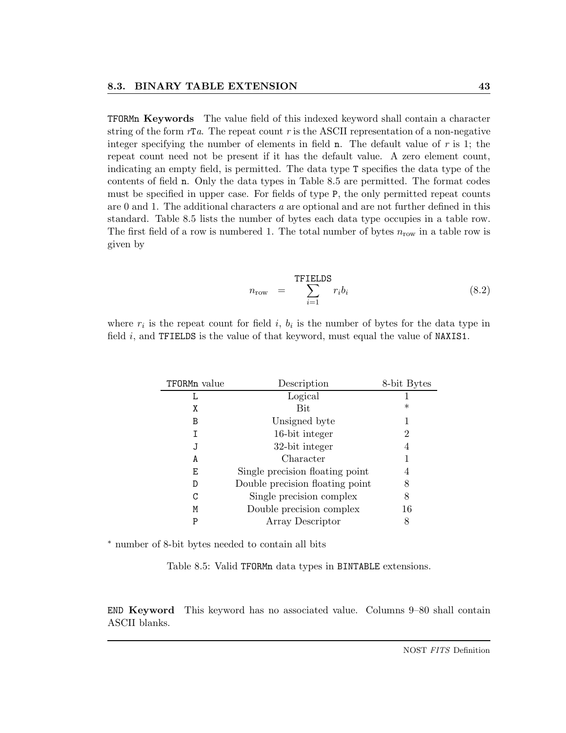**TFORMn Keywords** The value field of this indexed keyword shall contain a character string of the form $r\mathtt{T}a$. The repeat count $r$ is the ASCII representation of a non-negative integer specifying the number of elements in field n. The default value of $r$ is 1; the repeat count need not be present if it has the default value. A zero element count, indicating an empty field, is permitted. The data type T specifies the data type of the contents of field n. Only the data types in Table 8.5 are permitted. The format codes must be specified in upper case. For fields of type P, the only permitted repeat counts are 0 and 1. The additional characters $a$ are optional and are not further defined in this standard. Table 8.5 lists the number of bytes each data type occupies in a table row. The first field of a row is numbered 1. The total number of bytes $n_{\text{row}}$ in a table row is given by

$$n_{\text{row}} = \sum_{i=1}^{\mathtt{TFIELDS}} r_i b_i \tag{8.2}$$

where $r_i$ is the repeat count for field $i$, $b_i$ is the number of bytes for the data type in field $i$, and TFIELDS is the value of that keyword, must equal the value of NAXIS1.

| TFORMn value | Description | 8-bit Bytes |
|---|---|---|
| L | Logical | 1 |
| X | Bit | * |
| B | Unsigned byte | 1 |
| I | 16-bit integer | 2 |
| J | 32-bit integer | 4 |
| A | Character | 1 |
| E | Single precision floating point | 4 |
| D | Double precision floating point | 8 |
| C | Single precision complex | 8 |
| M | Double precision complex | 16 |
| P | Array Descriptor | 8 |

* number of 8-bit bytes needed to contain all bits

Table 8.5: Valid TFORMn data types in BINTABLE extensions.

**END Keyword** This keyword has no associated value. Columns 9–80 shall contain ASCII blanks.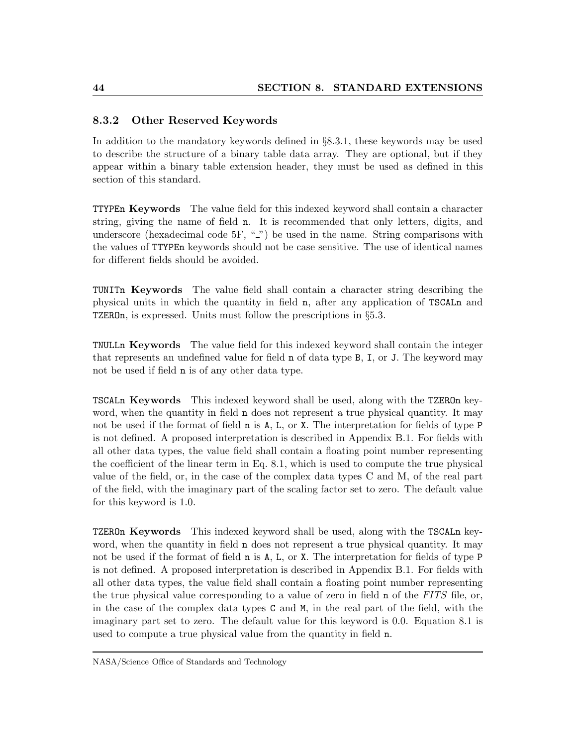### 8.3.2 Other Reserved Keywords

In addition to the mandatory keywords defined in §8.3.1, these keywords may be used to describe the structure of a binary table data array. They are optional, but if they appear within a binary table extension header, they must be used as defined in this section of this standard.

**`TTYPEn` Keywords** The value field for this indexed keyword shall contain a character string, giving the name of field `n`. It is recommended that only letters, digits, and underscore (hexadecimal code 5F, "_") be used in the name. String comparisons with the values of `TTYPEn` keywords should not be case sensitive. The use of identical names for different fields should be avoided.

**`TUNITn` Keywords** The value field shall contain a character string describing the physical units in which the quantity in field `n`, after any application of `TSCALn` and `TZEROn`, is expressed. Units must follow the prescriptions in §5.3.

**`TNULLn` Keywords** The value field for this indexed keyword shall contain the integer that represents an undefined value for field `n` of data type `B`, `I`, or `J`. The keyword may not be used if field `n` is of any other data type.

**`TSCALn` Keywords** This indexed keyword shall be used, along with the `TZEROn` keyword, when the quantity in field `n` does not represent a true physical quantity. It may not be used if the format of field `n` is `A`, `L`, or `X`. The interpretation for fields of type `P` is not defined. A proposed interpretation is described in Appendix B.1. For fields with all other data types, the value field shall contain a floating point number representing the coefficient of the linear term in Eq. 8.1, which is used to compute the true physical value of the field, or, in the case of the complex data types C and M, of the real part of the field, with the imaginary part of the scaling factor set to zero. The default value for this keyword is 1.0.

**`TZEROn` Keywords** This indexed keyword shall be used, along with the `TSCALn` keyword, when the quantity in field `n` does not represent a true physical quantity. It may not be used if the format of field `n` is `A`, `L`, or `X`. The interpretation for fields of type `P` is not defined. A proposed interpretation is described in Appendix B.1. For fields with all other data types, the value field shall contain a floating point number representing the true physical value corresponding to a value of zero in field `n` of the *FITS* file, or, in the case of the complex data types `C` and `M`, in the real part of the field, with the imaginary part set to zero. The default value for this keyword is 0.0. Equation 8.1 is used to compute a true physical value from the quantity in field `n`.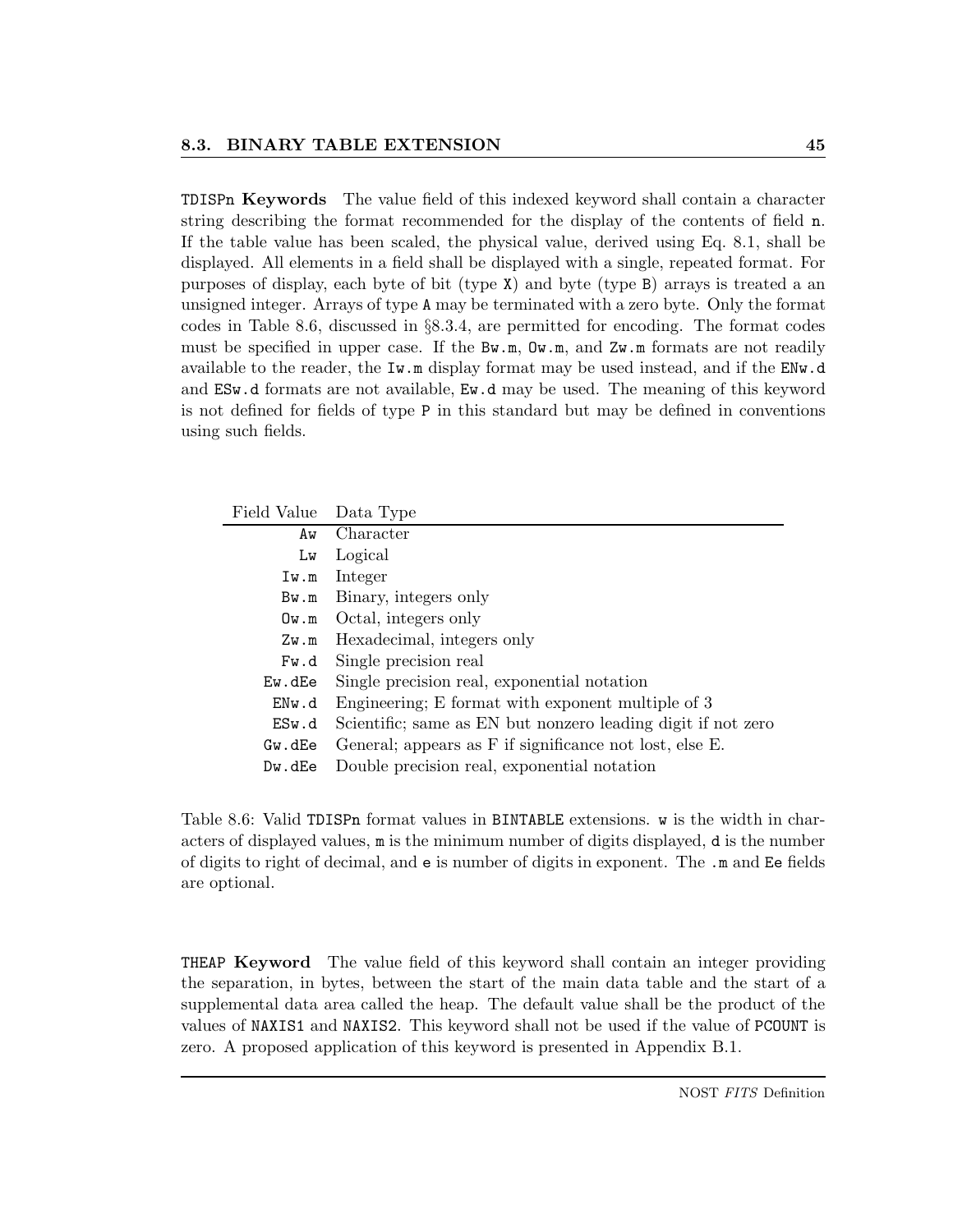**TDISPn Keywords** The value field of this indexed keyword shall contain a character string describing the format recommended for the display of the contents of field n. If the table value has been scaled, the physical value, derived using Eq. 8.1, shall be displayed. All elements in a field shall be displayed with a single, repeated format. For purposes of display, each byte of bit (type X) and byte (type B) arrays is treated a an unsigned integer. Arrays of type A may be terminated with a zero byte. Only the format codes in Table 8.6, discussed in §8.3.4, are permitted for encoding. The format codes must be specified in upper case. If the Bw.m, Ow.m, and Zw.m formats are not readily available to the reader, the Iw.m display format may be used instead, and if the ENw.d and ESw.d formats are not available, Ew.d may be used. The meaning of this keyword is not defined for fields of type P in this standard but may be defined in conventions using such fields.

| Field Value | Data Type |
|---:|---|
| Aw | Character |
| Lw | Logical |
| Iw.m | Integer |
| Bw.m | Binary, integers only |
| Ow.m | Octal, integers only |
| Zw.m | Hexadecimal, integers only |
| Fw.d | Single precision real |
| Ew.dEe | Single precision real, exponential notation |
| ENw.d | Engineering; E format with exponent multiple of 3 |
| ESw.d | Scientific; same as EN but nonzero leading digit if not zero |
| Gw.dEe | General; appears as F if significance not lost, else E. |
| Dw.dEe | Double precision real, exponential notation |

Table 8.6: Valid TDISPn format values in BINTABLE extensions. w is the width in characters of displayed values, m is the minimum number of digits displayed, d is the number of digits to right of decimal, and e is number of digits in exponent. The .m and Ee fields are optional.

**THEAP Keyword** The value field of this keyword shall contain an integer providing the separation, in bytes, between the start of the main data table and the start of a supplemental data area called the heap. The default value shall be the product of the values of NAXIS1 and NAXIS2. This keyword shall not be used if the value of PCOUNT is zero. A proposed application of this keyword is presented in Appendix B.1.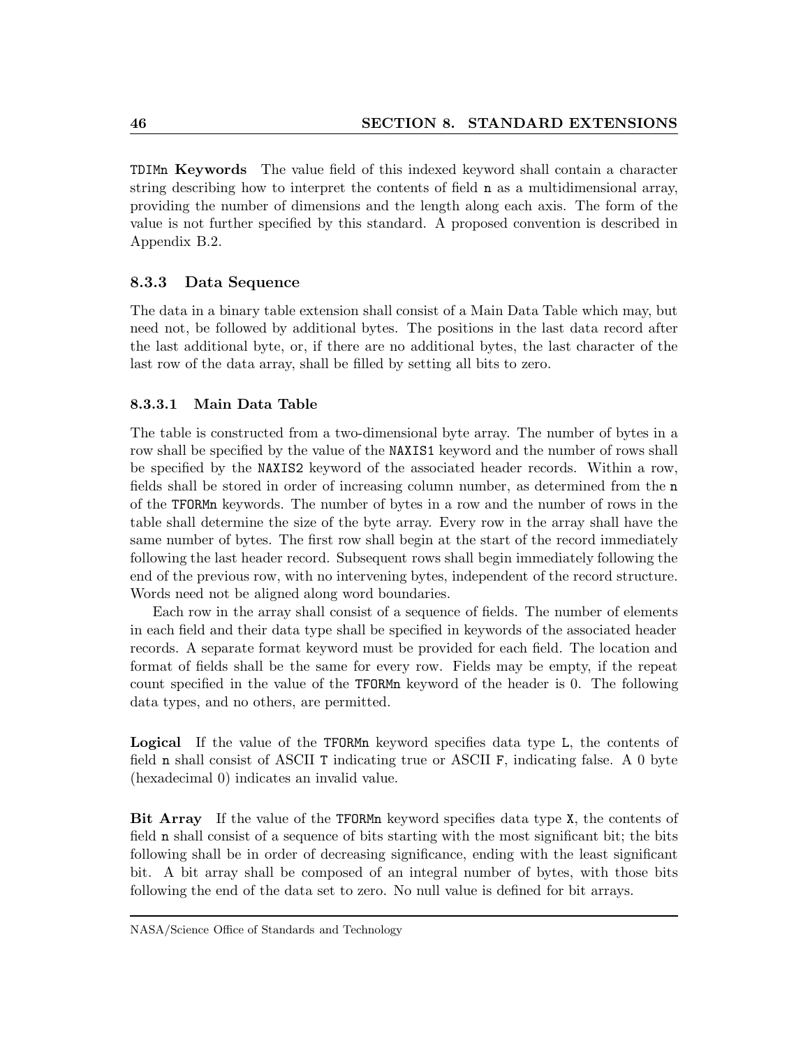**TDIMn Keywords** The value field of this indexed keyword shall contain a character string describing how to interpret the contents of field **n** as a multidimensional array, providing the number of dimensions and the length along each axis. The form of the value is not further specified by this standard. A proposed convention is described in Appendix B.2.

### 8.3.3 Data Sequence

The data in a binary table extension shall consist of a Main Data Table which may, but need not, be followed by additional bytes. The positions in the last data record after the last additional byte, or, if there are no additional bytes, the last character of the last row of the data array, shall be filled by setting all bits to zero.

#### 8.3.3.1 Main Data Table

The table is constructed from a two-dimensional byte array. The number of bytes in a row shall be specified by the value of the `NAXIS1` keyword and the number of rows shall be specified by the `NAXIS2` keyword of the associated header records. Within a row, fields shall be stored in order of increasing column number, as determined from the **n** of the `TFORMn` keywords. The number of bytes in a row and the number of rows in the table shall determine the size of the byte array. Every row in the array shall have the same number of bytes. The first row shall begin at the start of the record immediately following the last header record. Subsequent rows shall begin immediately following the end of the previous row, with no intervening bytes, independent of the record structure. Words need not be aligned along word boundaries.

Each row in the array shall consist of a sequence of fields. The number of elements in each field and their data type shall be specified in keywords of the associated header records. A separate format keyword must be provided for each field. The location and format of fields shall be the same for every row. Fields may be empty, if the repeat count specified in the value of the `TFORMn` keyword of the header is 0. The following data types, and no others, are permitted.

**Logical** If the value of the `TFORMn` keyword specifies data type `L`, the contents of field **n** shall consist of ASCII `T` indicating true or ASCII `F`, indicating false. A 0 byte (hexadecimal 0) indicates an invalid value.

**Bit Array** If the value of the `TFORMn` keyword specifies data type `X`, the contents of field **n** shall consist of a sequence of bits starting with the most significant bit; the bits following shall be in order of decreasing significance, ending with the least significant bit. A bit array shall be composed of an integral number of bytes, with those bits following the end of the data set to zero. No null value is defined for bit arrays.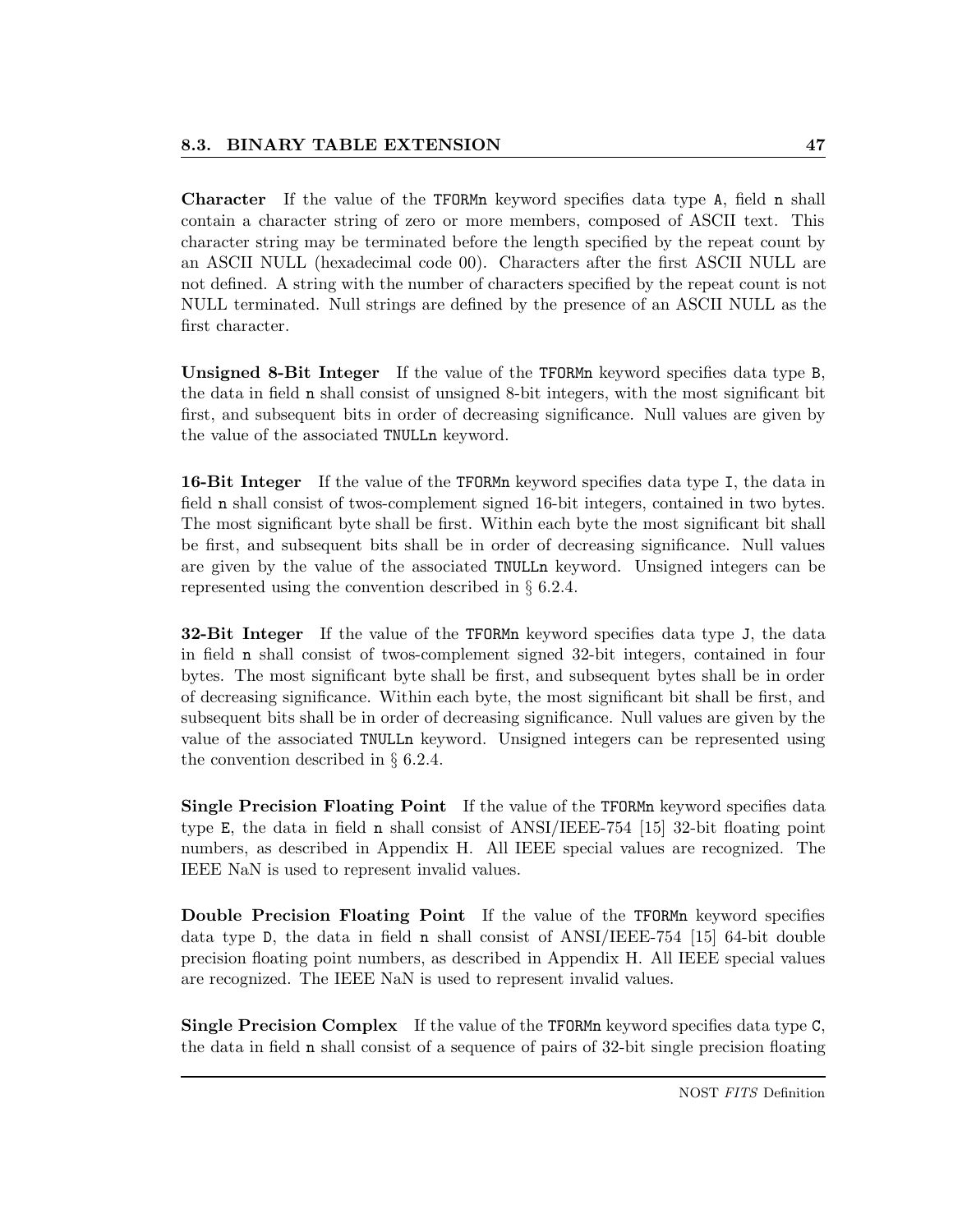**Character** If the value of the `TFORMn` keyword specifies data type `A`, field `n` shall contain a character string of zero or more members, composed of ASCII text. This character string may be terminated before the length specified by the repeat count by an ASCII NULL (hexadecimal code 00). Characters after the first ASCII NULL are not defined. A string with the number of characters specified by the repeat count is not NULL terminated. Null strings are defined by the presence of an ASCII NULL as the first character.

**Unsigned 8-Bit Integer** If the value of the `TFORMn` keyword specifies data type `B`, the data in field `n` shall consist of unsigned 8-bit integers, with the most significant bit first, and subsequent bits in order of decreasing significance. Null values are given by the value of the associated `TNULLn` keyword.

**16-Bit Integer** If the value of the `TFORMn` keyword specifies data type `I`, the data in field `n` shall consist of twos-complement signed 16-bit integers, contained in two bytes. The most significant byte shall be first. Within each byte the most significant bit shall be first, and subsequent bits shall be in order of decreasing significance. Null values are given by the value of the associated `TNULLn` keyword. Unsigned integers can be represented using the convention described in § 6.2.4.

**32-Bit Integer** If the value of the `TFORMn` keyword specifies data type `J`, the data in field `n` shall consist of twos-complement signed 32-bit integers, contained in four bytes. The most significant byte shall be first, and subsequent bytes shall be in order of decreasing significance. Within each byte, the most significant bit shall be first, and subsequent bits shall be in order of decreasing significance. Null values are given by the value of the associated `TNULLn` keyword. Unsigned integers can be represented using the convention described in § 6.2.4.

**Single Precision Floating Point** If the value of the `TFORMn` keyword specifies data type `E`, the data in field `n` shall consist of ANSI/IEEE-754 [15] 32-bit floating point numbers, as described in Appendix H. All IEEE special values are recognized. The IEEE NaN is used to represent invalid values.

**Double Precision Floating Point** If the value of the `TFORMn` keyword specifies data type `D`, the data in field `n` shall consist of ANSI/IEEE-754 [15] 64-bit double precision floating point numbers, as described in Appendix H. All IEEE special values are recognized. The IEEE NaN is used to represent invalid values.

**Single Precision Complex** If the value of the `TFORMn` keyword specifies data type `C`, the data in field `n` shall consist of a sequence of pairs of 32-bit single precision floating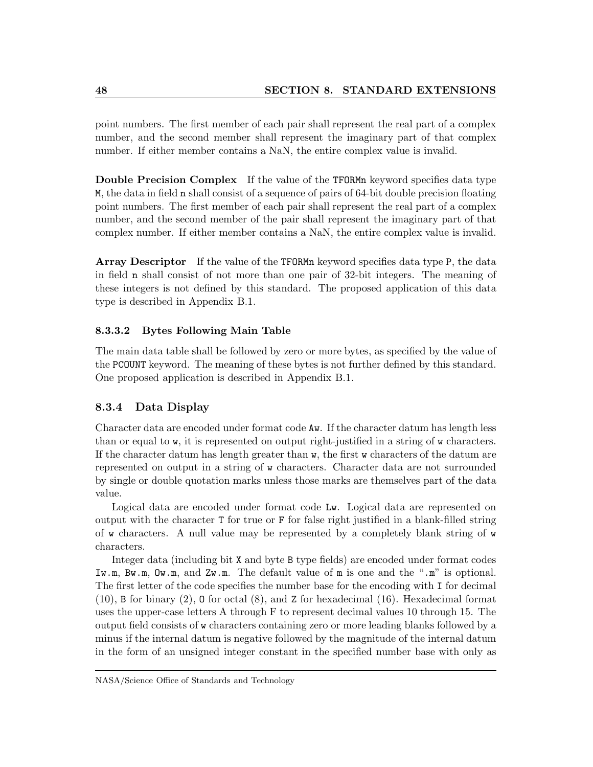point numbers. The first member of each pair shall represent the real part of a complex number, and the second member shall represent the imaginary part of that complex number. If either member contains a NaN, the entire complex value is invalid.

**Double Precision Complex** If the value of the `TFORMn` keyword specifies data type `M`, the data in field `n` shall consist of a sequence of pairs of 64-bit double precision floating point numbers. The first member of each pair shall represent the real part of a complex number, and the second member of the pair shall represent the imaginary part of that complex number. If either member contains a NaN, the entire complex value is invalid.

**Array Descriptor** If the value of the `TFORMn` keyword specifies data type `P`, the data in field `n` shall consist of not more than one pair of 32-bit integers. The meaning of these integers is not defined by this standard. The proposed application of this data type is described in Appendix B.1.

#### 8.3.3.2 Bytes Following Main Table

The main data table shall be followed by zero or more bytes, as specified by the value of the `PCOUNT` keyword. The meaning of these bytes is not further defined by this standard. One proposed application is described in Appendix B.1.

### 8.3.4 Data Display

Character data are encoded under format code `Aw`. If the character datum has length less than or equal to `w`, it is represented on output right-justified in a string of `w` characters. If the character datum has length greater than `w`, the first `w` characters of the datum are represented on output in a string of `w` characters. Character data are not surrounded by single or double quotation marks unless those marks are themselves part of the data value.

Logical data are encoded under format code `Lw`. Logical data are represented on output with the character `T` for true or `F` for false right justified in a blank-filled string of `w` characters. A null value may be represented by a completely blank string of `w` characters.

Integer data (including bit `X` and byte `B` type fields) are encoded under format codes `Iw.m`, `Bw.m`, `Ow.m`, and `Zw.m`. The default value of `m` is one and the "`.m`" is optional. The first letter of the code specifies the number base for the encoding with `I` for decimal (10), `B` for binary (2), `O` for octal (8), and `Z` for hexadecimal (16). Hexadecimal format uses the upper-case letters A through F to represent decimal values 10 through 15. The output field consists of `w` characters containing zero or more leading blanks followed by a minus if the internal datum is negative followed by the magnitude of the internal datum in the form of an unsigned integer constant in the specified number base with only as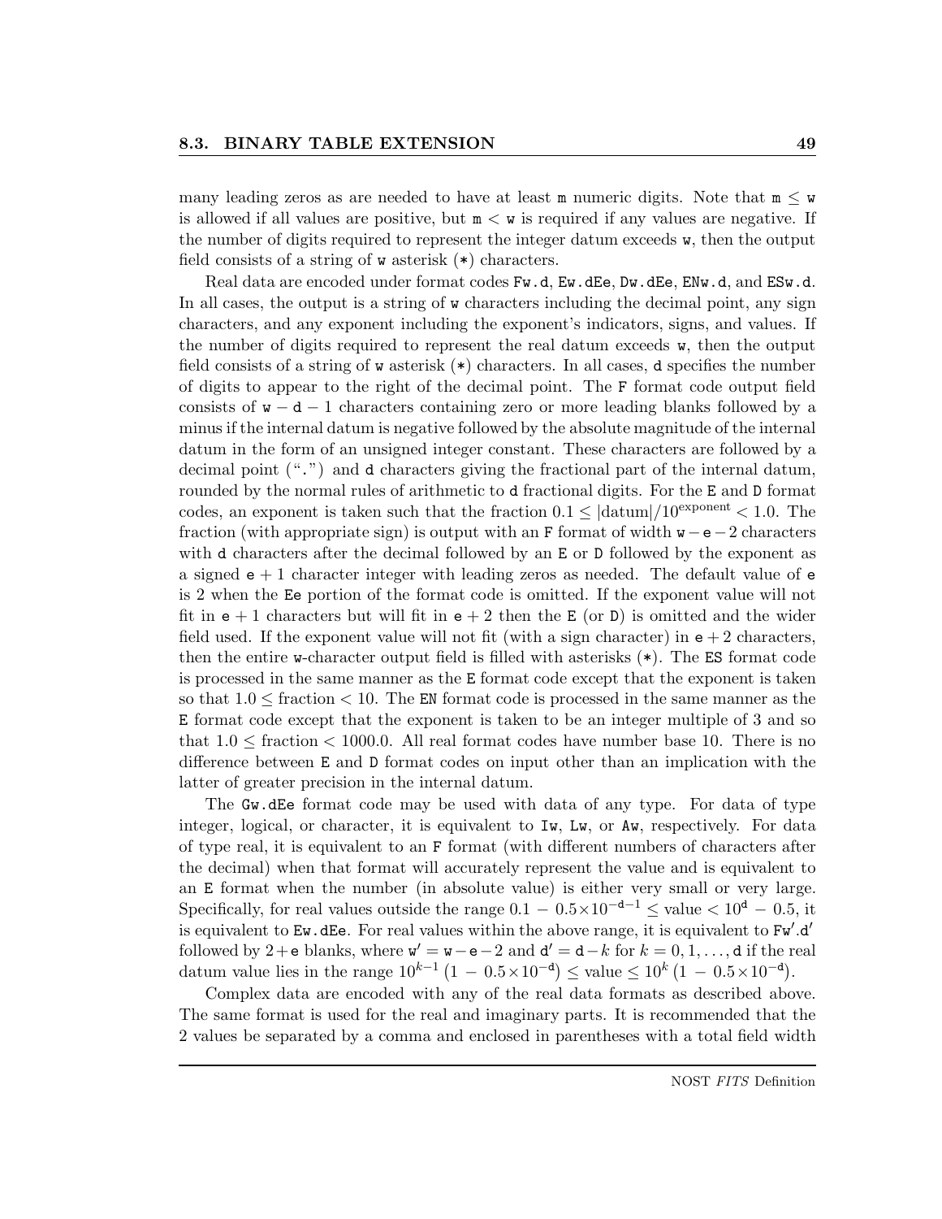many leading zeros as are needed to have at least `m` numeric digits. Note that $\mathtt{m} \leq \mathtt{w}$ is allowed if all values are positive, but $\mathtt{m} < \mathtt{w}$ is required if any values are negative. If the number of digits required to represent the integer datum exceeds `w`, then the output field consists of a string of `w` asterisk (`*`) characters.

Real data are encoded under format codes `Fw.d`, `Ew.dEe`, `Dw.dEe`, `ENw.d`, and `ESw.d`. In all cases, the output is a string of `w` characters including the decimal point, any sign characters, and any exponent including the exponent's indicators, signs, and values. If the number of digits required to represent the real datum exceeds `w`, then the output field consists of a string of `w` asterisk (`*`) characters. In all cases, `d` specifies the number of digits to appear to the right of the decimal point. The `F` format code output field consists of $\mathtt{w} - \mathtt{d} - 1$ characters containing zero or more leading blanks followed by a minus if the internal datum is negative followed by the absolute magnitude of the internal datum in the form of an unsigned integer constant. These characters are followed by a decimal point ("`.`") and `d` characters giving the fractional part of the internal datum, rounded by the normal rules of arithmetic to `d` fractional digits. For the `E` and `D` format codes, an exponent is taken such that the fraction $0.1 \leq |\text{datum}|/10^{\text{exponent}} < 1.0$. The fraction (with appropriate sign) is output with an `F` format of width $\mathtt{w} - \mathtt{e} - 2$ characters with `d` characters after the decimal followed by an `E` or `D` followed by the exponent as a signed $\mathtt{e} + 1$ character integer with leading zeros as needed. The default value of `e` is 2 when the `Ee` portion of the format code is omitted. If the exponent value will not fit in $\mathtt{e} + 1$ characters but will fit in $\mathtt{e} + 2$ then the `E` (or `D`) is omitted and the wider field used. If the exponent value will not fit (with a sign character) in $\mathtt{e} + 2$ characters, then the entire `w`-character output field is filled with asterisks (`*`). The `ES` format code is processed in the same manner as the `E` format code except that the exponent is taken so that $1.0 \leq \text{fraction} < 10$. The `EN` format code is processed in the same manner as the `E` format code except that the exponent is taken to be an integer multiple of 3 and so that $1.0 \leq \text{fraction} < 1000.0$. All real format codes have number base 10. There is no difference between `E` and `D` format codes on input other than an implication with the latter of greater precision in the internal datum.

The `Gw.dEe` format code may be used with data of any type. For data of type integer, logical, or character, it is equivalent to `Iw`, `Lw`, or `Aw`, respectively. For data of type real, it is equivalent to an `F` format (with different numbers of characters after the decimal) when that format will accurately represent the value and is equivalent to an `E` format when the number (in absolute value) is either very small or very large. Specifically, for real values outside the range $0.1 - 0.5 \times 10^{-\mathtt{d}-1} \leq \text{value} < 10^{\mathtt{d}} - 0.5$, it is equivalent to `Ew.dEe`. For real values within the above range, it is equivalent to $\mathtt{Fw'.d'}$ followed by $2 + \mathtt{e}$ blanks, where $\mathtt{w'} = \mathtt{w} - \mathtt{e} - 2$ and $\mathtt{d'} = \mathtt{d} - k$ for $k = 0, 1, \ldots, \mathtt{d}$ if the real datum value lies in the range $10^{k-1}\,(1 - 0.5 \times 10^{-\mathtt{d}}) \leq \text{value} \leq 10^{k}\,(1 - 0.5 \times 10^{-\mathtt{d}})$.

Complex data are encoded with any of the real data formats as described above. The same format is used for the real and imaginary parts. It is recommended that the 2 values be separated by a comma and enclosed in parentheses with a total field width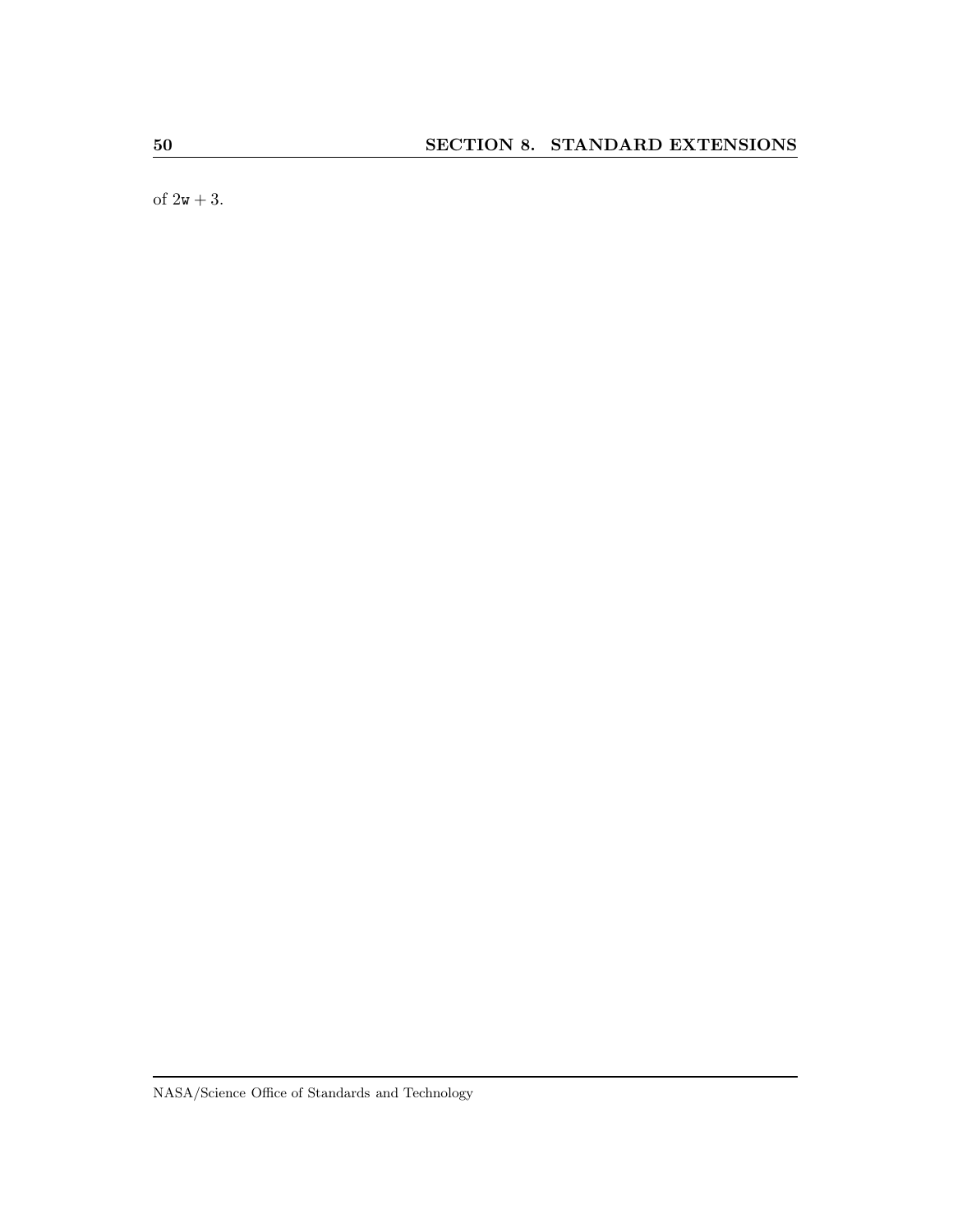of $2\texttt{w} + 3$.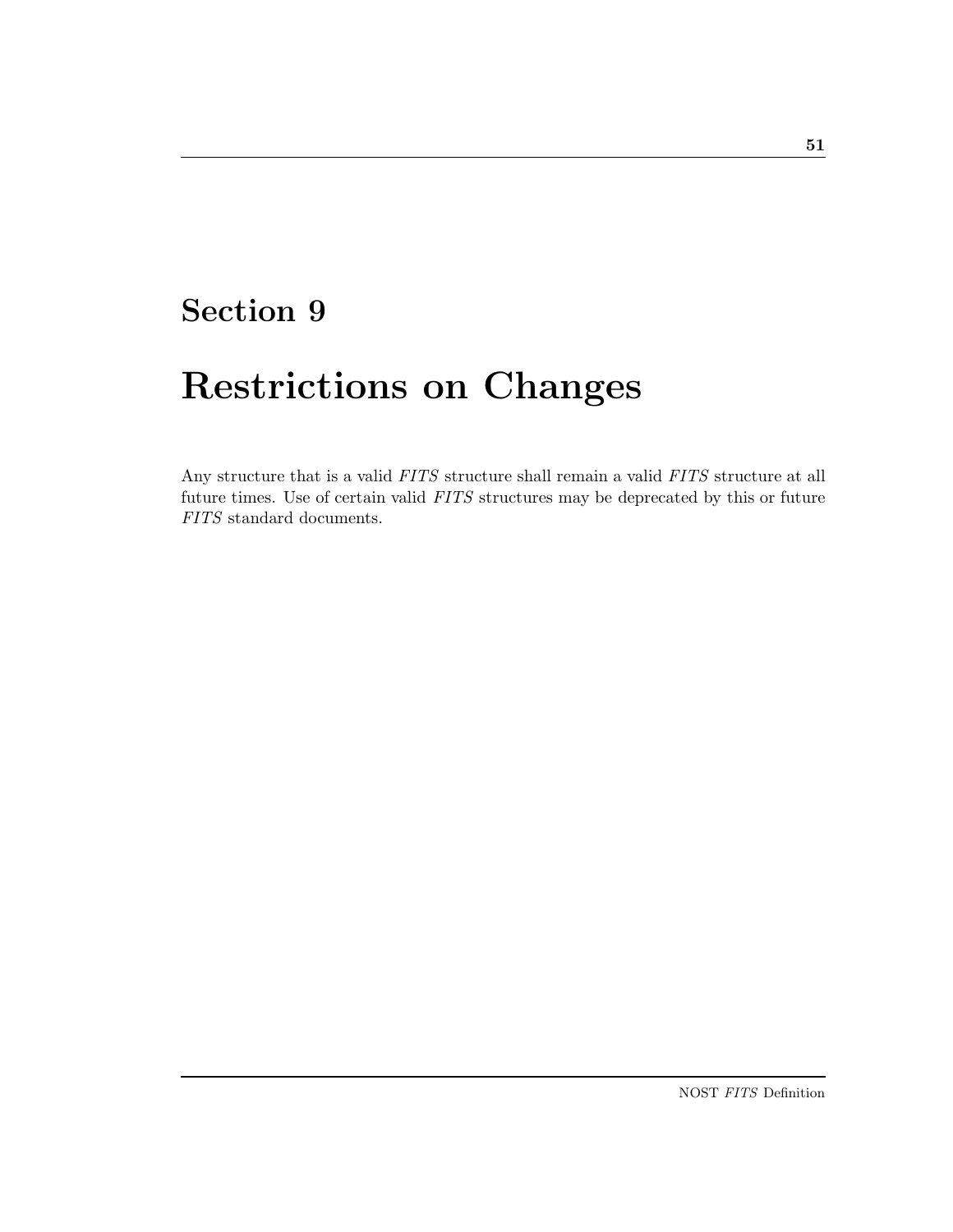# Section 9

# Restrictions on Changes

Any structure that is a valid *FITS* structure shall remain a valid *FITS* structure at all future times. Use of certain valid *FITS* structures may be deprecated by this or future *FITS* standard documents.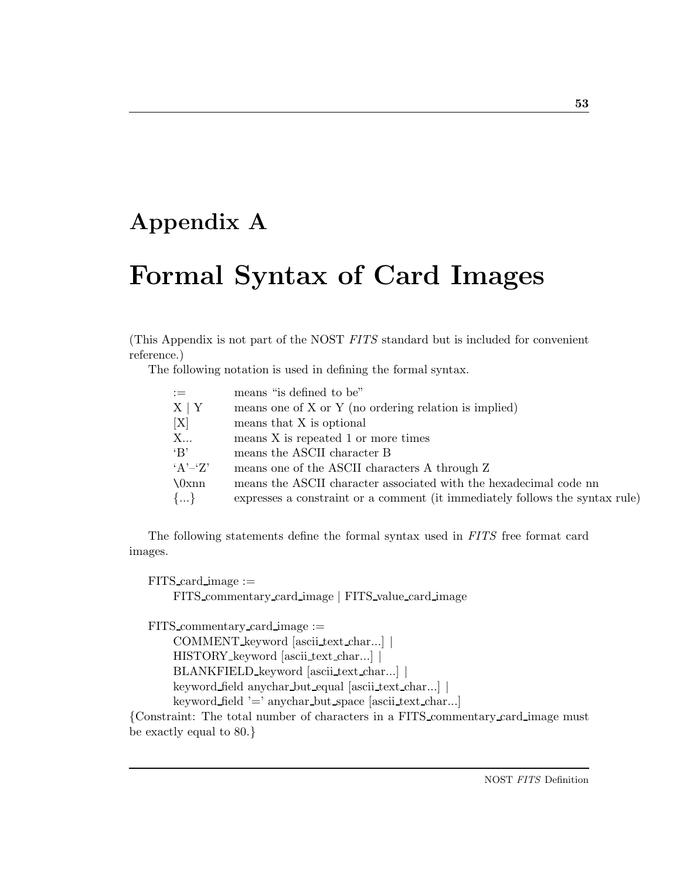# Appendix A

# Formal Syntax of Card Images

(This Appendix is not part of the NOST *FITS* standard but is included for convenient reference.)

The following notation is used in defining the formal syntax.

| | |
|---|---|
| := | means "is defined to be" |
| X \| Y | means one of X or Y (no ordering relation is implied) |
| [X] | means that X is optional |
| X... | means X is repeated 1 or more times |
| 'B' | means the ASCII character B |
| 'A'–'Z' | means one of the ASCII characters A through Z |
| \0xnn | means the ASCII character associated with the hexadecimal code nn |
| {...} | expresses a constraint or a comment (it immediately follows the syntax rule) |

The following statements define the formal syntax used in *FITS* free format card images.

```
FITS_card_image :=
    FITS_commentary_card_image | FITS_value_card_image

FITS_commentary_card_image :=
    COMMENT_keyword [ascii_text_char...] |
    HISTORY_keyword [ascii_text_char...] |
    BLANKFIELD_keyword [ascii_text_char...] |
    keyword_field anychar_but_equal [ascii_text_char...] |
    keyword_field '=' anychar_but_space [ascii_text_char...]
```

{Constraint: The total number of characters in a FITS_commentary_card_image must be exactly equal to 80.}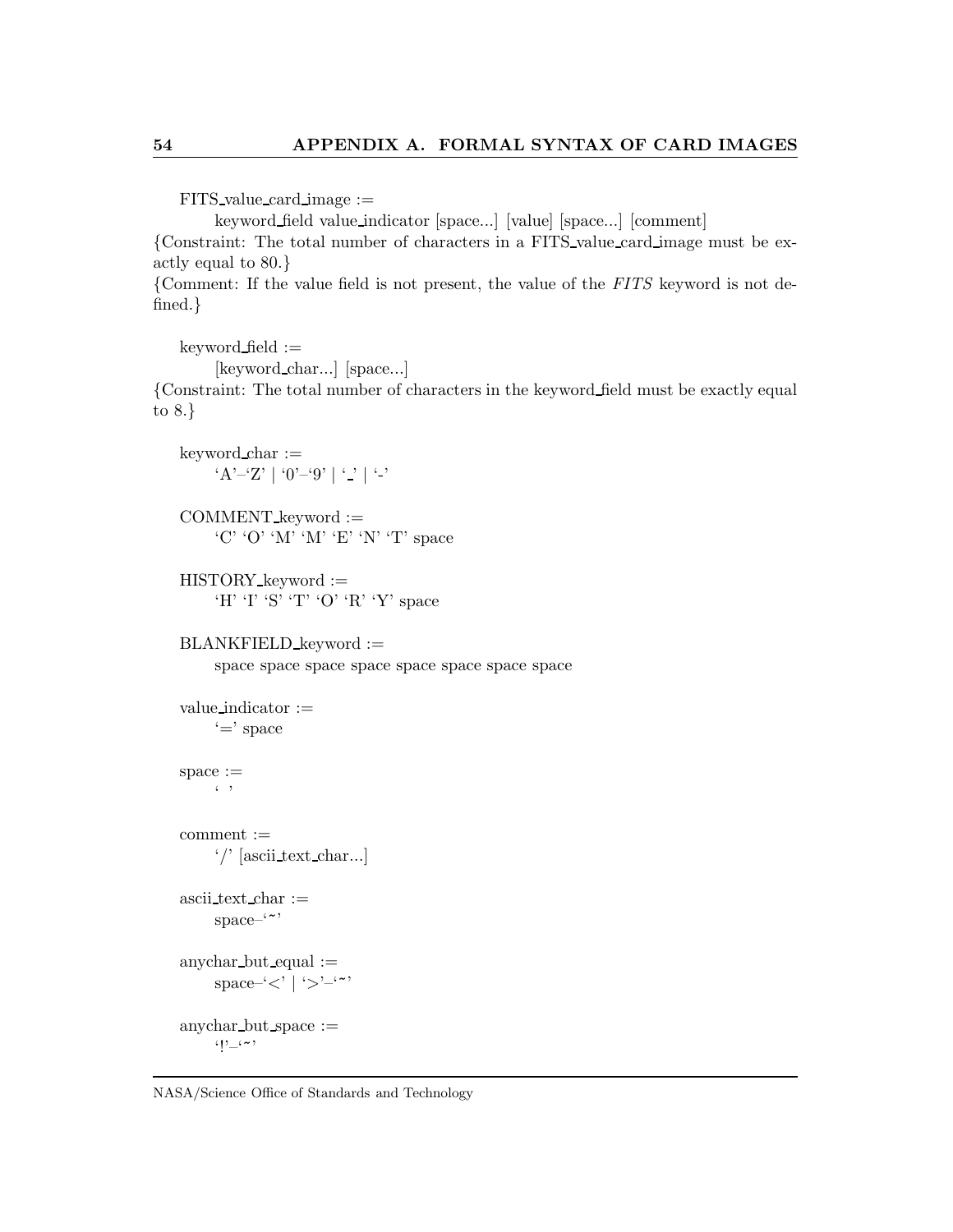FITS_value_card_image :=
    keyword_field value_indicator [space...] [value] [space...] [comment]

{Constraint: The total number of characters in a FITS_value_card_image must be exactly equal to 80.}

{Comment: If the value field is not present, the value of the *FITS* keyword is not defined.}

keyword_field :=
    [keyword_char...] [space...]

{Constraint: The total number of characters in the keyword_field must be exactly equal to 8.}

keyword_char :=
    'A'–'Z' | '0'–'9' | '_' | '-'

COMMENT_keyword :=
    'C' 'O' 'M' 'M' 'E' 'N' 'T' space

HISTORY_keyword :=
    'H' 'I' 'S' 'T' 'O' 'R' 'Y' space

BLANKFIELD_keyword :=
    space space space space space space space space

value_indicator :=
    '=' space

space :=
    ' '

comment :=
    '/' [ascii_text_char...]

ascii_text_char :=
    space–'~'

anychar_but_equal :=
    space–'<' | '>'–'~'

anychar_but_space :=
    '!'–'~'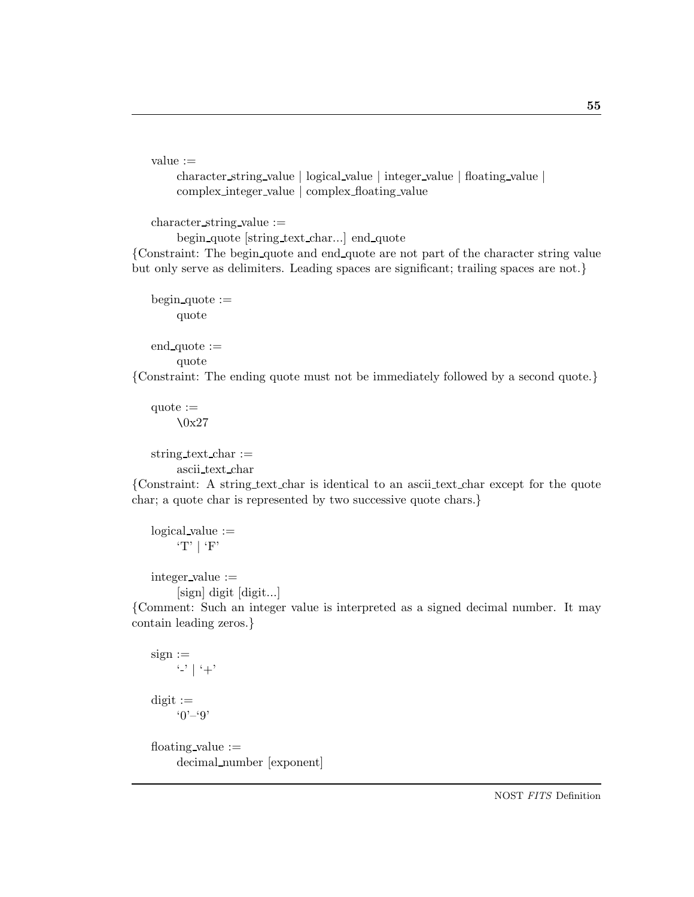value :=
  character_string_value | logical_value | integer_value | floating_value |
  complex_integer_value | complex_floating_value

character_string_value :=
  begin_quote [string_text_char...] end_quote

{Constraint: The begin_quote and end_quote are not part of the character string value but only serve as delimiters. Leading spaces are significant; trailing spaces are not.}

begin_quote :=
  quote

end_quote :=
  quote

{Constraint: The ending quote must not be immediately followed by a second quote.}

quote :=
  \0x27

string_text_char :=
  ascii_text_char

{Constraint: A string_text_char is identical to an ascii_text_char except for the quote char; a quote char is represented by two successive quote chars.}

logical_value :=
  'T' | 'F'

integer_value :=
  [sign] digit [digit...]

{Comment: Such an integer value is interpreted as a signed decimal number. It may contain leading zeros.}

sign :=
  '-' | '+'

digit :=
  '0'–'9'

floating_value :=
  decimal_number [exponent]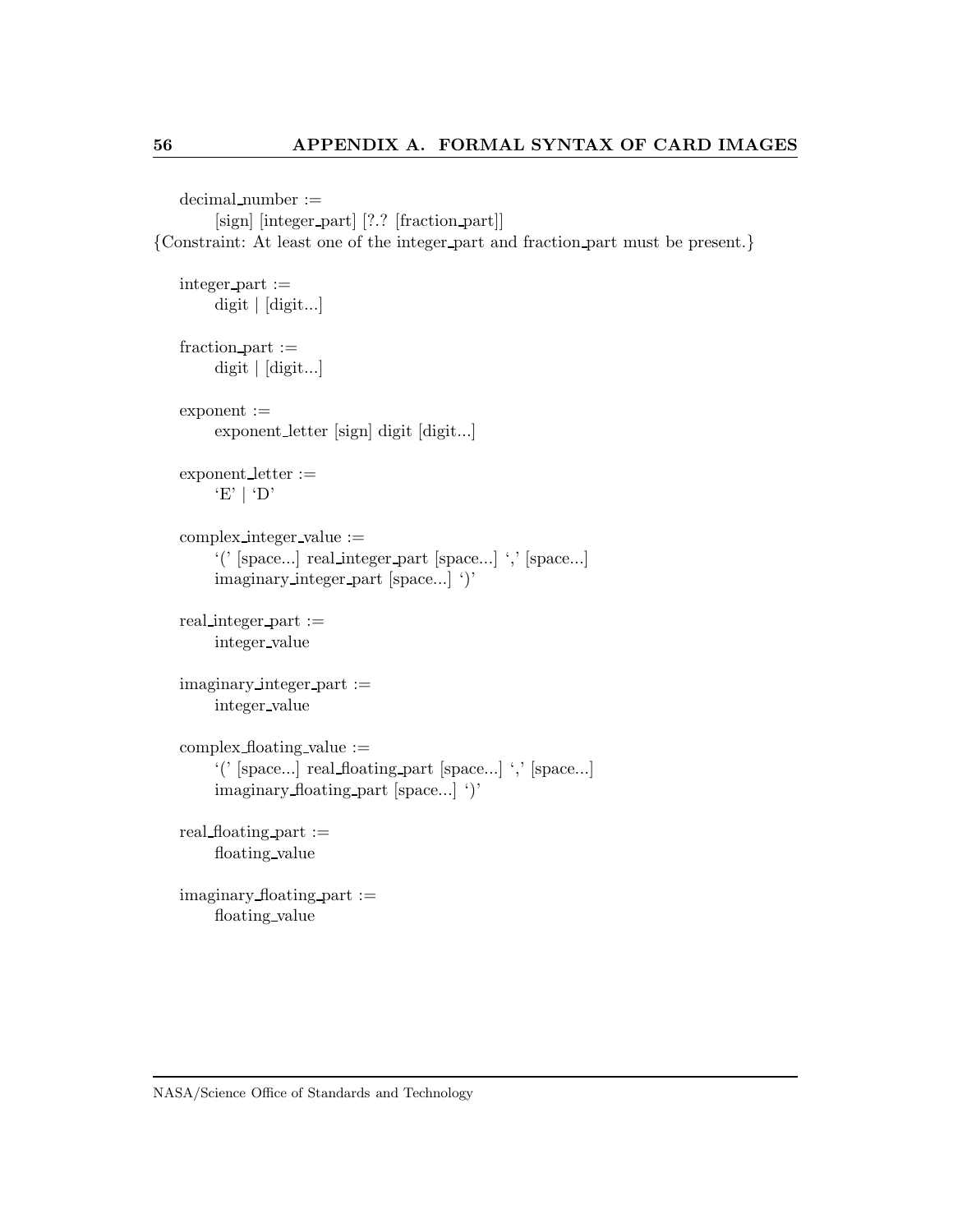decimal_number :=
    [sign] [integer_part] [?.? [fraction_part]]

{Constraint: At least one of the integer_part and fraction_part must be present.}

integer_part :=
    digit | [digit...]

fraction_part :=
    digit | [digit...]

exponent :=
    exponent_letter [sign] digit [digit...]

exponent_letter :=
    'E' | 'D'

complex_integer_value :=
    '(' [space...] real_integer_part [space...] ',' [space...]
    imaginary_integer_part [space...] ')'

real_integer_part :=
    integer_value

imaginary_integer_part :=
    integer_value

complex_floating_value :=
    '(' [space...] real_floating_part [space...] ',' [space...]
    imaginary_floating_part [space...] ')'

real_floating_part :=
    floating_value

imaginary_floating_part :=
    floating_value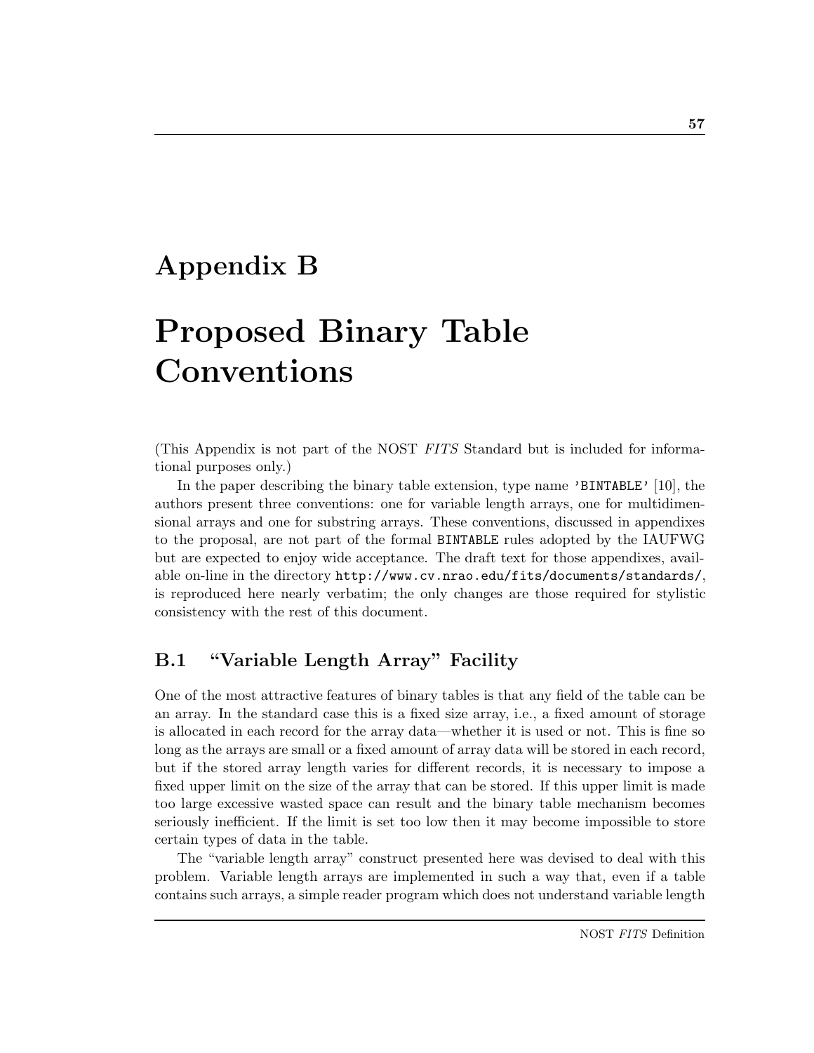# Appendix B

# Proposed Binary Table Conventions

(This Appendix is not part of the NOST *FITS* Standard but is included for informational purposes only.)

In the paper describing the binary table extension, type name `'BINTABLE'` [10], the authors present three conventions: one for variable length arrays, one for multidimensional arrays and one for substring arrays. These conventions, discussed in appendixes to the proposal, are not part of the formal `BINTABLE` rules adopted by the IAUFWG but are expected to enjoy wide acceptance. The draft text for those appendixes, available on-line in the directory `http://www.cv.nrao.edu/fits/documents/standards/`, is reproduced here nearly verbatim; the only changes are those required for stylistic consistency with the rest of this document.

## B.1 "Variable Length Array" Facility

One of the most attractive features of binary tables is that any field of the table can be an array. In the standard case this is a fixed size array, i.e., a fixed amount of storage is allocated in each record for the array data—whether it is used or not. This is fine so long as the arrays are small or a fixed amount of array data will be stored in each record, but if the stored array length varies for different records, it is necessary to impose a fixed upper limit on the size of the array that can be stored. If this upper limit is made too large excessive wasted space can result and the binary table mechanism becomes seriously inefficient. If the limit is set too low then it may become impossible to store certain types of data in the table.

The "variable length array" construct presented here was devised to deal with this problem. Variable length arrays are implemented in such a way that, even if a table contains such arrays, a simple reader program which does not understand variable length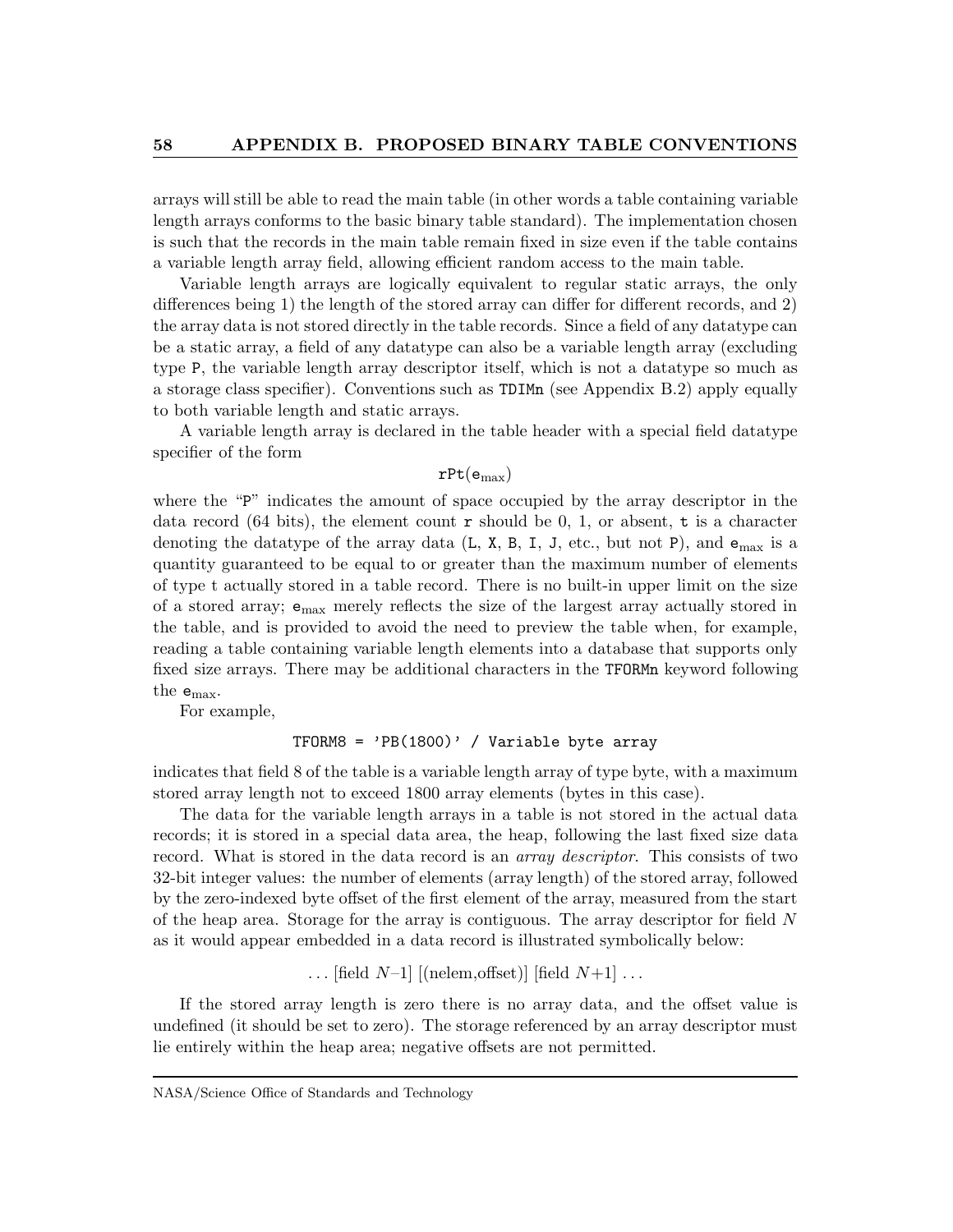arrays will still be able to read the main table (in other words a table containing variable length arrays conforms to the basic binary table standard). The implementation chosen is such that the records in the main table remain fixed in size even if the table contains a variable length array field, allowing efficient random access to the main table.

Variable length arrays are logically equivalent to regular static arrays, the only differences being 1) the length of the stored array can differ for different records, and 2) the array data is not stored directly in the table records. Since a field of any datatype can be a static array, a field of any datatype can also be a variable length array (excluding type `P`, the variable length array descriptor itself, which is not a datatype so much as a storage class specifier). Conventions such as `TDIMn` (see Appendix B.2) apply equally to both variable length and static arrays.

A variable length array is declared in the table header with a special field datatype specifier of the form

$$\mathtt{rPt}(\mathtt{e}_{\max})$$

where the "`P`" indicates the amount of space occupied by the array descriptor in the data record (64 bits), the element count `r` should be 0, 1, or absent, `t` is a character denoting the datatype of the array data (`L`, `X`, `B`, `I`, `J`, etc., but not `P`), and $\mathtt{e}_{\max}$ is a quantity guaranteed to be equal to or greater than the maximum number of elements of type t actually stored in a table record. There is no built-in upper limit on the size of a stored array; $\mathtt{e}_{\max}$ merely reflects the size of the largest array actually stored in the table, and is provided to avoid the need to preview the table when, for example, reading a table containing variable length elements into a database that supports only fixed size arrays. There may be additional characters in the `TFORMn` keyword following the $\mathtt{e}_{\max}$.

For example,

```
TFORM8 = 'PB(1800)' / Variable byte array
```

indicates that field 8 of the table is a variable length array of type byte, with a maximum stored array length not to exceed 1800 array elements (bytes in this case).

The data for the variable length arrays in a table is not stored in the actual data records; it is stored in a special data area, the heap, following the last fixed size data record. What is stored in the data record is an *array descriptor*. This consists of two 32-bit integer values: the number of elements (array length) of the stored array, followed by the zero-indexed byte offset of the first element of the array, measured from the start of the heap area. Storage for the array is contiguous. The array descriptor for field $N$ as it would appear embedded in a data record is illustrated symbolically below:

$$\ldots\ [\text{field } N{-}1]\ [(\text{nelem,offset})]\ [\text{field } N{+}1]\ \ldots$$

If the stored array length is zero there is no array data, and the offset value is undefined (it should be set to zero). The storage referenced by an array descriptor must lie entirely within the heap area; negative offsets are not permitted.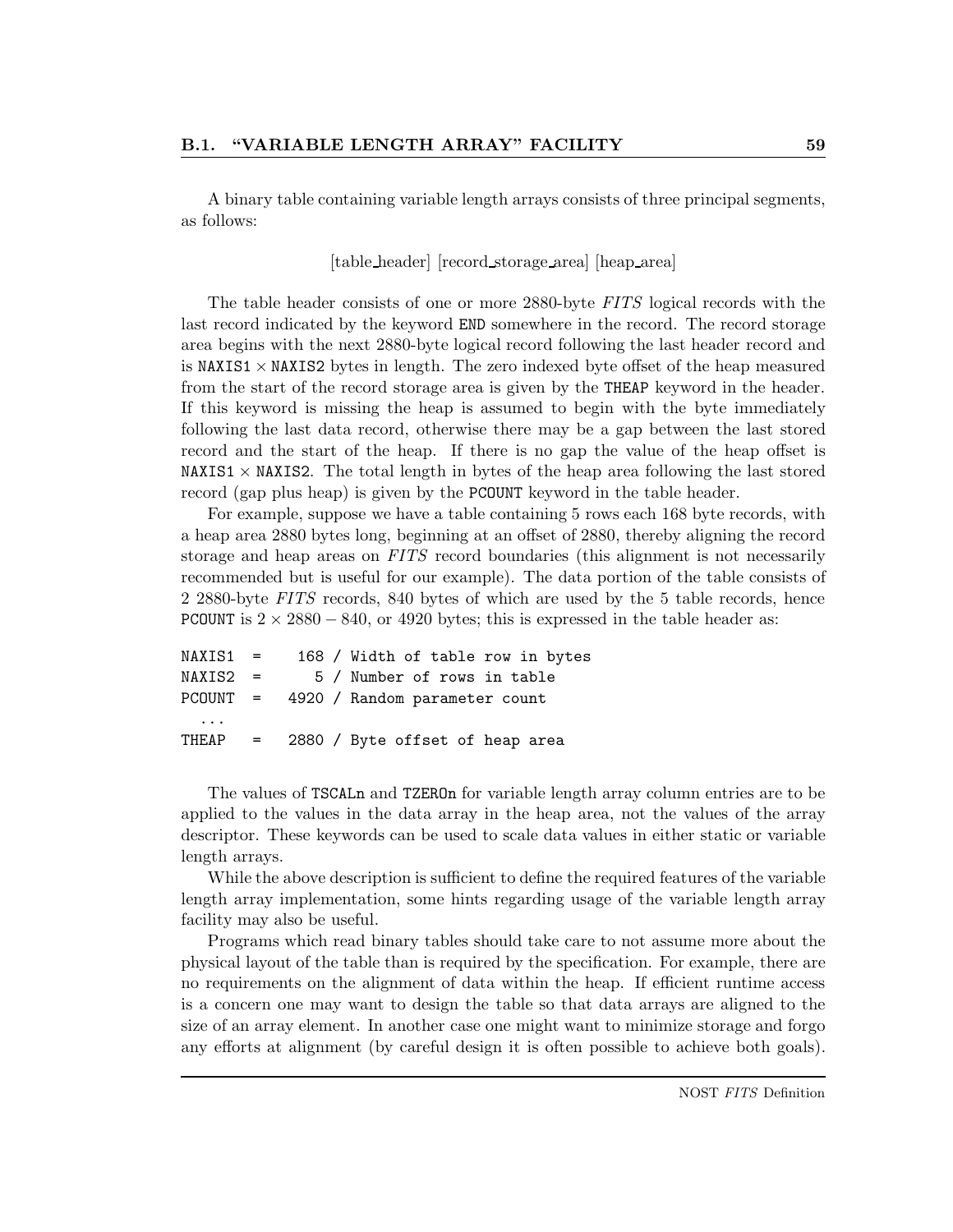A binary table containing variable length arrays consists of three principal segments, as follows:

[table_header] [record_storage_area] [heap_area]

The table header consists of one or more 2880-byte *FITS* logical records with the last record indicated by the keyword `END` somewhere in the record. The record storage area begins with the next 2880-byte logical record following the last header record and is `NAXIS1` $\times$ `NAXIS2` bytes in length. The zero indexed byte offset of the heap measured from the start of the record storage area is given by the `THEAP` keyword in the header. If this keyword is missing the heap is assumed to begin with the byte immediately following the last data record, otherwise there may be a gap between the last stored record and the start of the heap. If there is no gap the value of the heap offset is `NAXIS1` $\times$ `NAXIS2`. The total length in bytes of the heap area following the last stored record (gap plus heap) is given by the `PCOUNT` keyword in the table header.

For example, suppose we have a table containing 5 rows each 168 byte records, with a heap area 2880 bytes long, beginning at an offset of 2880, thereby aligning the record storage and heap areas on *FITS* record boundaries (this alignment is not necessarily recommended but is useful for our example). The data portion of the table consists of 2 2880-byte *FITS* records, 840 bytes of which are used by the 5 table records, hence `PCOUNT` is $2 \times 2880 - 840$, or 4920 bytes; this is expressed in the table header as:

```
NAXIS1  =    168 / Width of table row in bytes
NAXIS2  =      5 / Number of rows in table
PCOUNT  =   4920 / Random parameter count
  ...
THEAP   =   2880 / Byte offset of heap area
```

The values of `TSCALn` and `TZEROn` for variable length array column entries are to be applied to the values in the data array in the heap area, not the values of the array descriptor. These keywords can be used to scale data values in either static or variable length arrays.

While the above description is sufficient to define the required features of the variable length array implementation, some hints regarding usage of the variable length array facility may also be useful.

Programs which read binary tables should take care to not assume more about the physical layout of the table than is required by the specification. For example, there are no requirements on the alignment of data within the heap. If efficient runtime access is a concern one may want to design the table so that data arrays are aligned to the size of an array element. In another case one might want to minimize storage and forgo any efforts at alignment (by careful design it is often possible to achieve both goals).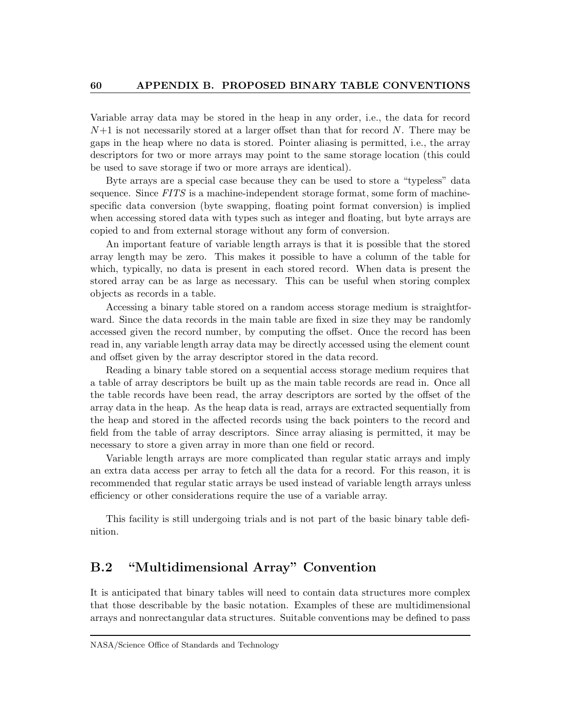Variable array data may be stored in the heap in any order, i.e., the data for record $N+1$ is not necessarily stored at a larger offset than that for record $N$. There may be gaps in the heap where no data is stored. Pointer aliasing is permitted, i.e., the array descriptors for two or more arrays may point to the same storage location (this could be used to save storage if two or more arrays are identical).

Byte arrays are a special case because they can be used to store a "typeless" data sequence. Since *FITS* is a machine-independent storage format, some form of machine-specific data conversion (byte swapping, floating point format conversion) is implied when accessing stored data with types such as integer and floating, but byte arrays are copied to and from external storage without any form of conversion.

An important feature of variable length arrays is that it is possible that the stored array length may be zero. This makes it possible to have a column of the table for which, typically, no data is present in each stored record. When data is present the stored array can be as large as necessary. This can be useful when storing complex objects as records in a table.

Accessing a binary table stored on a random access storage medium is straightforward. Since the data records in the main table are fixed in size they may be randomly accessed given the record number, by computing the offset. Once the record has been read in, any variable length array data may be directly accessed using the element count and offset given by the array descriptor stored in the data record.

Reading a binary table stored on a sequential access storage medium requires that a table of array descriptors be built up as the main table records are read in. Once all the table records have been read, the array descriptors are sorted by the offset of the array data in the heap. As the heap data is read, arrays are extracted sequentially from the heap and stored in the affected records using the back pointers to the record and field from the table of array descriptors. Since array aliasing is permitted, it may be necessary to store a given array in more than one field or record.

Variable length arrays are more complicated than regular static arrays and imply an extra data access per array to fetch all the data for a record. For this reason, it is recommended that regular static arrays be used instead of variable length arrays unless efficiency or other considerations require the use of a variable array.

This facility is still undergoing trials and is not part of the basic binary table definition.

## B.2 "Multidimensional Array" Convention

It is anticipated that binary tables will need to contain data structures more complex that those describable by the basic notation. Examples of these are multidimensional arrays and nonrectangular data structures. Suitable conventions may be defined to pass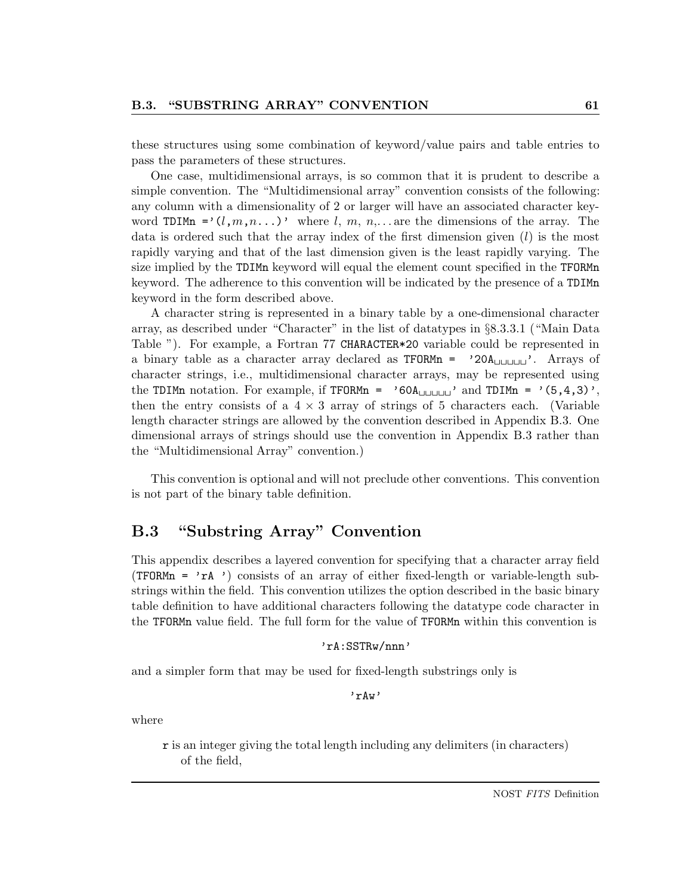these structures using some combination of keyword/value pairs and table entries to pass the parameters of these structures.

One case, multidimensional arrays, is so common that it is prudent to describe a simple convention. The "Multidimensional array" convention consists of the following: any column with a dimensionality of 2 or larger will have an associated character keyword `TDIMn ='(l,m,n...)'` where $l$, $m$, $n$,... are the dimensions of the array. The data is ordered such that the array index of the first dimension given ($l$) is the most rapidly varying and that of the last dimension given is the least rapidly varying. The size implied by the `TDIMn` keyword will equal the element count specified in the `TFORMn` keyword. The adherence to this convention will be indicated by the presence of a `TDIMn` keyword in the form described above.

A character string is represented in a binary table by a one-dimensional character array, as described under "Character" in the list of datatypes in §8.3.3.1 ("Main Data Table "). For example, a Fortran 77 `CHARACTER*20` variable could be represented in a binary table as a character array declared as `TFORMn = '20A␣␣␣␣␣'`. Arrays of character strings, i.e., multidimensional character arrays, may be represented using the `TDIMn` notation. For example, if `TFORMn = '60A␣␣␣␣␣'` and `TDIMn = '(5,4,3)'`, then the entry consists of a $4 \times 3$ array of strings of 5 characters each. (Variable length character strings are allowed by the convention described in Appendix B.3. One dimensional arrays of strings should use the convention in Appendix B.3 rather than the "Multidimensional Array" convention.)

This convention is optional and will not preclude other conventions. This convention is not part of the binary table definition.

## B.3 "Substring Array" Convention

This appendix describes a layered convention for specifying that a character array field (`TFORMn = 'rA '`) consists of an array of either fixed-length or variable-length substrings within the field. This convention utilizes the option described in the basic binary table definition to have additional characters following the datatype code character in the `TFORMn` value field. The full form for the value of `TFORMn` within this convention is

```
'rA:SSTRw/nnn'
```

and a simpler form that may be used for fixed-length substrings only is

```
'rAw'
```

where

**r** is an integer giving the total length including any delimiters (in characters) of the field,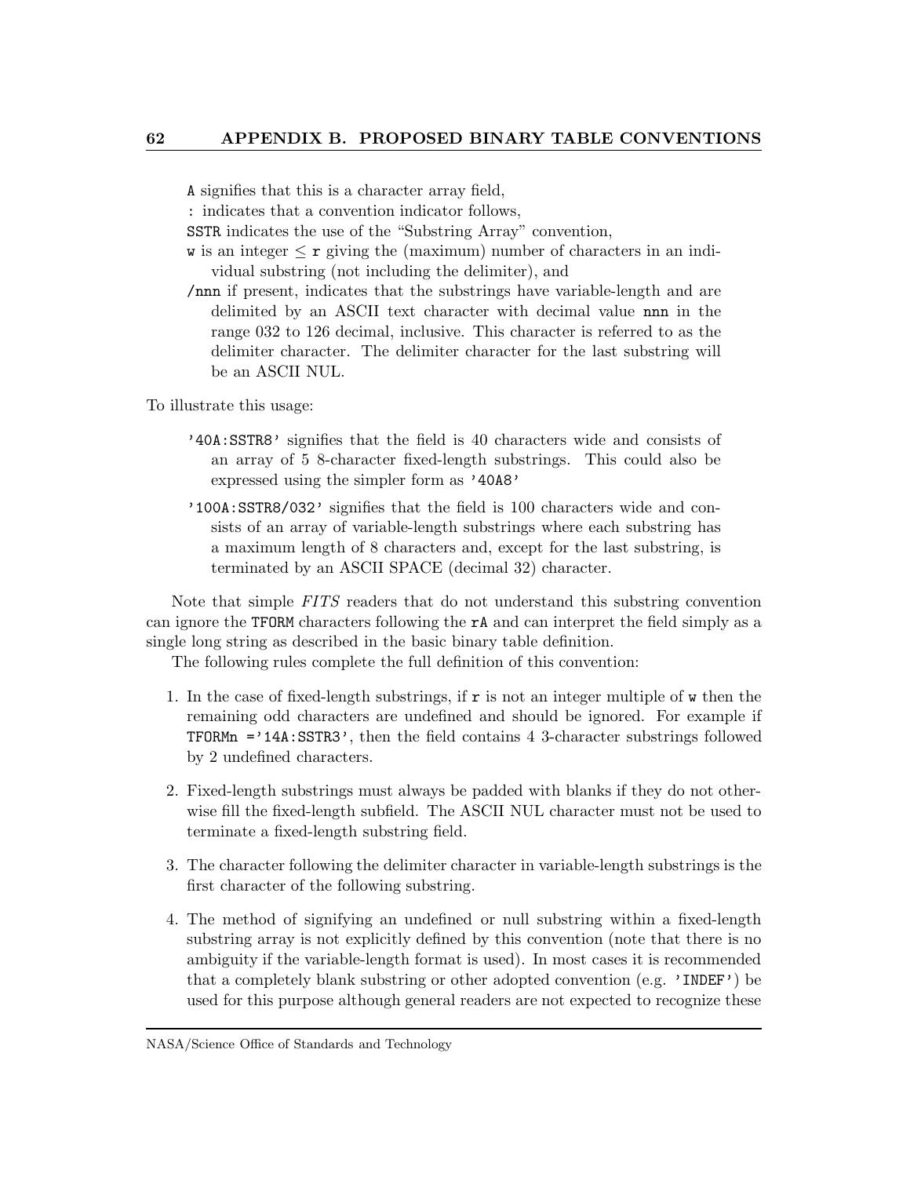`A` signifies that this is a character array field,

`:` indicates that a convention indicator follows,

`SSTR` indicates the use of the "Substring Array" convention,

`w` is an integer ≤ `r` giving the (maximum) number of characters in an individual substring (not including the delimiter), and

`/nnn` if present, indicates that the substrings have variable-length and are delimited by an ASCII text character with decimal value `nnn` in the range 032 to 126 decimal, inclusive. This character is referred to as the delimiter character. The delimiter character for the last substring will be an ASCII NUL.

To illustrate this usage:

`'40A:SSTR8'` signifies that the field is 40 characters wide and consists of an array of 5 8-character fixed-length substrings. This could also be expressed using the simpler form as `'40A8'`

`'100A:SSTR8/032'` signifies that the field is 100 characters wide and consists of an array of variable-length substrings where each substring has a maximum length of 8 characters and, except for the last substring, is terminated by an ASCII SPACE (decimal 32) character.

Note that simple *FITS* readers that do not understand this substring convention can ignore the `TFORM` characters following the `rA` and can interpret the field simply as a single long string as described in the basic binary table definition.

The following rules complete the full definition of this convention:

1. In the case of fixed-length substrings, if `r` is not an integer multiple of `w` then the remaining odd characters are undefined and should be ignored. For example if `TFORMn ='14A:SSTR3'`, then the field contains 4 3-character substrings followed by 2 undefined characters.

2. Fixed-length substrings must always be padded with blanks if they do not otherwise fill the fixed-length subfield. The ASCII NUL character must not be used to terminate a fixed-length substring field.

3. The character following the delimiter character in variable-length substrings is the first character of the following substring.

4. The method of signifying an undefined or null substring within a fixed-length substring array is not explicitly defined by this convention (note that there is no ambiguity if the variable-length format is used). In most cases it is recommended that a completely blank substring or other adopted convention (e.g. `'INDEF'`) be used for this purpose although general readers are not expected to recognize these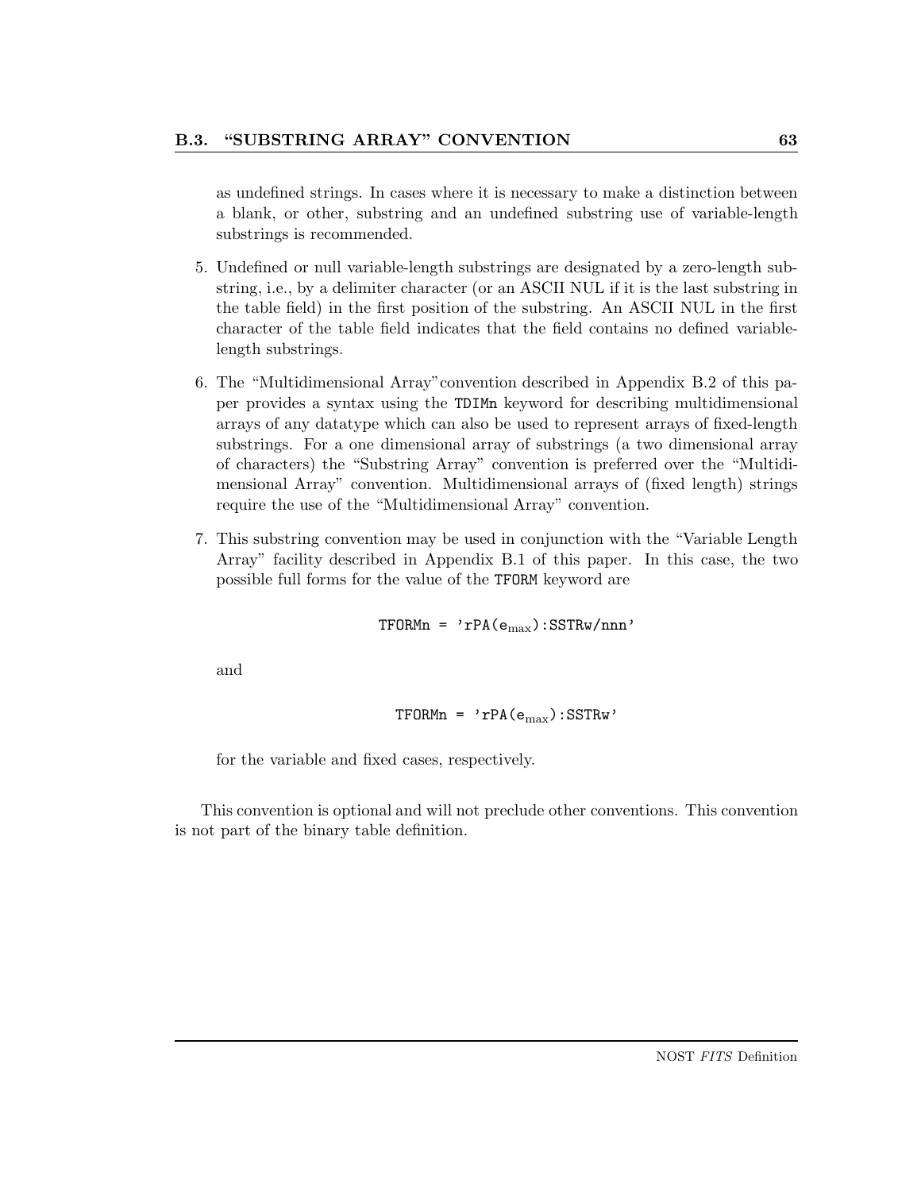as undefined strings. In cases where it is necessary to make a distinction between a blank, or other, substring and an undefined substring use of variable-length substrings is recommended.

5. Undefined or null variable-length substrings are designated by a zero-length substring, i.e., by a delimiter character (or an ASCII NUL if it is the last substring in the table field) in the first position of the substring. An ASCII NUL in the first character of the table field indicates that the field contains no defined variable-length substrings.

6. The "Multidimensional Array"convention described in Appendix B.2 of this paper provides a syntax using the `TDIMn` keyword for describing multidimensional arrays of any datatype which can also be used to represent arrays of fixed-length substrings. For a one dimensional array of substrings (a two dimensional array of characters) the "Substring Array" convention is preferred over the "Multidimensional Array" convention. Multidimensional arrays of (fixed length) strings require the use of the "Multidimensional Array" convention.

7. This substring convention may be used in conjunction with the "Variable Length Array" facility described in Appendix B.1 of this paper. In this case, the two possible full forms for the value of the `TFORM` keyword are

   `TFORMn = 'rPA(`$\mathtt{e}_{\max}$`):SSTRw/nnn'`

   and

   `TFORMn = 'rPA(`$\mathtt{e}_{\max}$`):SSTRw'`

   for the variable and fixed cases, respectively.

This convention is optional and will not preclude other conventions. This convention is not part of the binary table definition.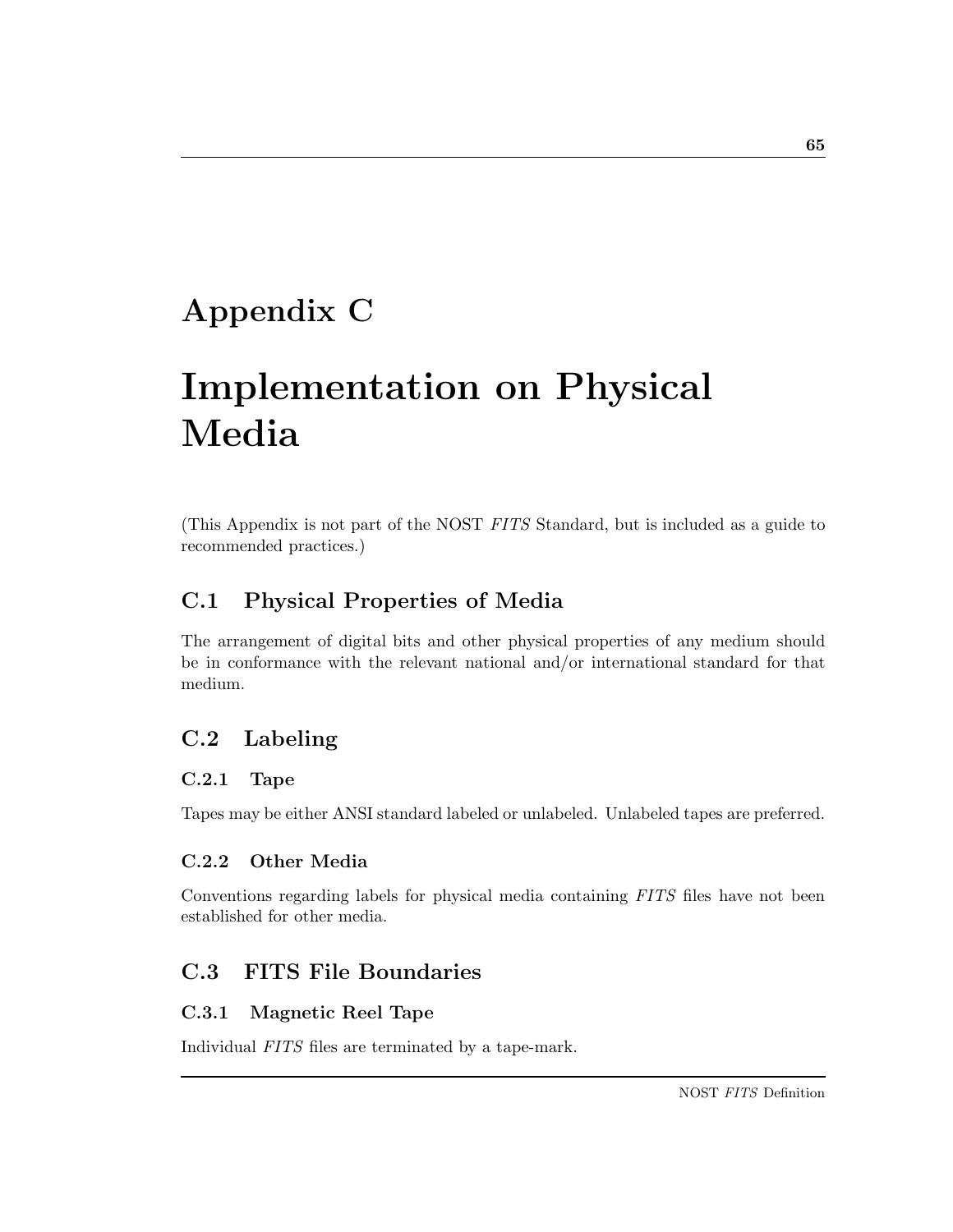# Appendix C

# Implementation on Physical Media

(This Appendix is not part of the NOST *FITS* Standard, but is included as a guide to recommended practices.)

## C.1 Physical Properties of Media

The arrangement of digital bits and other physical properties of any medium should be in conformance with the relevant national and/or international standard for that medium.

## C.2 Labeling

### C.2.1 Tape

Tapes may be either ANSI standard labeled or unlabeled. Unlabeled tapes are preferred.

### C.2.2 Other Media

Conventions regarding labels for physical media containing *FITS* files have not been established for other media.

## C.3 FITS File Boundaries

### C.3.1 Magnetic Reel Tape

Individual *FITS* files are terminated by a tape-mark.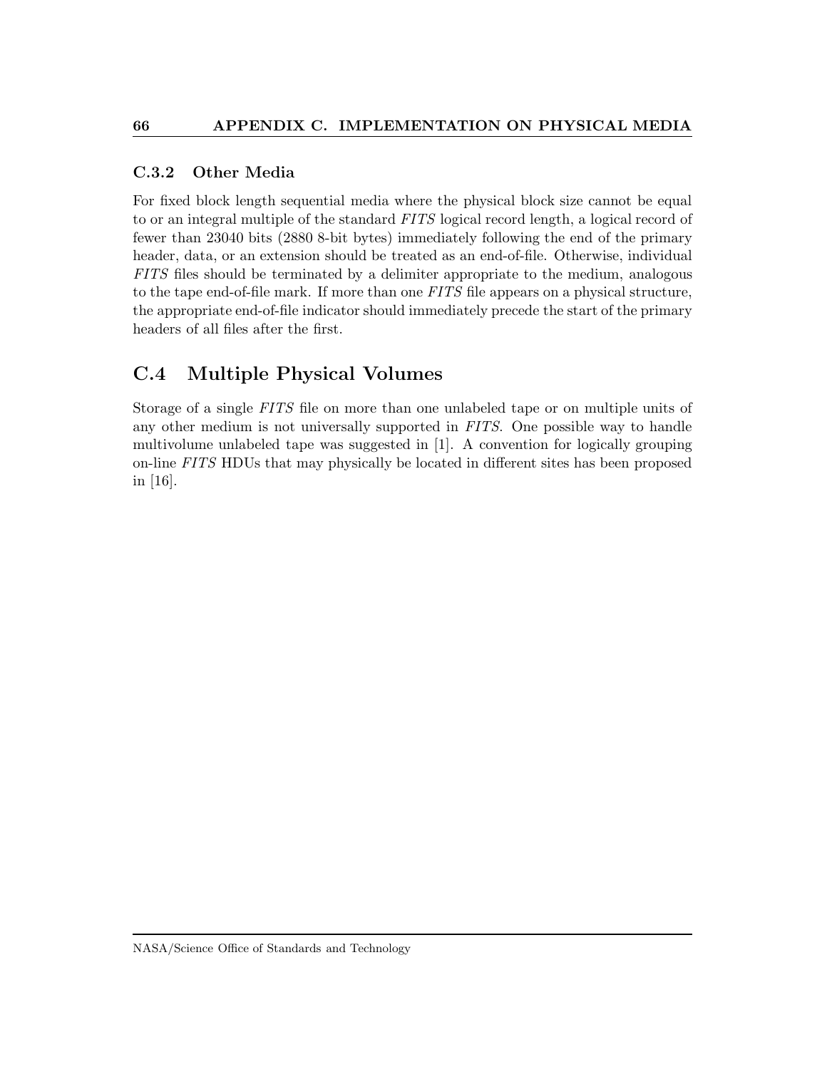### C.3.2 Other Media

For fixed block length sequential media where the physical block size cannot be equal to or an integral multiple of the standard *FITS* logical record length, a logical record of fewer than 23040 bits (2880 8-bit bytes) immediately following the end of the primary header, data, or an extension should be treated as an end-of-file. Otherwise, individual *FITS* files should be terminated by a delimiter appropriate to the medium, analogous to the tape end-of-file mark. If more than one *FITS* file appears on a physical structure, the appropriate end-of-file indicator should immediately precede the start of the primary headers of all files after the first.

## C.4 Multiple Physical Volumes

Storage of a single *FITS* file on more than one unlabeled tape or on multiple units of any other medium is not universally supported in *FITS*. One possible way to handle multivolume unlabeled tape was suggested in [1]. A convention for logically grouping on-line *FITS* HDUs that may physically be located in different sites has been proposed in [16].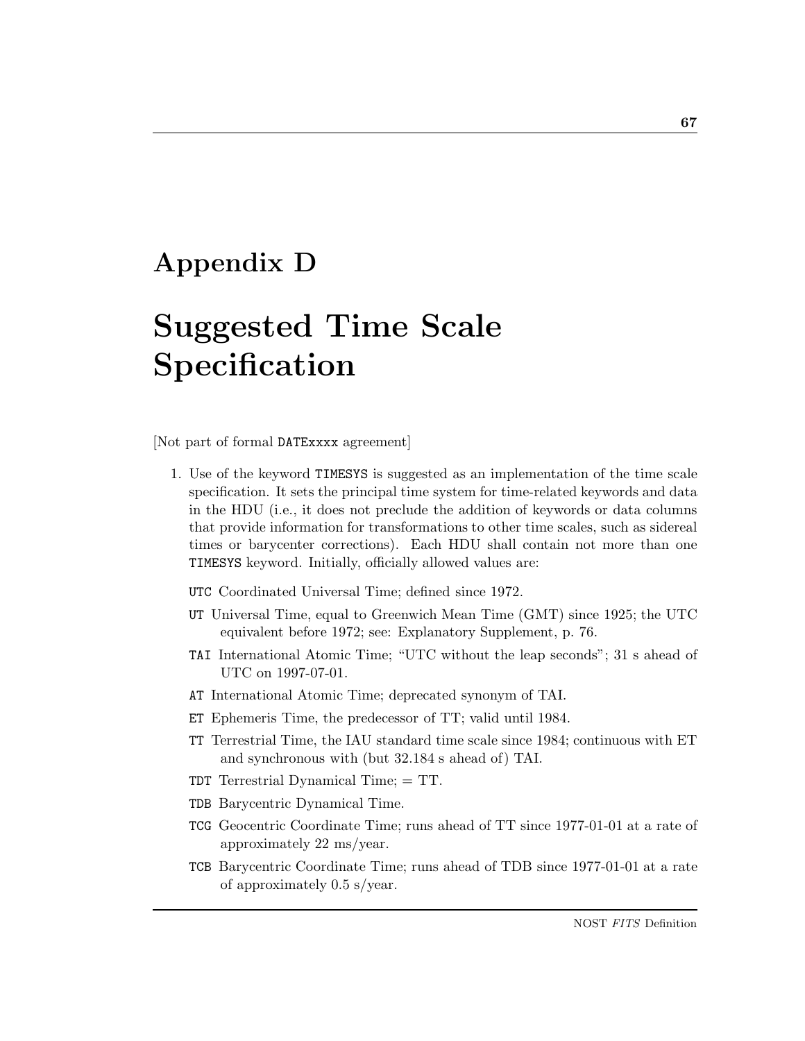# Appendix D

# Suggested Time Scale Specification

[Not part of formal `DATExxxx` agreement]

1. Use of the keyword `TIMESYS` is suggested as an implementation of the time scale specification. It sets the principal time system for time-related keywords and data in the HDU (i.e., it does not preclude the addition of keywords or data columns that provide information for transformations to other time scales, such as sidereal times or barycenter corrections). Each HDU shall contain not more than one `TIMESYS` keyword. Initially, officially allowed values are:

   `UTC` Coordinated Universal Time; defined since 1972.

   `UT` Universal Time, equal to Greenwich Mean Time (GMT) since 1925; the UTC equivalent before 1972; see: Explanatory Supplement, p. 76.

   `TAI` International Atomic Time; "UTC without the leap seconds"; 31 s ahead of UTC on 1997-07-01.

   `AT` International Atomic Time; deprecated synonym of TAI.

   `ET` Ephemeris Time, the predecessor of TT; valid until 1984.

   `TT` Terrestrial Time, the IAU standard time scale since 1984; continuous with ET and synchronous with (but 32.184 s ahead of) TAI.

   `TDT` Terrestrial Dynamical Time; = TT.

   `TDB` Barycentric Dynamical Time.

   `TCG` Geocentric Coordinate Time; runs ahead of TT since 1977-01-01 at a rate of approximately 22 ms/year.

   `TCB` Barycentric Coordinate Time; runs ahead of TDB since 1977-01-01 at a rate of approximately 0.5 s/year.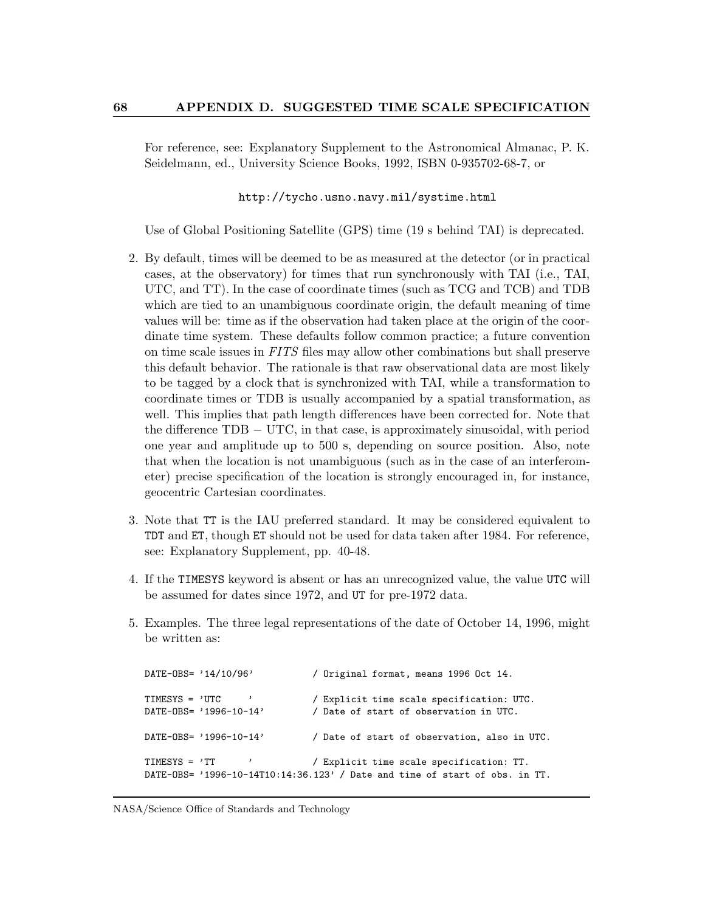For reference, see: Explanatory Supplement to the Astronomical Almanac, P. K. Seidelmann, ed., University Science Books, 1992, ISBN 0-935702-68-7, or

`http://tycho.usno.navy.mil/systime.html`

Use of Global Positioning Satellite (GPS) time (19 s behind TAI) is deprecated.

2. By default, times will be deemed to be as measured at the detector (or in practical cases, at the observatory) for times that run synchronously with TAI (i.e., TAI, UTC, and TT). In the case of coordinate times (such as TCG and TCB) and TDB which are tied to an unambiguous coordinate origin, the default meaning of time values will be: time as if the observation had taken place at the origin of the coordinate time system. These defaults follow common practice; a future convention on time scale issues in *FITS* files may allow other combinations but shall preserve this default behavior. The rationale is that raw observational data are most likely to be tagged by a clock that is synchronized with TAI, while a transformation to coordinate times or TDB is usually accompanied by a spatial transformation, as well. This implies that path length differences have been corrected for. Note that the difference TDB − UTC, in that case, is approximately sinusoidal, with period one year and amplitude up to 500 s, depending on source position. Also, note that when the location is not unambiguous (such as in the case of an interferometer) precise specification of the location is strongly encouraged in, for instance, geocentric Cartesian coordinates.

3. Note that `TT` is the IAU preferred standard. It may be considered equivalent to `TDT` and `ET`, though `ET` should not be used for data taken after 1984. For reference, see: Explanatory Supplement, pp. 40-48.

4. If the `TIMESYS` keyword is absent or has an unrecognized value, the value `UTC` will be assumed for dates since 1972, and `UT` for pre-1972 data.

5. Examples. The three legal representations of the date of October 14, 1996, might be written as:

```
DATE-OBS= '14/10/96'           / Original format, means 1996 Oct 14.

TIMESYS = 'UTC     '           / Explicit time scale specification: UTC.
DATE-OBS= '1996-10-14'         / Date of start of observation in UTC.

DATE-OBS= '1996-10-14'         / Date of start of observation, also in UTC.

TIMESYS = 'TT      '           / Explicit time scale specification: TT.
DATE-OBS= '1996-10-14T10:14:36.123' / Date and time of start of obs. in TT.
```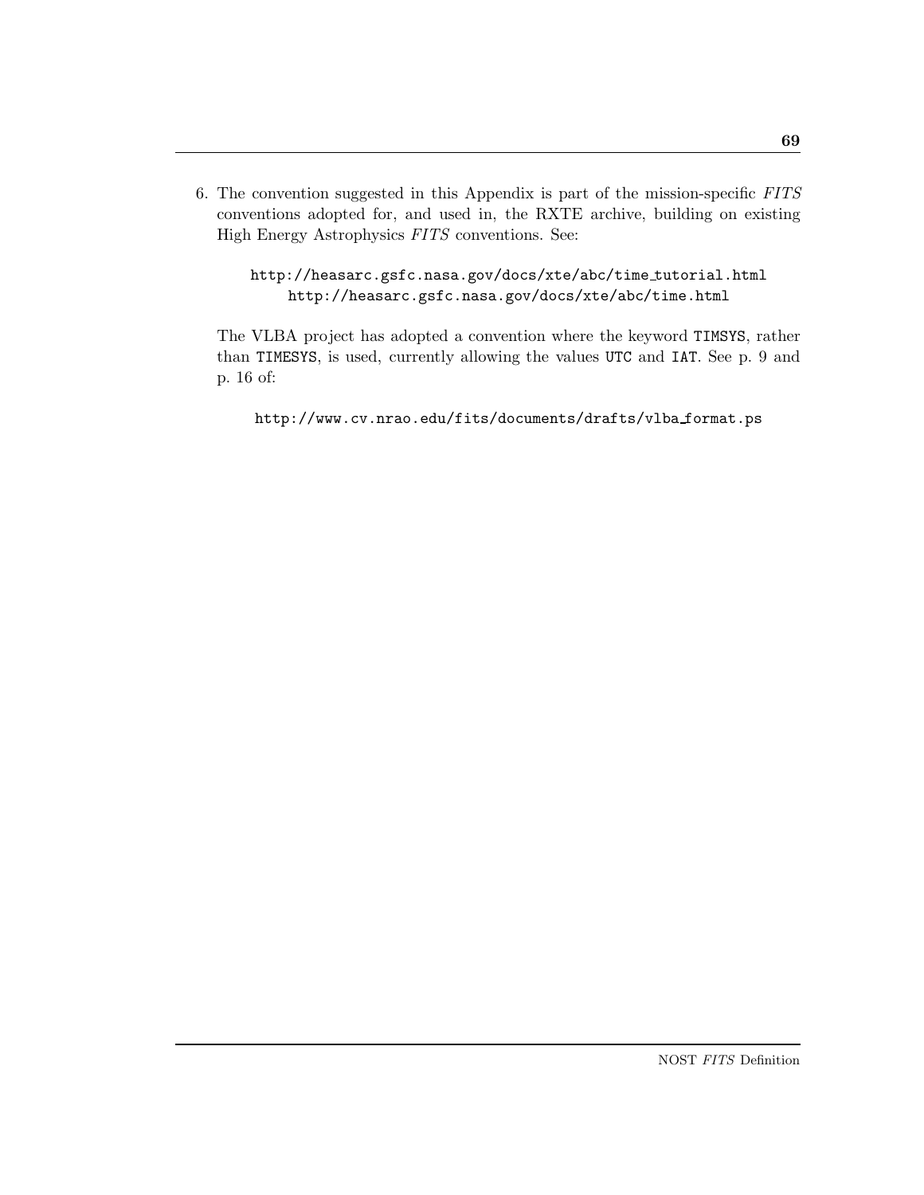6. The convention suggested in this Appendix is part of the mission-specific *FITS* conventions adopted for, and used in, the RXTE archive, building on existing High Energy Astrophysics *FITS* conventions. See:

   `http://heasarc.gsfc.nasa.gov/docs/xte/abc/time_tutorial.html`
   `http://heasarc.gsfc.nasa.gov/docs/xte/abc/time.html`

   The VLBA project has adopted a convention where the keyword `TIMSYS`, rather than `TIMESYS`, is used, currently allowing the values `UTC` and `IAT`. See p. 9 and p. 16 of:

   `http://www.cv.nrao.edu/fits/documents/drafts/vlba_format.ps`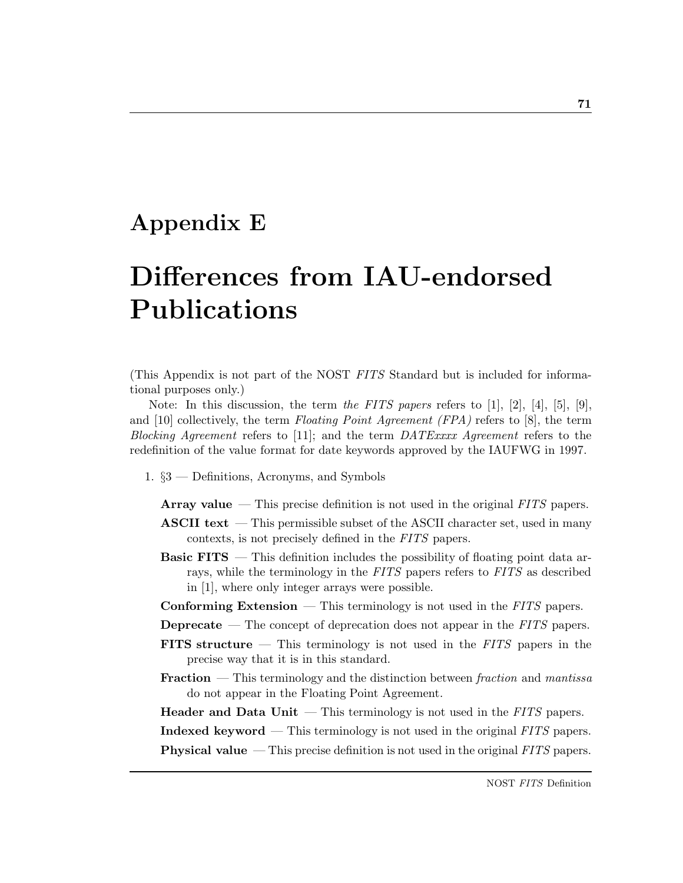# Appendix E

# Differences from IAU-endorsed Publications

(This Appendix is not part of the NOST *FITS* Standard but is included for informational purposes only.)

Note: In this discussion, the term *the FITS papers* refers to [1], [2], [4], [5], [9], and [10] collectively, the term *Floating Point Agreement (FPA)* refers to [8], the term *Blocking Agreement* refers to [11]; and the term *DATExxxx Agreement* refers to the redefinition of the value format for date keywords approved by the IAUFWG in 1997.

1. §3 — Definitions, Acronyms, and Symbols

   **Array value** — This precise definition is not used in the original *FITS* papers.

   **ASCII text** — This permissible subset of the ASCII character set, used in many contexts, is not precisely defined in the *FITS* papers.

   **Basic FITS** — This definition includes the possibility of floating point data arrays, while the terminology in the *FITS* papers refers to *FITS* as described in [1], where only integer arrays were possible.

   **Conforming Extension** — This terminology is not used in the *FITS* papers.

   **Deprecate** — The concept of deprecation does not appear in the *FITS* papers.

   **FITS structure** — This terminology is not used in the *FITS* papers in the precise way that it is in this standard.

   **Fraction** — This terminology and the distinction between *fraction* and *mantissa* do not appear in the Floating Point Agreement.

   **Header and Data Unit** — This terminology is not used in the *FITS* papers.

   **Indexed keyword** — This terminology is not used in the original *FITS* papers.

   **Physical value** — This precise definition is not used in the original *FITS* papers.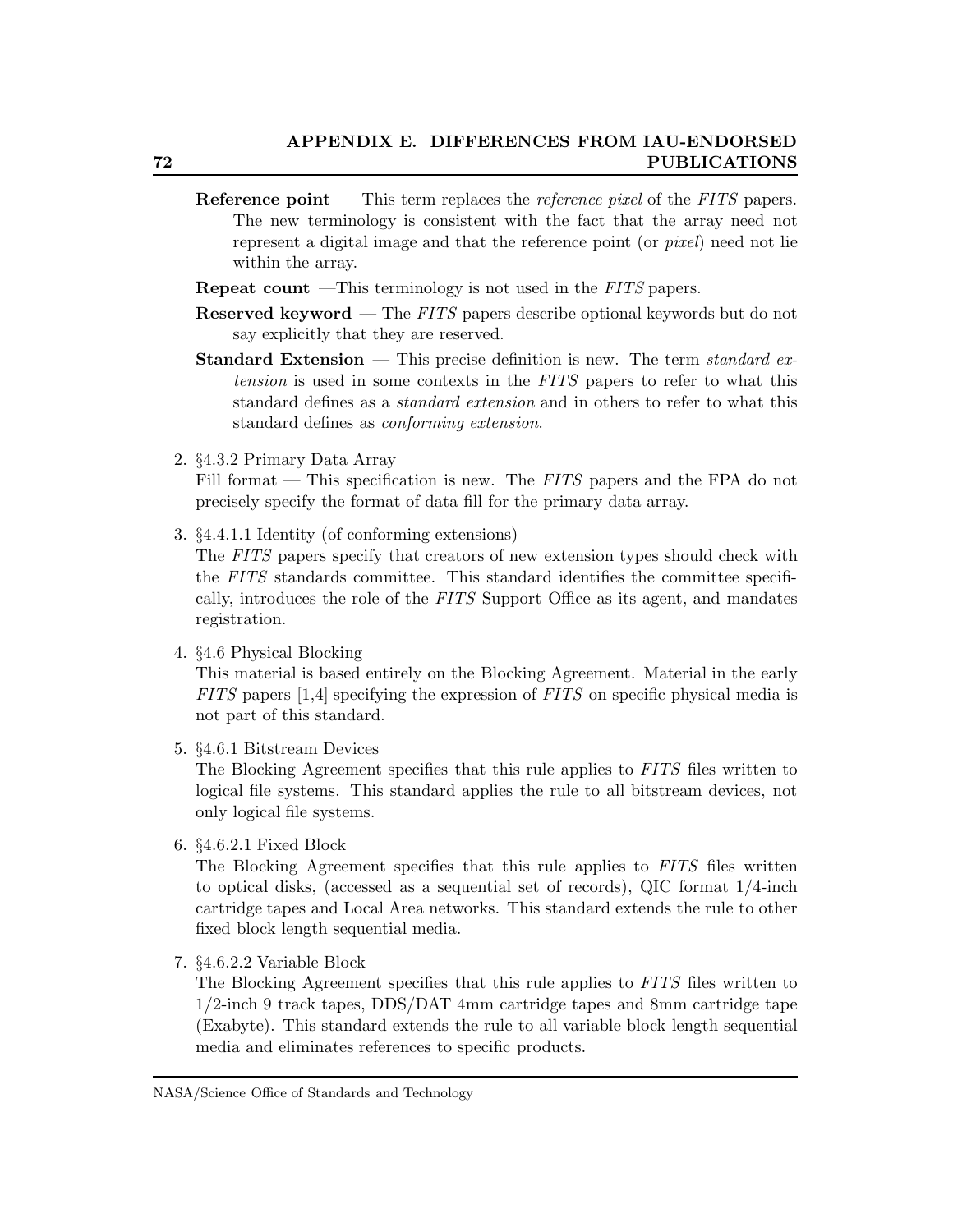**Reference point** — This term replaces the *reference pixel* of the *FITS* papers. The new terminology is consistent with the fact that the array need not represent a digital image and that the reference point (or *pixel*) need not lie within the array.

**Repeat count** —This terminology is not used in the *FITS* papers.

**Reserved keyword** — The *FITS* papers describe optional keywords but do not say explicitly that they are reserved.

**Standard Extension** — This precise definition is new. The term *standard extension* is used in some contexts in the *FITS* papers to refer to what this standard defines as a *standard extension* and in others to refer to what this standard defines as *conforming extension*.

2. §4.3.2 Primary Data Array
   Fill format — This specification is new. The *FITS* papers and the FPA do not precisely specify the format of data fill for the primary data array.

3. §4.4.1.1 Identity (of conforming extensions)
   The *FITS* papers specify that creators of new extension types should check with the *FITS* standards committee. This standard identifies the committee specifically, introduces the role of the *FITS* Support Office as its agent, and mandates registration.

4. §4.6 Physical Blocking
   This material is based entirely on the Blocking Agreement. Material in the early *FITS* papers [1,4] specifying the expression of *FITS* on specific physical media is not part of this standard.

5. §4.6.1 Bitstream Devices
   The Blocking Agreement specifies that this rule applies to *FITS* files written to logical file systems. This standard applies the rule to all bitstream devices, not only logical file systems.

6. §4.6.2.1 Fixed Block
   The Blocking Agreement specifies that this rule applies to *FITS* files written to optical disks, (accessed as a sequential set of records), QIC format 1/4-inch cartridge tapes and Local Area networks. This standard extends the rule to other fixed block length sequential media.

7. §4.6.2.2 Variable Block
   The Blocking Agreement specifies that this rule applies to *FITS* files written to 1/2-inch 9 track tapes, DDS/DAT 4mm cartridge tapes and 8mm cartridge tape (Exabyte). This standard extends the rule to all variable block length sequential media and eliminates references to specific products.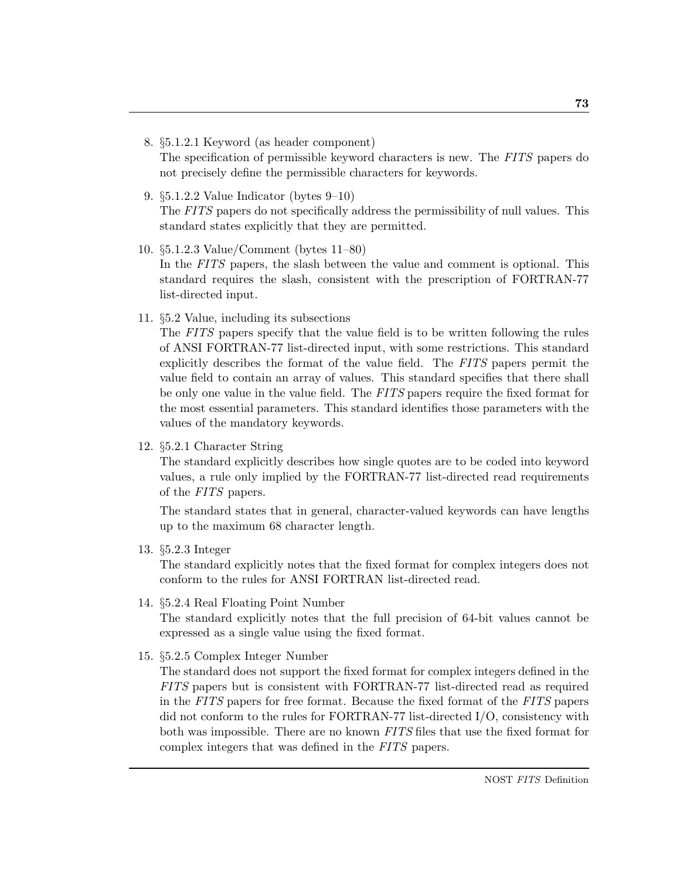8. §5.1.2.1 Keyword (as header component)
   The specification of permissible keyword characters is new. The *FITS* papers do not precisely define the permissible characters for keywords.

9. §5.1.2.2 Value Indicator (bytes 9–10)
   The *FITS* papers do not specifically address the permissibility of null values. This standard states explicitly that they are permitted.

10. §5.1.2.3 Value/Comment (bytes 11–80)
    In the *FITS* papers, the slash between the value and comment is optional. This standard requires the slash, consistent with the prescription of FORTRAN-77 list-directed input.

11. §5.2 Value, including its subsections
    The *FITS* papers specify that the value field is to be written following the rules of ANSI FORTRAN-77 list-directed input, with some restrictions. This standard explicitly describes the format of the value field. The *FITS* papers permit the value field to contain an array of values. This standard specifies that there shall be only one value in the value field. The *FITS* papers require the fixed format for the most essential parameters. This standard identifies those parameters with the values of the mandatory keywords.

12. §5.2.1 Character String
    The standard explicitly describes how single quotes are to be coded into keyword values, a rule only implied by the FORTRAN-77 list-directed read requirements of the *FITS* papers.

    The standard states that in general, character-valued keywords can have lengths up to the maximum 68 character length.

13. §5.2.3 Integer
    The standard explicitly notes that the fixed format for complex integers does not conform to the rules for ANSI FORTRAN list-directed read.

14. §5.2.4 Real Floating Point Number
    The standard explicitly notes that the full precision of 64-bit values cannot be expressed as a single value using the fixed format.

15. §5.2.5 Complex Integer Number
    The standard does not support the fixed format for complex integers defined in the *FITS* papers but is consistent with FORTRAN-77 list-directed read as required in the *FITS* papers for free format. Because the fixed format of the *FITS* papers did not conform to the rules for FORTRAN-77 list-directed I/O, consistency with both was impossible. There are no known *FITS* files that use the fixed format for complex integers that was defined in the *FITS* papers.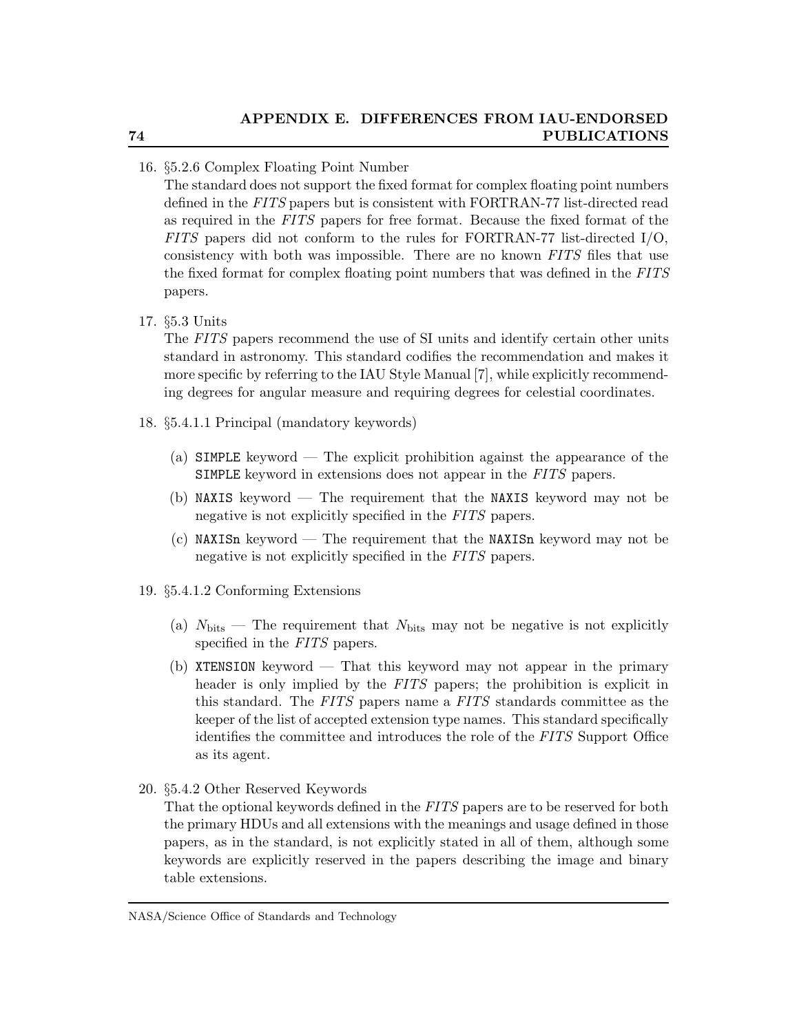16. §5.2.6 Complex Floating Point Number
    The standard does not support the fixed format for complex floating point numbers defined in the *FITS* papers but is consistent with FORTRAN-77 list-directed read as required in the *FITS* papers for free format. Because the fixed format of the *FITS* papers did not conform to the rules for FORTRAN-77 list-directed I/O, consistency with both was impossible. There are no known *FITS* files that use the fixed format for complex floating point numbers that was defined in the *FITS* papers.

17. §5.3 Units
    The *FITS* papers recommend the use of SI units and identify certain other units standard in astronomy. This standard codifies the recommendation and makes it more specific by referring to the IAU Style Manual [7], while explicitly recommending degrees for angular measure and requiring degrees for celestial coordinates.

18. §5.4.1.1 Principal (mandatory keywords)

    (a) `SIMPLE` keyword — The explicit prohibition against the appearance of the `SIMPLE` keyword in extensions does not appear in the *FITS* papers.

    (b) `NAXIS` keyword — The requirement that the `NAXIS` keyword may not be negative is not explicitly specified in the *FITS* papers.

    (c) `NAXISn` keyword — The requirement that the `NAXISn` keyword may not be negative is not explicitly specified in the *FITS* papers.

19. §5.4.1.2 Conforming Extensions

    (a) $N_{\rm bits}$ — The requirement that $N_{\rm bits}$ may not be negative is not explicitly specified in the *FITS* papers.

    (b) `XTENSION` keyword — That this keyword may not appear in the primary header is only implied by the *FITS* papers; the prohibition is explicit in this standard. The *FITS* papers name a *FITS* standards committee as the keeper of the list of accepted extension type names. This standard specifically identifies the committee and introduces the role of the *FITS* Support Office as its agent.

20. §5.4.2 Other Reserved Keywords
    That the optional keywords defined in the *FITS* papers are to be reserved for both the primary HDUs and all extensions with the meanings and usage defined in those papers, as in the standard, is not explicitly stated in all of them, although some keywords are explicitly reserved in the papers describing the image and binary table extensions.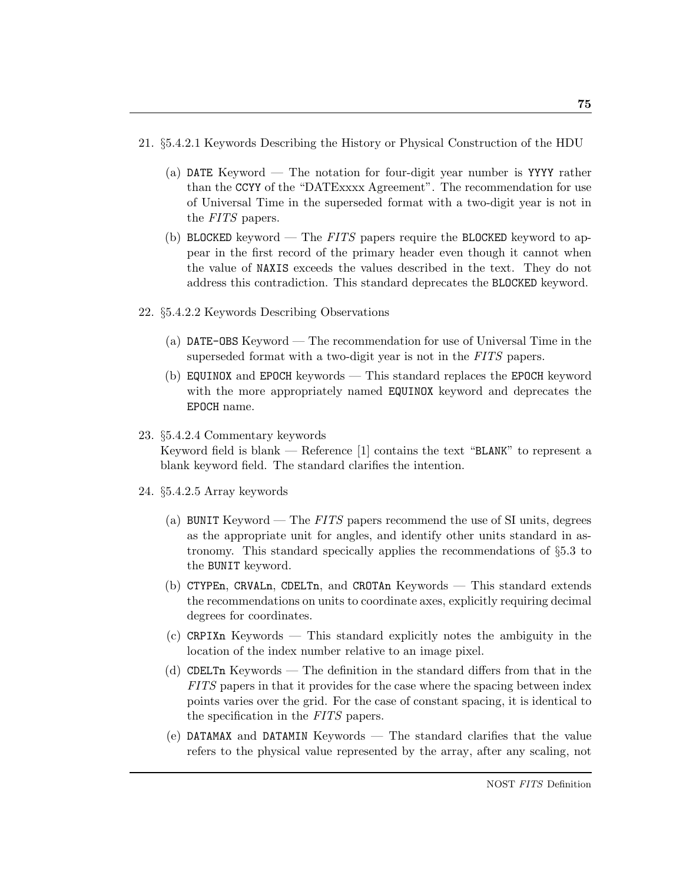21. §5.4.2.1 Keywords Describing the History or Physical Construction of the HDU

    (a) `DATE` Keyword — The notation for four-digit year number is `YYYY` rather than the `CCYY` of the "DATExxxx Agreement". The recommendation for use of Universal Time in the superseded format with a two-digit year is not in the *FITS* papers.

    (b) `BLOCKED` keyword — The *FITS* papers require the `BLOCKED` keyword to appear in the first record of the primary header even though it cannot when the value of `NAXIS` exceeds the values described in the text. They do not address this contradiction. This standard deprecates the `BLOCKED` keyword.

22. §5.4.2.2 Keywords Describing Observations

    (a) `DATE-OBS` Keyword — The recommendation for use of Universal Time in the superseded format with a two-digit year is not in the *FITS* papers.

    (b) `EQUINOX` and `EPOCH` keywords — This standard replaces the `EPOCH` keyword with the more appropriately named `EQUINOX` keyword and deprecates the `EPOCH` name.

23. §5.4.2.4 Commentary keywords
    Keyword field is blank — Reference [1] contains the text "`BLANK`" to represent a blank keyword field. The standard clarifies the intention.

24. §5.4.2.5 Array keywords

    (a) `BUNIT` Keyword — The *FITS* papers recommend the use of SI units, degrees as the appropriate unit for angles, and identify other units standard in astronomy. This standard specically applies the recommendations of §5.3 to the `BUNIT` keyword.

    (b) `CTYPEn`, `CRVALn`, `CDELTn`, and `CROTAn` Keywords — This standard extends the recommendations on units to coordinate axes, explicitly requiring decimal degrees for coordinates.

    (c) `CRPIXn` Keywords — This standard explicitly notes the ambiguity in the location of the index number relative to an image pixel.

    (d) `CDELTn` Keywords — The definition in the standard differs from that in the *FITS* papers in that it provides for the case where the spacing between index points varies over the grid. For the case of constant spacing, it is identical to the specification in the *FITS* papers.

    (e) `DATAMAX` and `DATAMIN` Keywords — The standard clarifies that the value refers to the physical value represented by the array, after any scaling, not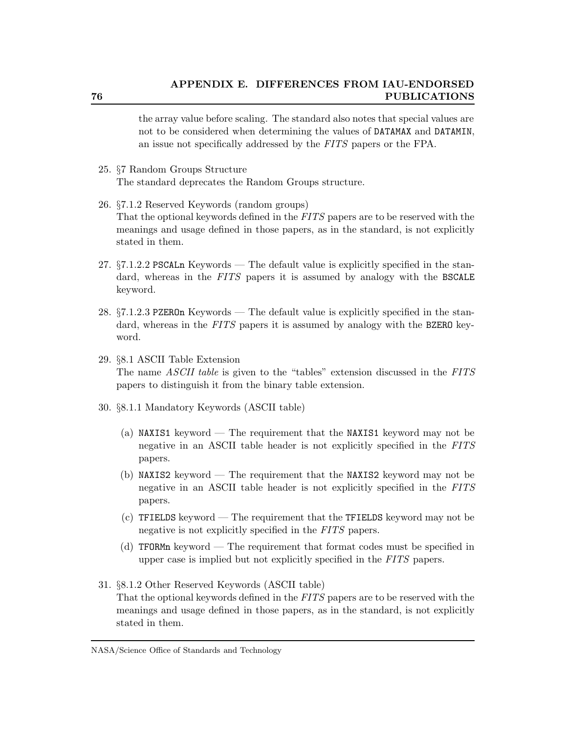the array value before scaling. The standard also notes that special values are not to be considered when determining the values of `DATAMAX` and `DATAMIN`, an issue not specifically addressed by the *FITS* papers or the FPA.

25. §7 Random Groups Structure
    The standard deprecates the Random Groups structure.

26. §7.1.2 Reserved Keywords (random groups)
    That the optional keywords defined in the *FITS* papers are to be reserved with the meanings and usage defined in those papers, as in the standard, is not explicitly stated in them.

27. §7.1.2.2 `PSCALn` Keywords — The default value is explicitly specified in the standard, whereas in the *FITS* papers it is assumed by analogy with the `BSCALE` keyword.

28. §7.1.2.3 `PZEROn` Keywords — The default value is explicitly specified in the standard, whereas in the *FITS* papers it is assumed by analogy with the `BZERO` keyword.

29. §8.1 ASCII Table Extension
    The name *ASCII table* is given to the "tables" extension discussed in the *FITS* papers to distinguish it from the binary table extension.

30. §8.1.1 Mandatory Keywords (ASCII table)
    (a) `NAXIS1` keyword — The requirement that the `NAXIS1` keyword may not be negative in an ASCII table header is not explicitly specified in the *FITS* papers.
    (b) `NAXIS2` keyword — The requirement that the `NAXIS2` keyword may not be negative in an ASCII table header is not explicitly specified in the *FITS* papers.
    (c) `TFIELDS` keyword — The requirement that the `TFIELDS` keyword may not be negative is not explicitly specified in the *FITS* papers.
    (d) `TFORMn` keyword — The requirement that format codes must be specified in upper case is implied but not explicitly specified in the *FITS* papers.

31. §8.1.2 Other Reserved Keywords (ASCII table)
    That the optional keywords defined in the *FITS* papers are to be reserved with the meanings and usage defined in those papers, as in the standard, is not explicitly stated in them.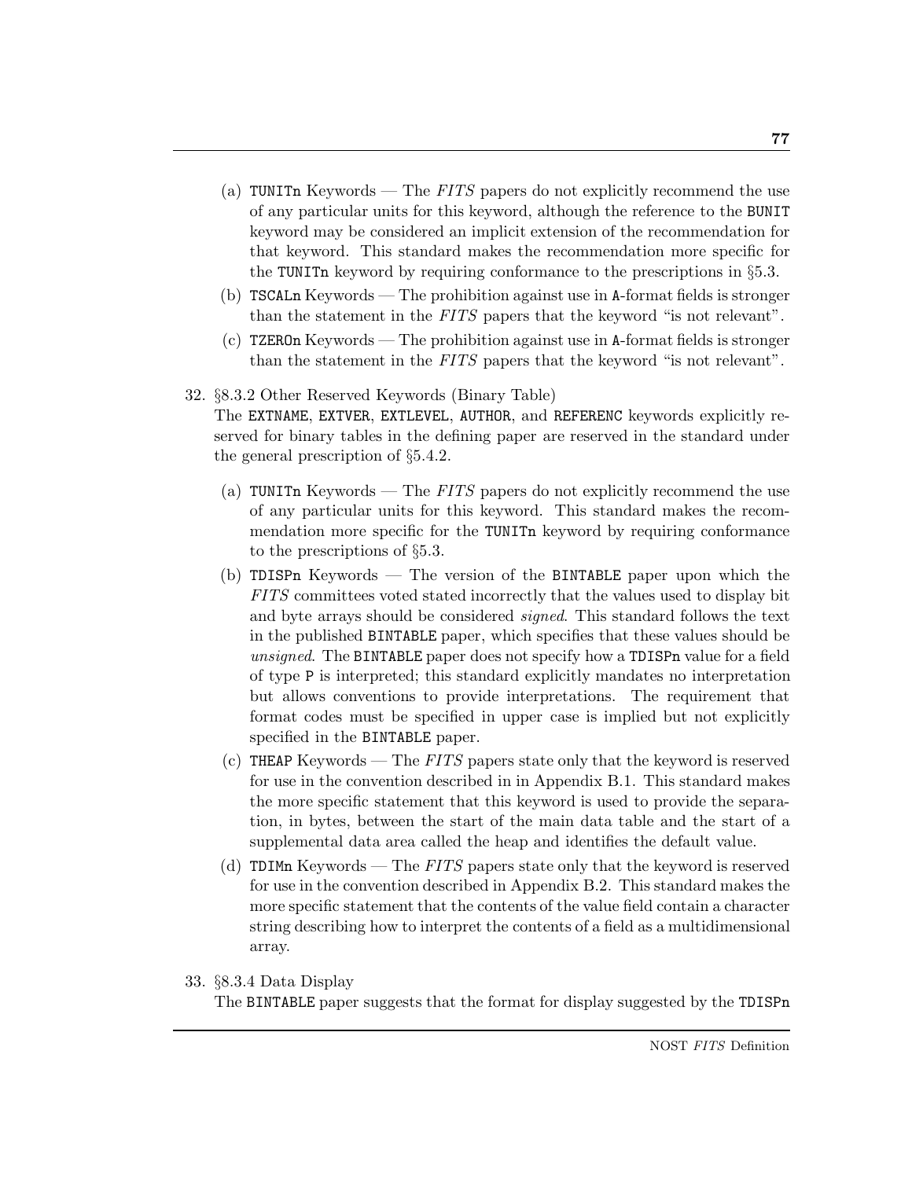(a) `TUNITn` Keywords — The *FITS* papers do not explicitly recommend the use of any particular units for this keyword, although the reference to the `BUNIT` keyword may be considered an implicit extension of the recommendation for that keyword. This standard makes the recommendation more specific for the `TUNITn` keyword by requiring conformance to the prescriptions in §5.3.

(b) `TSCALn` Keywords — The prohibition against use in `A`-format fields is stronger than the statement in the *FITS* papers that the keyword "is not relevant".

(c) `TZEROn` Keywords — The prohibition against use in `A`-format fields is stronger than the statement in the *FITS* papers that the keyword "is not relevant".

32. §8.3.2 Other Reserved Keywords (Binary Table)
The `EXTNAME`, `EXTVER`, `EXTLEVEL`, `AUTHOR`, and `REFERENC` keywords explicitly reserved for binary tables in the defining paper are reserved in the standard under the general prescription of §5.4.2.

    (a) `TUNITn` Keywords — The *FITS* papers do not explicitly recommend the use of any particular units for this keyword. This standard makes the recommendation more specific for the `TUNITn` keyword by requiring conformance to the prescriptions of §5.3.

    (b) `TDISPn` Keywords — The version of the `BINTABLE` paper upon which the *FITS* committees voted stated incorrectly that the values used to display bit and byte arrays should be considered *signed*. This standard follows the text in the published `BINTABLE` paper, which specifies that these values should be *unsigned*. The `BINTABLE` paper does not specify how a `TDISPn` value for a field of type `P` is interpreted; this standard explicitly mandates no interpretation but allows conventions to provide interpretations. The requirement that format codes must be specified in upper case is implied but not explicitly specified in the `BINTABLE` paper.

    (c) `THEAP` Keywords — The *FITS* papers state only that the keyword is reserved for use in the convention described in in Appendix B.1. This standard makes the more specific statement that this keyword is used to provide the separation, in bytes, between the start of the main data table and the start of a supplemental data area called the heap and identifies the default value.

    (d) `TDIMn` Keywords — The *FITS* papers state only that the keyword is reserved for use in the convention described in Appendix B.2. This standard makes the more specific statement that the contents of the value field contain a character string describing how to interpret the contents of a field as a multidimensional array.

33. §8.3.4 Data Display
The `BINTABLE` paper suggests that the format for display suggested by the `TDISPn`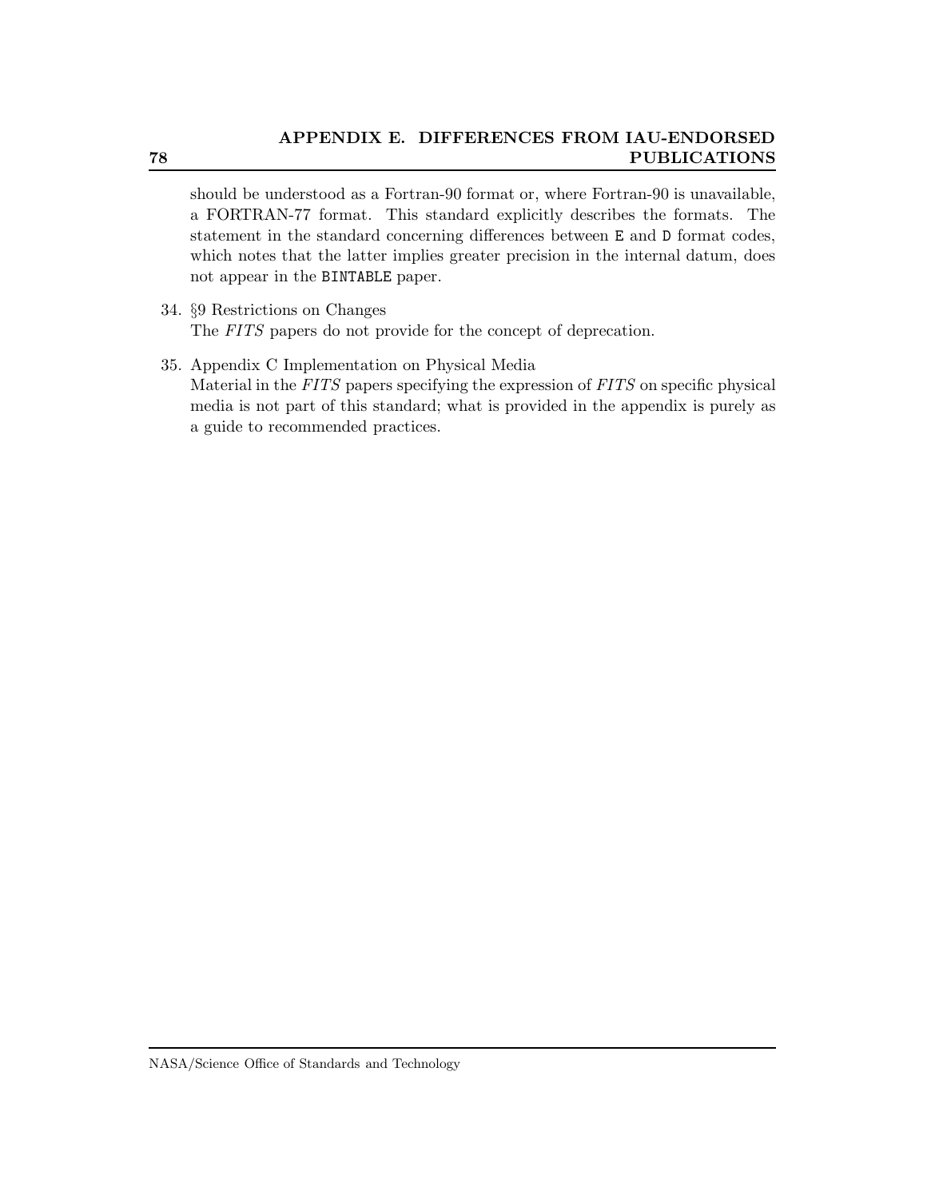should be understood as a Fortran-90 format or, where Fortran-90 is unavailable, a FORTRAN-77 format. This standard explicitly describes the formats. The statement in the standard concerning differences between `E` and `D` format codes, which notes that the latter implies greater precision in the internal datum, does not appear in the `BINTABLE` paper.

34. §9 Restrictions on Changes
    The *FITS* papers do not provide for the concept of deprecation.

35. Appendix C Implementation on Physical Media
    Material in the *FITS* papers specifying the expression of *FITS* on specific physical media is not part of this standard; what is provided in the appendix is purely as a guide to recommended practices.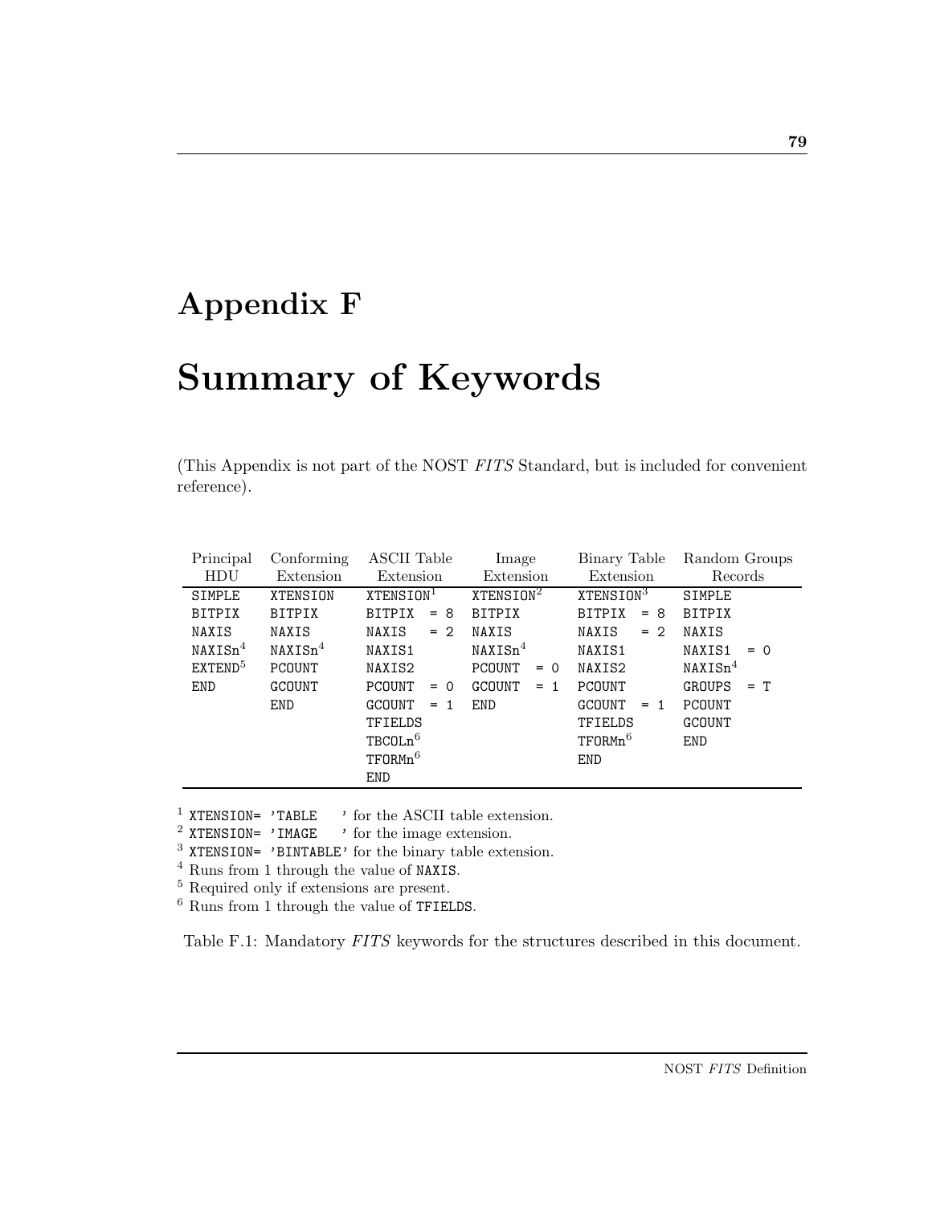# Appendix F

# Summary of Keywords

(This Appendix is not part of the NOST *FITS* Standard, but is included for convenient reference).

| Principal HDU | Conforming Extension | ASCII Table Extension | Image Extension | Binary Table Extension | Random Groups Records |
|---|---|---|---|---|---|
| SIMPLE | XTENSION | XTENSION[1] | XTENSION[2] | XTENSION[3] | SIMPLE |
| BITPIX | BITPIX | BITPIX = 8 | BITPIX | BITPIX = 8 | BITPIX |
| NAXIS | NAXIS | NAXIS = 2 | NAXIS | NAXIS = 2 | NAXIS |
| NAXISn[4] | NAXISn[4] | NAXIS1 | NAXISn[4] | NAXIS1 | NAXIS1 = 0 |
| EXTEND[5] | PCOUNT | NAXIS2 | PCOUNT = 0 | NAXIS2 | NAXISn[4] |
| END | GCOUNT | PCOUNT = 0 | GCOUNT = 1 | PCOUNT | GROUPS = T |
| | END | GCOUNT = 1 | END | GCOUNT = 1 | PCOUNT |
| | | TFIELDS | | TFIELDS | GCOUNT |
| | | TBCOLn[6] | | TFORMn[6] | END |
| | | TFORMn[6] | | END | |
| | | END | | | |

[1] `XTENSION= 'TABLE   '` for the ASCII table extension.
[2] `XTENSION= 'IMAGE   '` for the image extension.
[3] `XTENSION= 'BINTABLE'` for the binary table extension.
[4] Runs from 1 through the value of `NAXIS`.
[5] Required only if extensions are present.
[6] Runs from 1 through the value of `TFIELDS`.

Table F.1: Mandatory *FITS* keywords for the structures described in this document.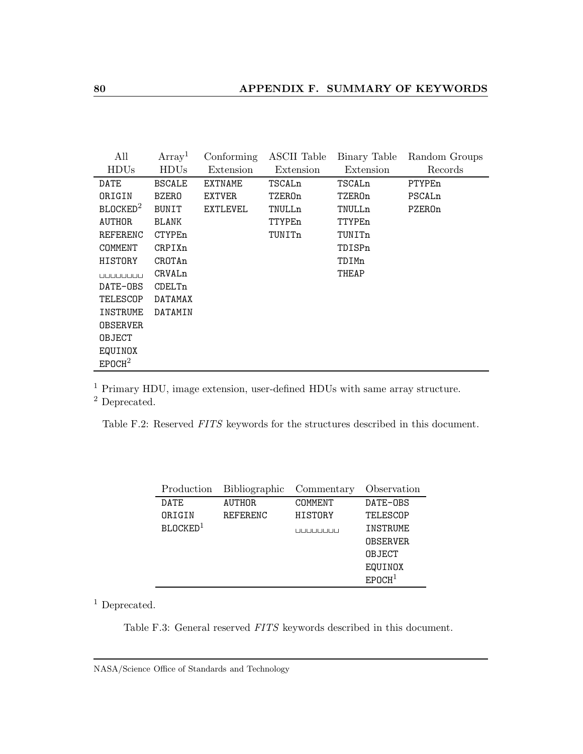| All HDUs | Array[1] HDUs | Conforming Extension | ASCII Table Extension | Binary Table Extension | Random Groups Records |
|---|---|---|---|---|---|
| DATE | BSCALE | EXTNAME | TSCALn | TSCALn | PTYPEn |
| ORIGIN | BZERO | EXTVER | TZEROn | TZEROn | PSCALn |
| BLOCKED[2] | BUNIT | EXTLEVEL | TNULLn | TNULLn | PZEROn |
| AUTHOR | BLANK | | TTYPEn | TTYPEn | |
| REFERENC | CTYPEn | | TUNITn | TUNITn | |
| COMMENT | CRPIXn | | | TDISPn | |
| HISTORY | CROTAn | | | TDIMn | |
| ␣␣␣␣␣␣␣␣ | CRVALn | | | THEAP | |
| DATE-OBS | CDELTn | | | | |
| TELESCOP | DATAMAX | | | | |
| INSTRUME | DATAMIN | | | | |
| OBSERVER | | | | | |
| OBJECT | | | | | |
| EQUINOX | | | | | |
| EPOCH[2] | | | | | |

[1] Primary HDU, image extension, user-defined HDUs with same array structure.
[2] Deprecated.

Table F.2: Reserved *FITS* keywords for the structures described in this document.

| Production | Bibliographic | Commentary | Observation |
|---|---|---|---|
| DATE | AUTHOR | COMMENT | DATE-OBS |
| ORIGIN | REFERENC | HISTORY | TELESCOP |
| BLOCKED[1] | | ␣␣␣␣␣␣␣␣ | INSTRUME |
| | | | OBSERVER |
| | | | OBJECT |
| | | | EQUINOX |
| | | | EPOCH[1] |

[1] Deprecated.

Table F.3: General reserved *FITS* keywords described in this document.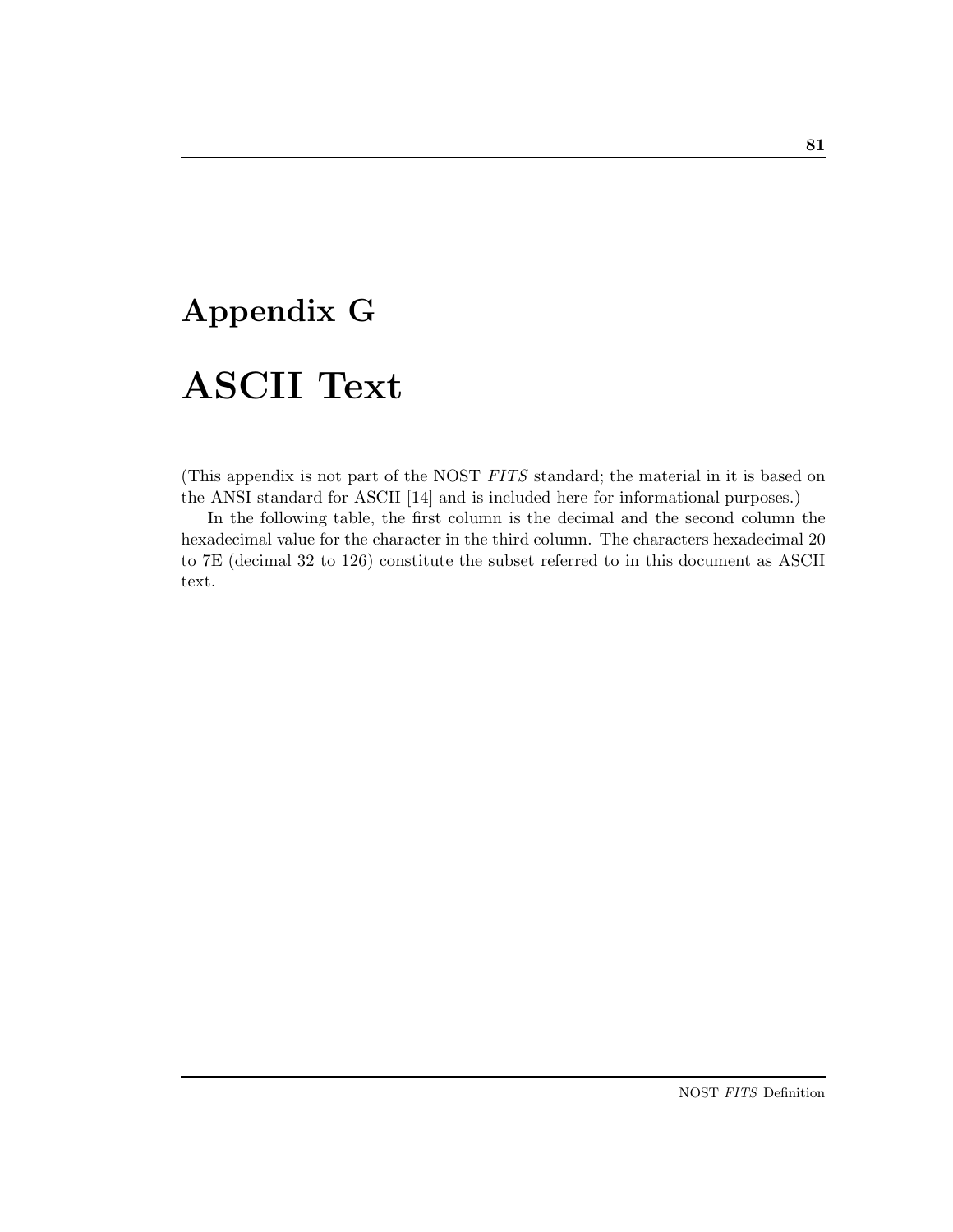# Appendix G

# ASCII Text

(This appendix is not part of the NOST *FITS* standard; the material in it is based on the ANSI standard for ASCII [14] and is included here for informational purposes.)

In the following table, the first column is the decimal and the second column the hexadecimal value for the character in the third column. The characters hexadecimal 20 to 7E (decimal 32 to 126) constitute the subset referred to in this document as ASCII text.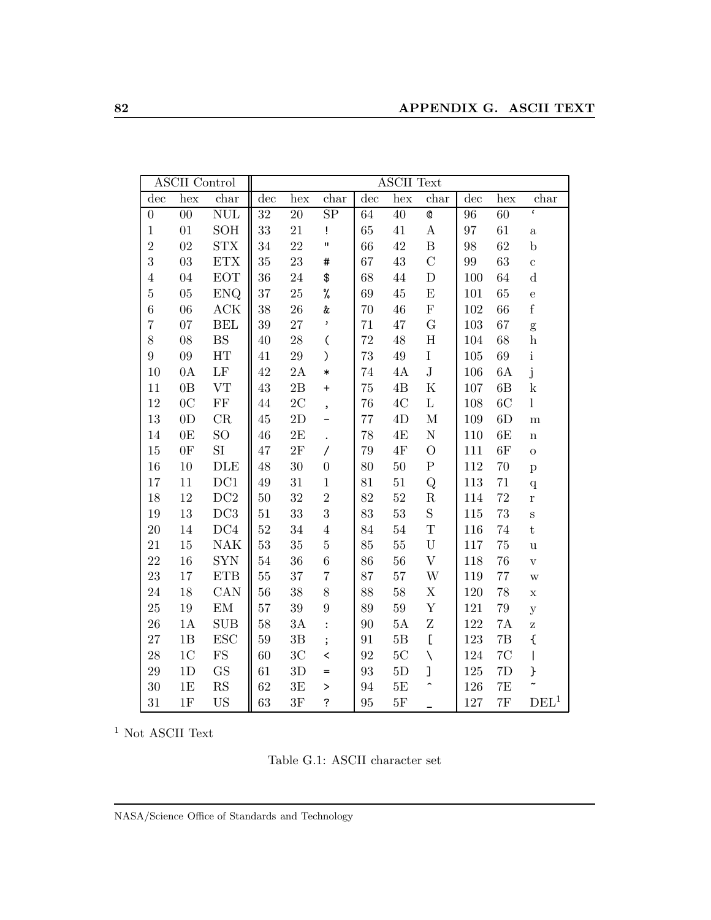| ASCII Control | | | ASCII Text | | | | | | | | | | | |
|---|---|---|---|---|---|---|---|---|---|---|---|---|---|---|
| dec | hex | char | dec | hex | char | dec | hex | char | dec | hex | char |
| 0 | 00 | NUL | 32 | 20 | SP | 64 | 40 | @ | 96 | 60 | ` |
| 1 | 01 | SOH | 33 | 21 | ! | 65 | 41 | A | 97 | 61 | a |
| 2 | 02 | STX | 34 | 22 | " | 66 | 42 | B | 98 | 62 | b |
| 3 | 03 | ETX | 35 | 23 | # | 67 | 43 | C | 99 | 63 | c |
| 4 | 04 | EOT | 36 | 24 | $ | 68 | 44 | D | 100 | 64 | d |
| 5 | 05 | ENQ | 37 | 25 | % | 69 | 45 | E | 101 | 65 | e |
| 6 | 06 | ACK | 38 | 26 | & | 70 | 46 | F | 102 | 66 | f |
| 7 | 07 | BEL | 39 | 27 | ' | 71 | 47 | G | 103 | 67 | g |
| 8 | 08 | BS | 40 | 28 | ( | 72 | 48 | H | 104 | 68 | h |
| 9 | 09 | HT | 41 | 29 | ) | 73 | 49 | I | 105 | 69 | i |
| 10 | 0A | LF | 42 | 2A | * | 74 | 4A | J | 106 | 6A | j |
| 11 | 0B | VT | 43 | 2B | + | 75 | 4B | K | 107 | 6B | k |
| 12 | 0C | FF | 44 | 2C | , | 76 | 4C | L | 108 | 6C | l |
| 13 | 0D | CR | 45 | 2D | - | 77 | 4D | M | 109 | 6D | m |
| 14 | 0E | SO | 46 | 2E | . | 78 | 4E | N | 110 | 6E | n |
| 15 | 0F | SI | 47 | 2F | / | 79 | 4F | O | 111 | 6F | o |
| 16 | 10 | DLE | 48 | 30 | 0 | 80 | 50 | P | 112 | 70 | p |
| 17 | 11 | DC1 | 49 | 31 | 1 | 81 | 51 | Q | 113 | 71 | q |
| 18 | 12 | DC2 | 50 | 32 | 2 | 82 | 52 | R | 114 | 72 | r |
| 19 | 13 | DC3 | 51 | 33 | 3 | 83 | 53 | S | 115 | 73 | s |
| 20 | 14 | DC4 | 52 | 34 | 4 | 84 | 54 | T | 116 | 74 | t |
| 21 | 15 | NAK | 53 | 35 | 5 | 85 | 55 | U | 117 | 75 | u |
| 22 | 16 | SYN | 54 | 36 | 6 | 86 | 56 | V | 118 | 76 | v |
| 23 | 17 | ETB | 55 | 37 | 7 | 87 | 57 | W | 119 | 77 | w |
| 24 | 18 | CAN | 56 | 38 | 8 | 88 | 58 | X | 120 | 78 | x |
| 25 | 19 | EM | 57 | 39 | 9 | 89 | 59 | Y | 121 | 79 | y |
| 26 | 1A | SUB | 58 | 3A | : | 90 | 5A | Z | 122 | 7A | z |
| 27 | 1B | ESC | 59 | 3B | ; | 91 | 5B | [ | 123 | 7B | { |
| 28 | 1C | FS | 60 | 3C | < | 92 | 5C | \ | 124 | 7C | \| |
| 29 | 1D | GS | 61 | 3D | = | 93 | 5D | ] | 125 | 7D | } |
| 30 | 1E | RS | 62 | 3E | > | 94 | 5E | ^ | 126 | 7E | ~ |
| 31 | 1F | US | 63 | 3F | ? | 95 | 5F | _ | 127 | 7F | DEL[1] |

[1] Not ASCII Text

Table G.1: ASCII character set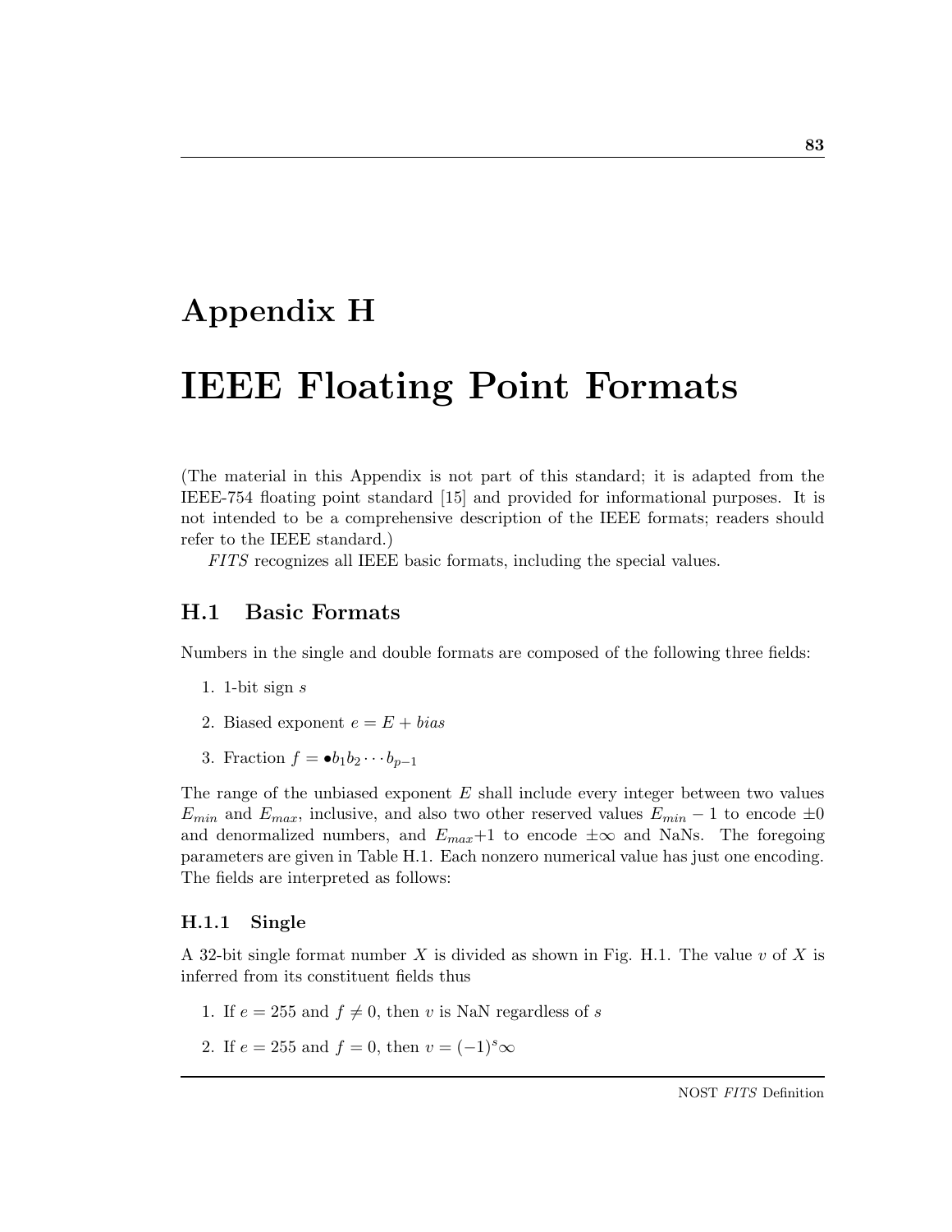# Appendix H

# IEEE Floating Point Formats

(The material in this Appendix is not part of this standard; it is adapted from the IEEE-754 floating point standard [15] and provided for informational purposes. It is not intended to be a comprehensive description of the IEEE formats; readers should refer to the IEEE standard.)

*FITS* recognizes all IEEE basic formats, including the special values.

## H.1 Basic Formats

Numbers in the single and double formats are composed of the following three fields:

1. 1-bit sign $s$
2. Biased exponent $e = E + bias$
3. Fraction $f = \bullet b_1 b_2 \cdots b_{p-1}$

The range of the unbiased exponent $E$ shall include every integer between two values $E_{min}$ and $E_{max}$, inclusive, and also two other reserved values $E_{min} - 1$ to encode $\pm 0$ and denormalized numbers, and $E_{max}+1$ to encode $\pm\infty$ and NaNs. The foregoing parameters are given in Table H.1. Each nonzero numerical value has just one encoding. The fields are interpreted as follows:

### H.1.1 Single

A 32-bit single format number $X$ is divided as shown in Fig. H.1. The value $v$ of $X$ is inferred from its constituent fields thus

1. If $e = 255$ and $f \neq 0$, then $v$ is NaN regardless of $s$
2. If $e = 255$ and $f = 0$, then $v = (-1)^s \infty$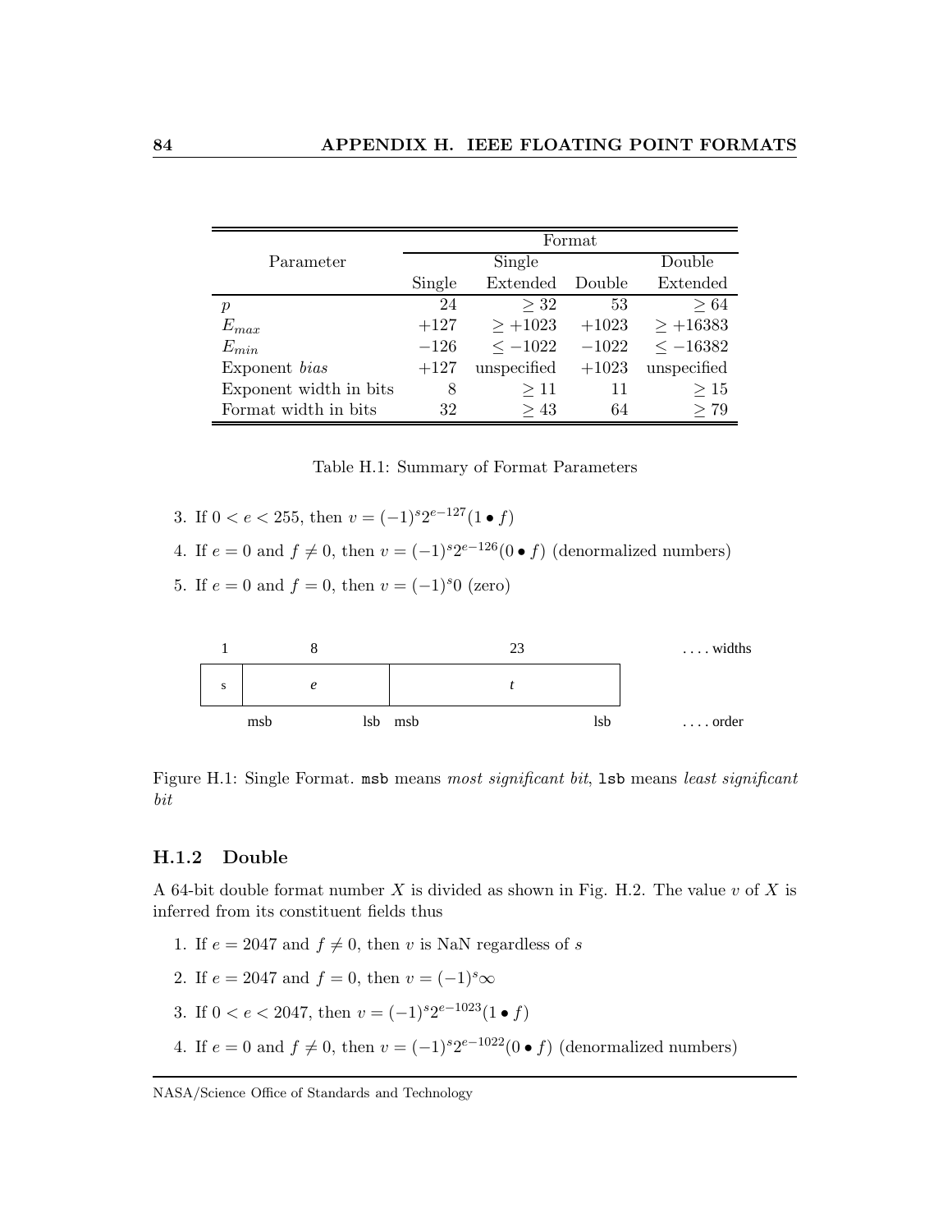| Parameter | Format | | | |
|---|---|---|---|---|
| | | Single | | Double |
| | Single | Extended | Double | Extended |
| $p$ | 24 | $\geq 32$ | 53 | $\geq 64$ |
| $E_{max}$ | $+127$ | $\geq +1023$ | $+1023$ | $\geq +16383$ |
| $E_{min}$ | $-126$ | $\leq -1022$ | $-1022$ | $\leq -16382$ |
| Exponent *bias* | $+127$ | unspecified | $+1023$ | unspecified |
| Exponent width in bits | 8 | $\geq 11$ | 11 | $\geq 15$ |
| Format width in bits | 32 | $\geq 43$ | 64 | $\geq 79$ |

Table H.1: Summary of Format Parameters

3. If $0 < e < 255$, then $v = (-1)^s 2^{e-127}(1 \bullet f)$
4. If $e = 0$ and $f \neq 0$, then $v = (-1)^s 2^{e-126}(0 \bullet f)$ (denormalized numbers)
5. If $e = 0$ and $f = 0$, then $v = (-1)^s 0$ (zero)

| 1 | 8 | 23 | . . . . widths |
|---|---|---|---|
| s | *e* | *t* | |
| | msb lsb | msb lsb | . . . . order |

Figure H.1: Single Format. `msb` means *most significant bit*, `lsb` means *least significant bit*

### H.1.2 Double

A 64-bit double format number $X$ is divided as shown in Fig. H.2. The value $v$ of $X$ is inferred from its constituent fields thus

1. If $e = 2047$ and $f \neq 0$, then $v$ is NaN regardless of $s$
2. If $e = 2047$ and $f = 0$, then $v = (-1)^s \infty$
3. If $0 < e < 2047$, then $v = (-1)^s 2^{e-1023}(1 \bullet f)$
4. If $e = 0$ and $f \neq 0$, then $v = (-1)^s 2^{e-1022}(0 \bullet f)$ (denormalized numbers)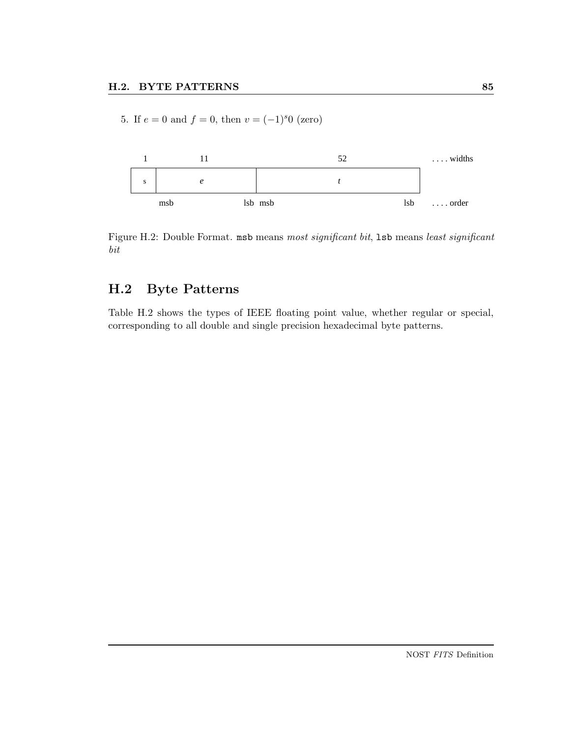5. If $e = 0$ and $f = 0$, then $v = (-1)^s 0$ (zero)

| 1 | 11 | 52 | .... widths |
|---|---|---|---|
| s | *e* | *t* | |
| | msb lsb | msb lsb | .... order |

Figure H.2: Double Format. `msb` means *most significant bit*, `lsb` means *least significant bit*

## H.2 Byte Patterns

Table H.2 shows the types of IEEE floating point value, whether regular or special, corresponding to all double and single precision hexadecimal byte patterns.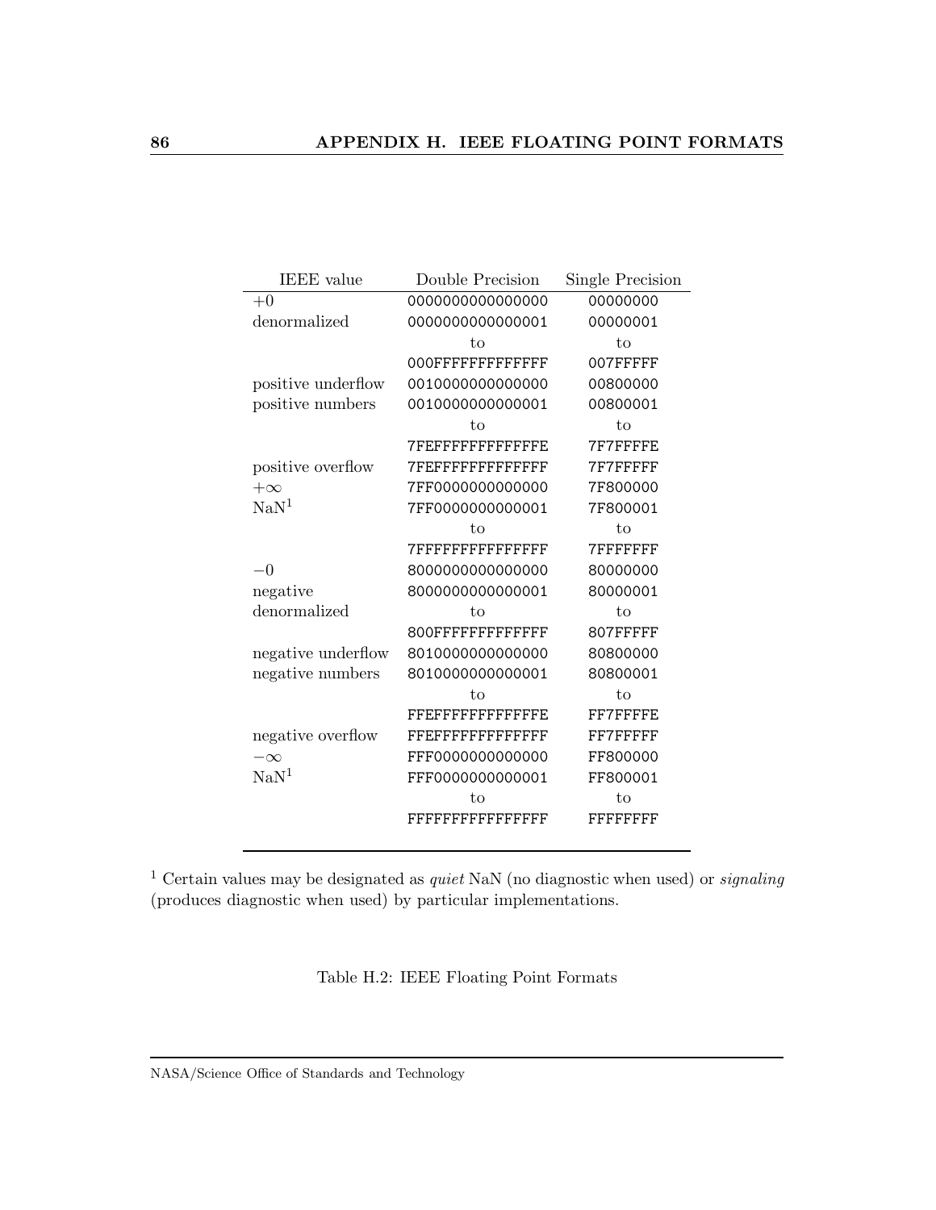| IEEE value | Double Precision | Single Precision |
|---|---|---|
| $+0$ | 0000000000000000 | 00000000 |
| denormalized | 0000000000000001 | 00000001 |
| | to | to |
| | 000FFFFFFFFFFFFF | 007FFFFF |
| positive underflow | 0010000000000000 | 00800000 |
| positive numbers | 0010000000000001 | 00800001 |
| | to | to |
| | 7FEFFFFFFFFFFFFE | 7F7FFFFE |
| positive overflow | 7FEFFFFFFFFFFFFF | 7F7FFFFF |
| $+\infty$ | 7FF0000000000000 | 7F800000 |
| NaN[1] | 7FF0000000000001 | 7F800001 |
| | to | to |
| | 7FFFFFFFFFFFFFFF | 7FFFFFFF |
| $-0$ | 8000000000000000 | 80000000 |
| negative | 8000000000000001 | 80000001 |
| denormalized | to | to |
| | 800FFFFFFFFFFFFF | 807FFFFF |
| negative underflow | 8010000000000000 | 80800000 |
| negative numbers | 8010000000000001 | 80800001 |
| | to | to |
| | FFEFFFFFFFFFFFFE | FF7FFFFE |
| negative overflow | FFEFFFFFFFFFFFFF | FF7FFFFF |
| $-\infty$ | FFF0000000000000 | FF800000 |
| NaN[1] | FFF0000000000001 | FF800001 |
| | to | to |
| | FFFFFFFFFFFFFFFF | FFFFFFFF |

[1] Certain values may be designated as *quiet* NaN (no diagnostic when used) or *signaling* (produces diagnostic when used) by particular implementations.

Table H.2: IEEE Floating Point Formats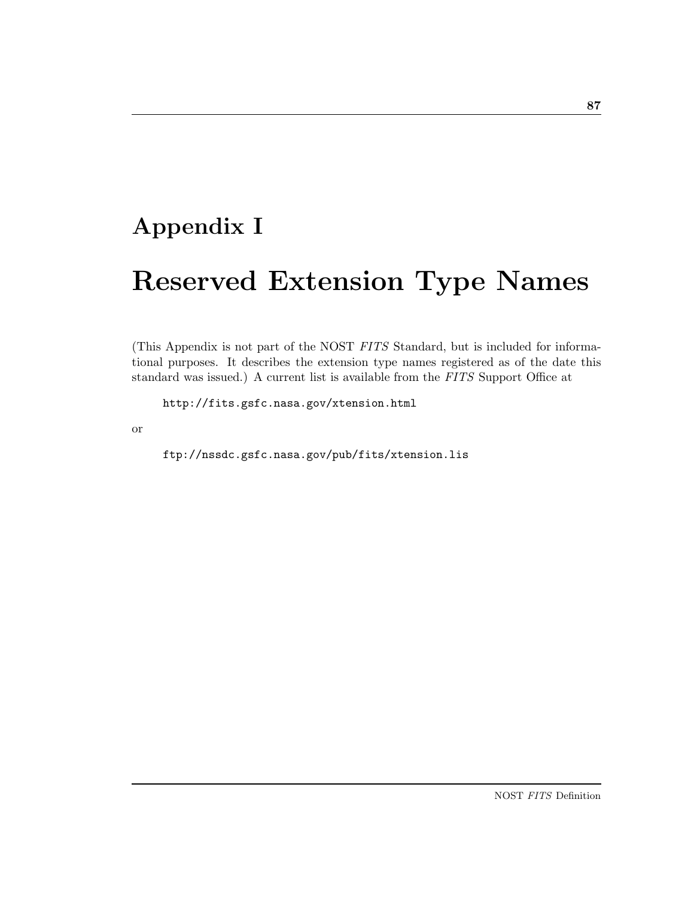# Appendix I

# Reserved Extension Type Names

(This Appendix is not part of the NOST *FITS* Standard, but is included for informational purposes. It describes the extension type names registered as of the date this standard was issued.) A current list is available from the *FITS* Support Office at

```
http://fits.gsfc.nasa.gov/xtension.html
```

or

```
ftp://nssdc.gsfc.nasa.gov/pub/fits/xtension.lis
```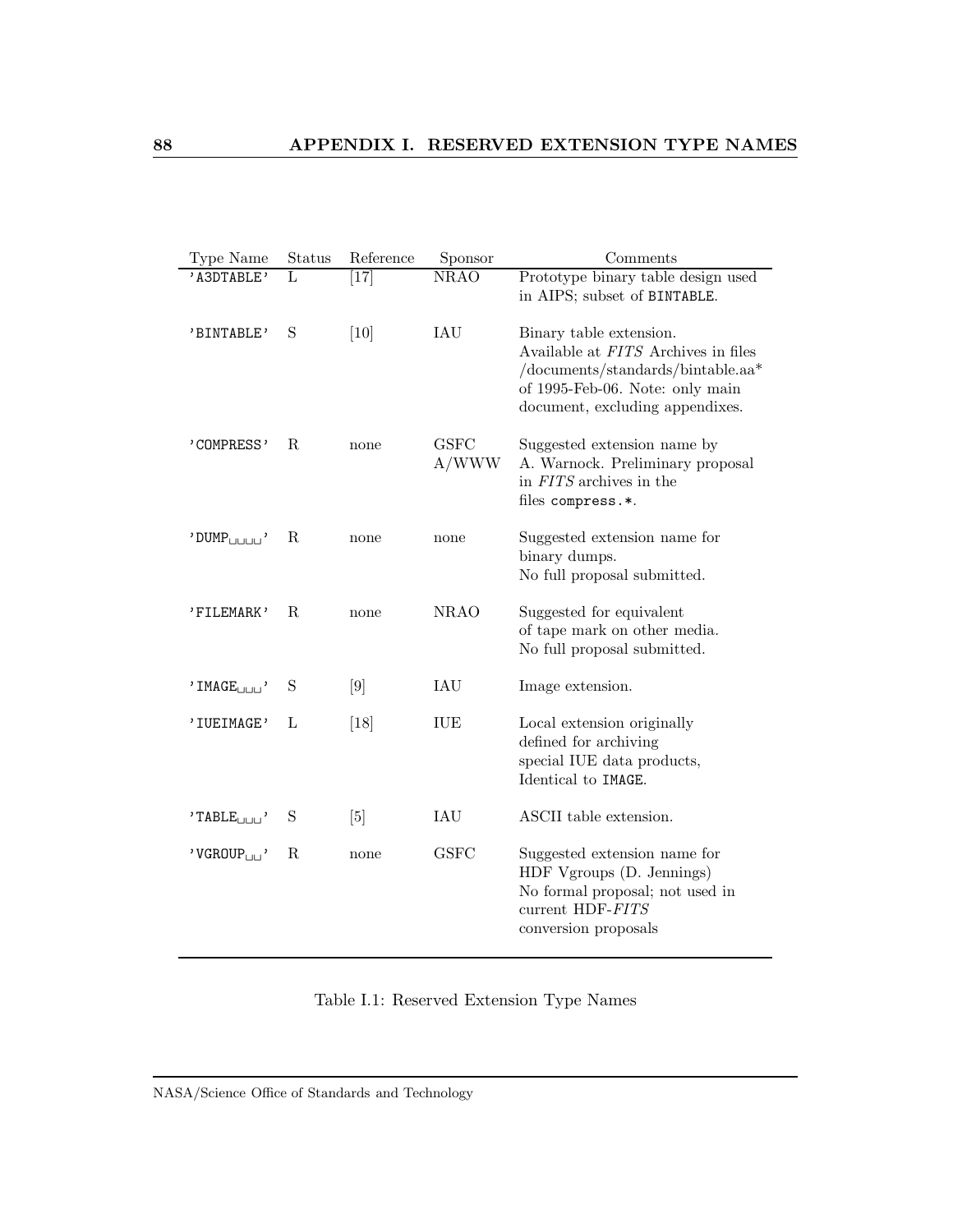| Type Name | Status | Reference | Sponsor | Comments |
|---|---|---|---|---|
| `'A3DTABLE'` | L | [17] | NRAO | Prototype binary table design used in AIPS; subset of `BINTABLE`. |
| `'BINTABLE'` | S | [10] | IAU | Binary table extension. Available at *FITS* Archives in files /documents/standards/bintable.aa* of 1995-Feb-06. Note: only main document, excluding appendixes. |
| `'COMPRESS'` | R | none | GSFC A/WWW | Suggested extension name by A. Warnock. Preliminary proposal in *FITS* archives in the files `compress.*`. |
| `'DUMP␣␣␣␣'` | R | none | none | Suggested extension name for binary dumps. No full proposal submitted. |
| `'FILEMARK'` | R | none | NRAO | Suggested for equivalent of tape mark on other media. No full proposal submitted. |
| `'IMAGE␣␣␣'` | S | [9] | IAU | Image extension. |
| `'IUEIMAGE'` | L | [18] | IUE | Local extension originally defined for archiving special IUE data products, Identical to `IMAGE`. |
| `'TABLE␣␣␣'` | S | [5] | IAU | ASCII table extension. |
| `'VGROUP␣␣'` | R | none | GSFC | Suggested extension name for HDF Vgroups (D. Jennings) No formal proposal; not used in current HDF-*FITS* conversion proposals |

Table I.1: Reserved Extension Type Names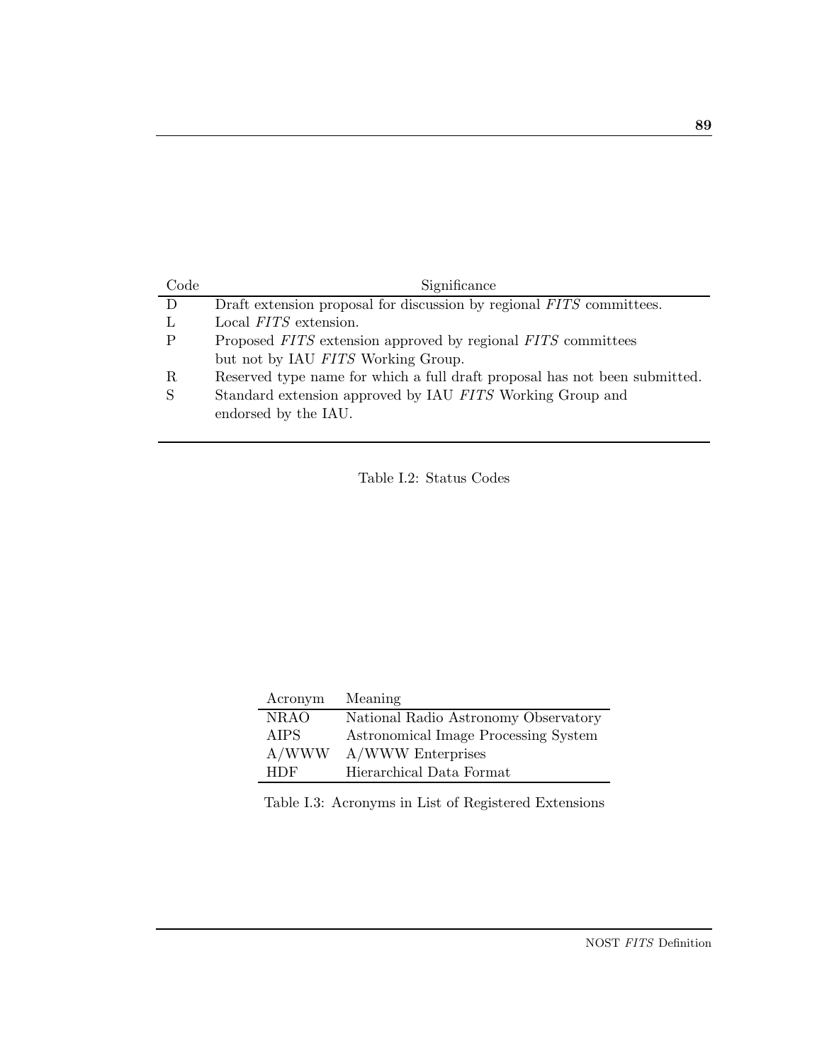| Code | Significance |
|---|---|
| D | Draft extension proposal for discussion by regional *FITS* committees. |
| L | Local *FITS* extension. |
| P | Proposed *FITS* extension approved by regional *FITS* committees but not by IAU *FITS* Working Group. |
| R | Reserved type name for which a full draft proposal has not been submitted. |
| S | Standard extension approved by IAU *FITS* Working Group and endorsed by the IAU. |

Table I.2: Status Codes

| Acronym | Meaning |
|---|---|
| NRAO | National Radio Astronomy Observatory |
| AIPS | Astronomical Image Processing System |
| A/WWW | A/WWW Enterprises |
| HDF | Hierarchical Data Format |

Table I.3: Acronyms in List of Registered Extensions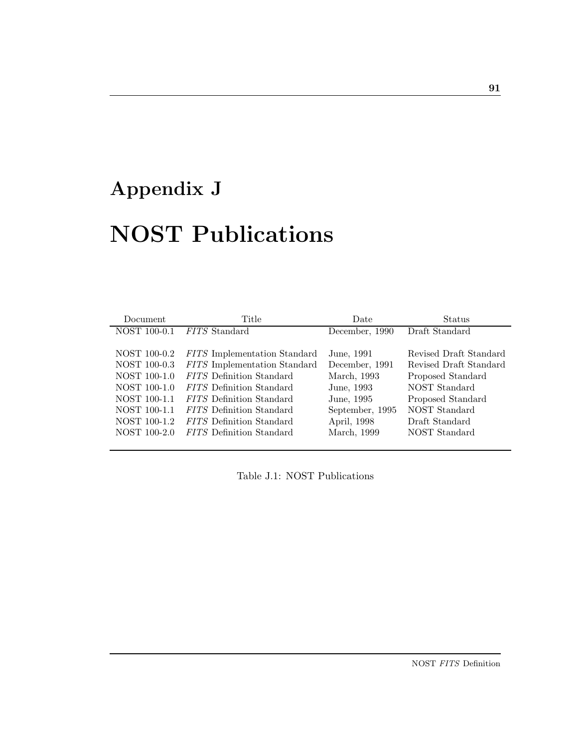# Appendix J

# NOST Publications

| Document | Title | Date | Status |
|---|---|---|---|
| NOST 100-0.1 | *FITS* Standard | December, 1990 | Draft Standard |
| NOST 100-0.2 | *FITS* Implementation Standard | June, 1991 | Revised Draft Standard |
| NOST 100-0.3 | *FITS* Implementation Standard | December, 1991 | Revised Draft Standard |
| NOST 100-1.0 | *FITS* Definition Standard | March, 1993 | Proposed Standard |
| NOST 100-1.0 | *FITS* Definition Standard | June, 1993 | NOST Standard |
| NOST 100-1.1 | *FITS* Definition Standard | June, 1995 | Proposed Standard |
| NOST 100-1.1 | *FITS* Definition Standard | September, 1995 | NOST Standard |
| NOST 100-1.2 | *FITS* Definition Standard | April, 1998 | Draft Standard |
| NOST 100-2.0 | *FITS* Definition Standard | March, 1999 | NOST Standard |

Table J.1: NOST Publications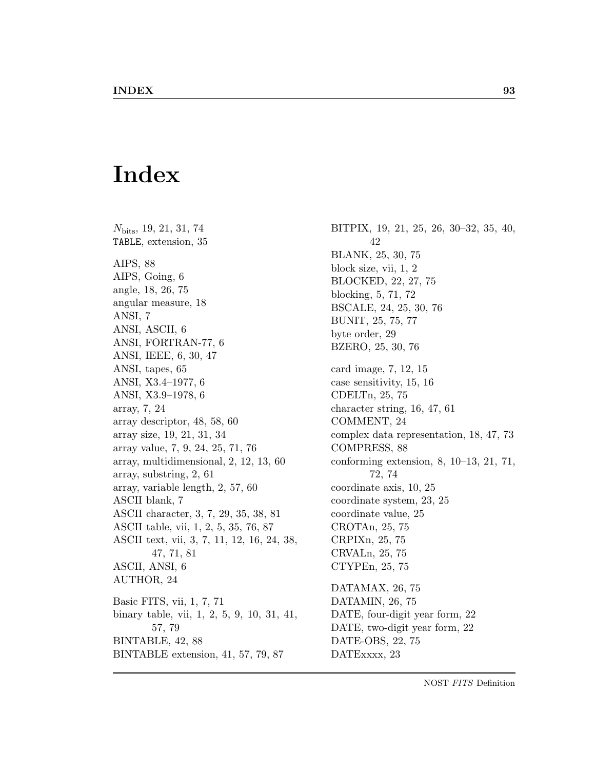# Index

$N_{\text{bits}}$, 19, 21, 31, 74
`TABLE`, extension, 35

AIPS, 88
AIPS, Going, 6
angle, 18, 26, 75
angular measure, 18
ANSI, 7
ANSI, ASCII, 6
ANSI, FORTRAN-77, 6
ANSI, IEEE, 6, 30, 47
ANSI, tapes, 65
ANSI, X3.4–1977, 6
ANSI, X3.9–1978, 6
array, 7, 24
array descriptor, 48, 58, 60
array size, 19, 21, 31, 34
array value, 7, 9, 24, 25, 71, 76
array, multidimensional, 2, 12, 13, 60
array, substring, 2, 61
array, variable length, 2, 57, 60
ASCII blank, 7
ASCII character, 3, 7, 29, 35, 38, 81
ASCII table, vii, 1, 2, 5, 35, 76, 87
ASCII text, vii, 3, 7, 11, 12, 16, 24, 38, 47, 71, 81
ASCII, ANSI, 6
AUTHOR, 24

Basic FITS, vii, 1, 7, 71
binary table, vii, 1, 2, 5, 9, 10, 31, 41, 57, 79
BINTABLE, 42, 88
BINTABLE extension, 41, 57, 79, 87
BITPIX, 19, 21, 25, 26, 30–32, 35, 40, 42
BLANK, 25, 30, 75
block size, vii, 1, 2
BLOCKED, 22, 27, 75
blocking, 5, 71, 72
BSCALE, 24, 25, 30, 76
BUNIT, 25, 75, 77
byte order, 29
BZERO, 25, 30, 76

card image, 7, 12, 15
case sensitivity, 15, 16
CDELTn, 25, 75
character string, 16, 47, 61
COMMENT, 24
complex data representation, 18, 47, 73
COMPRESS, 88
conforming extension, 8, 10–13, 21, 71, 72, 74
coordinate axis, 10, 25
coordinate system, 23, 25
coordinate value, 25
CROTAn, 25, 75
CRPIXn, 25, 75
CRVALn, 25, 75
CTYPEn, 25, 75

DATAMAX, 26, 75
DATAMIN, 26, 75
DATE, four-digit year form, 22
DATE, two-digit year form, 22
DATE-OBS, 22, 75
DATExxxx, 23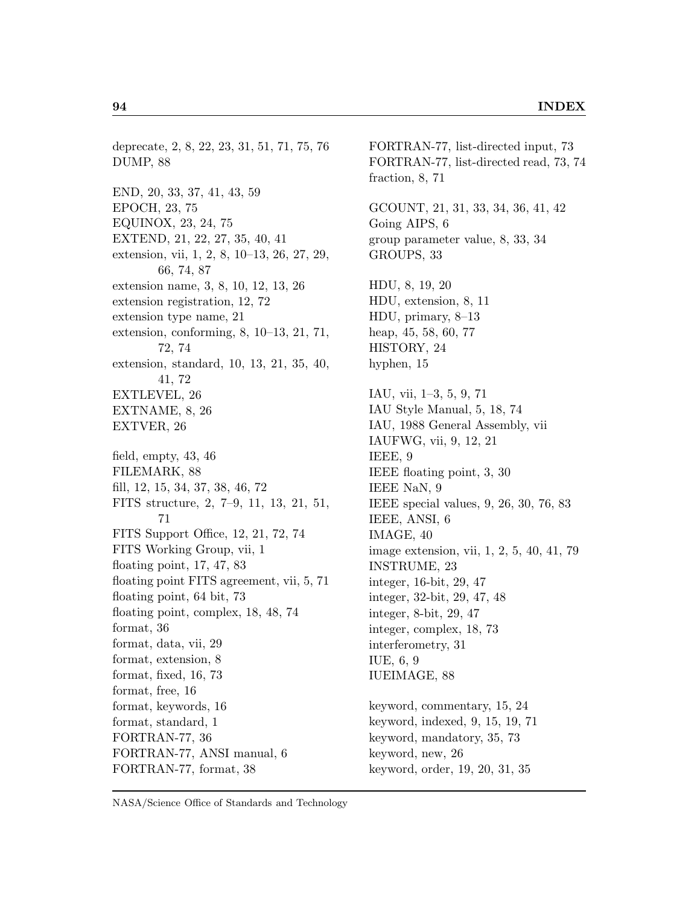deprecate, 2, 8, 22, 23, 31, 51, 71, 75, 76
DUMP, 88

END, 20, 33, 37, 41, 43, 59
EPOCH, 23, 75
EQUINOX, 23, 24, 75
EXTEND, 21, 22, 27, 35, 40, 41
extension, vii, 1, 2, 8, 10–13, 26, 27, 29, 66, 74, 87
extension name, 3, 8, 10, 12, 13, 26
extension registration, 12, 72
extension type name, 21
extension, conforming, 8, 10–13, 21, 71, 72, 74
extension, standard, 10, 13, 21, 35, 40, 41, 72
EXTLEVEL, 26
EXTNAME, 8, 26
EXTVER, 26

field, empty, 43, 46
FILEMARK, 88
fill, 12, 15, 34, 37, 38, 46, 72
FITS structure, 2, 7–9, 11, 13, 21, 51, 71
FITS Support Office, 12, 21, 72, 74
FITS Working Group, vii, 1
floating point, 17, 47, 83
floating point FITS agreement, vii, 5, 71
floating point, 64 bit, 73
floating point, complex, 18, 48, 74
format, 36
format, data, vii, 29
format, extension, 8
format, fixed, 16, 73
format, free, 16
format, keywords, 16
format, standard, 1
FORTRAN-77, 36
FORTRAN-77, ANSI manual, 6
FORTRAN-77, format, 38
FORTRAN-77, list-directed input, 73
FORTRAN-77, list-directed read, 73, 74
fraction, 8, 71

GCOUNT, 21, 31, 33, 34, 36, 41, 42
Going AIPS, 6
group parameter value, 8, 33, 34
GROUPS, 33

HDU, 8, 19, 20
HDU, extension, 8, 11
HDU, primary, 8–13
heap, 45, 58, 60, 77
HISTORY, 24
hyphen, 15

IAU, vii, 1–3, 5, 9, 71
IAU Style Manual, 5, 18, 74
IAU, 1988 General Assembly, vii
IAUFWG, vii, 9, 12, 21
IEEE, 9
IEEE floating point, 3, 30
IEEE NaN, 9
IEEE special values, 9, 26, 30, 76, 83
IEEE, ANSI, 6
IMAGE, 40
image extension, vii, 1, 2, 5, 40, 41, 79
INSTRUME, 23
integer, 16-bit, 29, 47
integer, 32-bit, 29, 47, 48
integer, 8-bit, 29, 47
integer, complex, 18, 73
interferometry, 31
IUE, 6, 9
IUEIMAGE, 88

keyword, commentary, 15, 24
keyword, indexed, 9, 15, 19, 71
keyword, mandatory, 35, 73
keyword, new, 26
keyword, order, 19, 20, 31, 35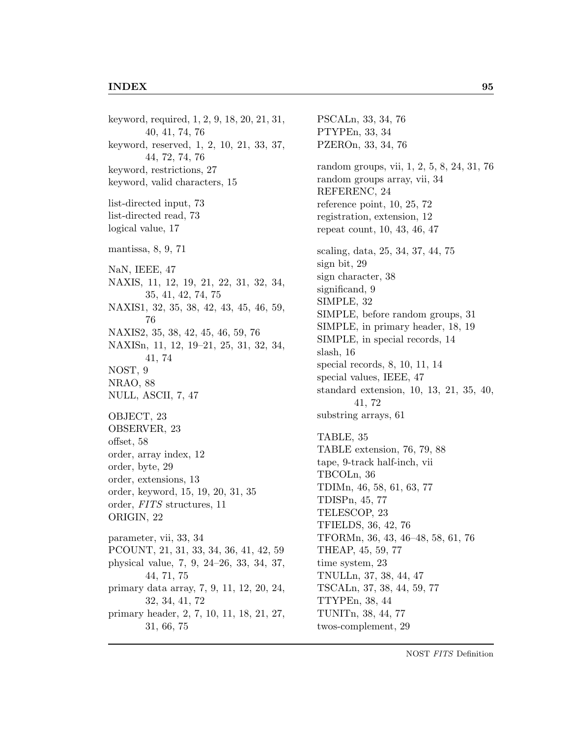keyword, required, 1, 2, 9, 18, 20, 21, 31, 40, 41, 74, 76
keyword, reserved, 1, 2, 10, 21, 33, 37, 44, 72, 74, 76
keyword, restrictions, 27
keyword, valid characters, 15

list-directed input, 73
list-directed read, 73
logical value, 17

mantissa, 8, 9, 71

NaN, IEEE, 47
NAXIS, 11, 12, 19, 21, 22, 31, 32, 34, 35, 41, 42, 74, 75
NAXIS1, 32, 35, 38, 42, 43, 45, 46, 59, 76
NAXIS2, 35, 38, 42, 45, 46, 59, 76
NAXISn, 11, 12, 19–21, 25, 31, 32, 34, 41, 74
NOST, 9
NRAO, 88
NULL, ASCII, 7, 47

OBJECT, 23
OBSERVER, 23
offset, 58
order, array index, 12
order, byte, 29
order, extensions, 13
order, keyword, 15, 19, 20, 31, 35
order, *FITS* structures, 11
ORIGIN, 22

parameter, vii, 33, 34
PCOUNT, 21, 31, 33, 34, 36, 41, 42, 59
physical value, 7, 9, 24–26, 33, 34, 37, 44, 71, 75
primary data array, 7, 9, 11, 12, 20, 24, 32, 34, 41, 72
primary header, 2, 7, 10, 11, 18, 21, 27, 31, 66, 75

PSCALn, 33, 34, 76
PTYPEn, 33, 34
PZEROn, 33, 34, 76

random groups, vii, 1, 2, 5, 8, 24, 31, 76
random groups array, vii, 34
REFERENC, 24
reference point, 10, 25, 72
registration, extension, 12
repeat count, 10, 43, 46, 47

scaling, data, 25, 34, 37, 44, 75
sign bit, 29
sign character, 38
significand, 9
SIMPLE, 32
SIMPLE, before random groups, 31
SIMPLE, in primary header, 18, 19
SIMPLE, in special records, 14
slash, 16
special records, 8, 10, 11, 14
special values, IEEE, 47
standard extension, 10, 13, 21, 35, 40, 41, 72
substring arrays, 61

TABLE, 35
TABLE extension, 76, 79, 88
tape, 9-track half-inch, vii
TBCOLn, 36
TDIMn, 46, 58, 61, 63, 77
TDISPn, 45, 77
TELESCOP, 23
TFIELDS, 36, 42, 76
TFORMn, 36, 43, 46–48, 58, 61, 76
THEAP, 45, 59, 77
time system, 23
TNULLn, 37, 38, 44, 47
TSCALn, 37, 38, 44, 59, 77
TTYPEn, 38, 44
TUNITn, 38, 44, 77
twos-complement, 29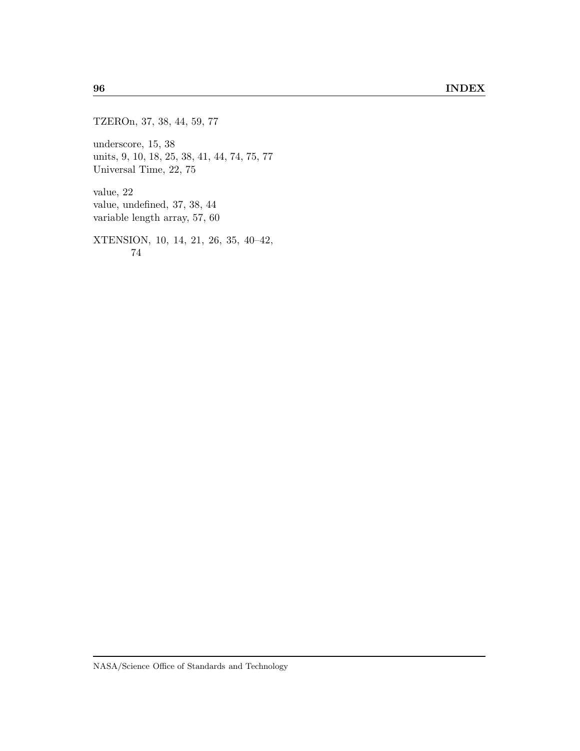TZEROn, 37, 38, 44, 59, 77

underscore, 15, 38
units, 9, 10, 18, 25, 38, 41, 44, 74, 75, 77
Universal Time, 22, 75

value, 22
value, undefined, 37, 38, 44
variable length array, 57, 60

XTENSION, 10, 14, 21, 26, 35, 40–42, 74